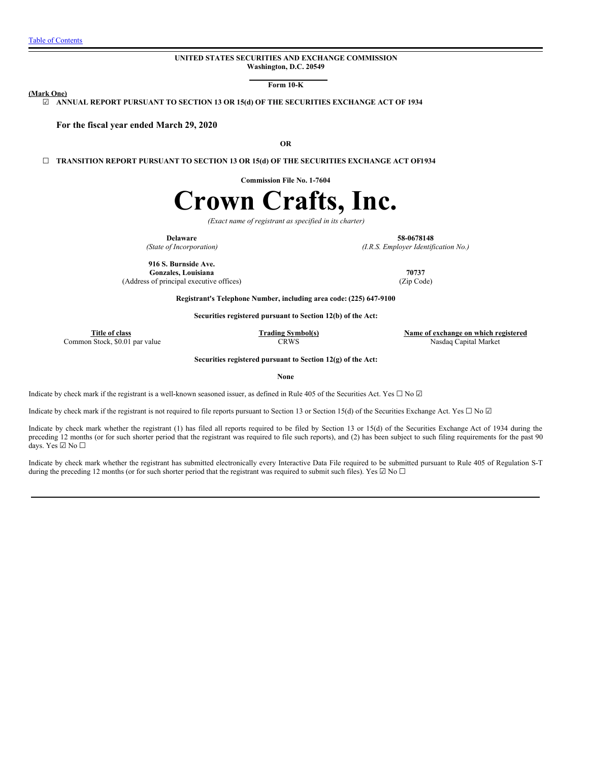Table of Contents

**UNITED STATES SECURITIES AND EXCHANGE COMMISSION**
**Washington, D.C. 20549**

**Form 10-K**

**(Mark One)**

☑ **ANNUAL REPORT PURSUANT TO SECTION 13 OR 15(d) OF THE SECURITIES EXCHANGE ACT OF 1934**

**For the fiscal year ended March 29, 2020**

**OR**

☐ **TRANSITION REPORT PURSUANT TO SECTION 13 OR 15(d) OF THE SECURITIES EXCHANGE ACT OF1934**

**Commission File No. 1-7604**

# Crown Crafts, Inc.

*(Exact name of registrant as specified in its charter)*

| | |
|---|---|
| **Delaware** | **58-0678148** |
| *(State of Incorporation)* | *(I.R.S. Employer Identification No.)* |
| **916 S. Burnside Ave.** | |
| **Gonzales, Louisiana** | **70737** |
| (Address of principal executive offices) | (Zip Code) |

**Registrant's Telephone Number, including area code: (225) 647-9100**

**Securities registered pursuant to Section 12(b) of the Act:**

| Title of class | Trading Symbol(s) | Name of exchange on which registered |
|---|---|---|
| Common Stock, $0.01 par value | CRWS | Nasdaq Capital Market |

**Securities registered pursuant to Section 12(g) of the Act:**

**None**

Indicate by check mark if the registrant is a well-known seasoned issuer, as defined in Rule 405 of the Securities Act. Yes ☐ No ☑

Indicate by check mark if the registrant is not required to file reports pursuant to Section 13 or Section 15(d) of the Securities Exchange Act. Yes ☐ No ☑

Indicate by check mark whether the registrant (1) has filed all reports required to be filed by Section 13 or 15(d) of the Securities Exchange Act of 1934 during the preceding 12 months (or for such shorter period that the registrant was required to file such reports), and (2) has been subject to such filing requirements for the past 90 days. Yes ☑ No ☐

Indicate by check mark whether the registrant has submitted electronically every Interactive Data File required to be submitted pursuant to Rule 405 of Regulation S-T during the preceding 12 months (or for such shorter period that the registrant was required to submit such files). Yes ☑ No ☐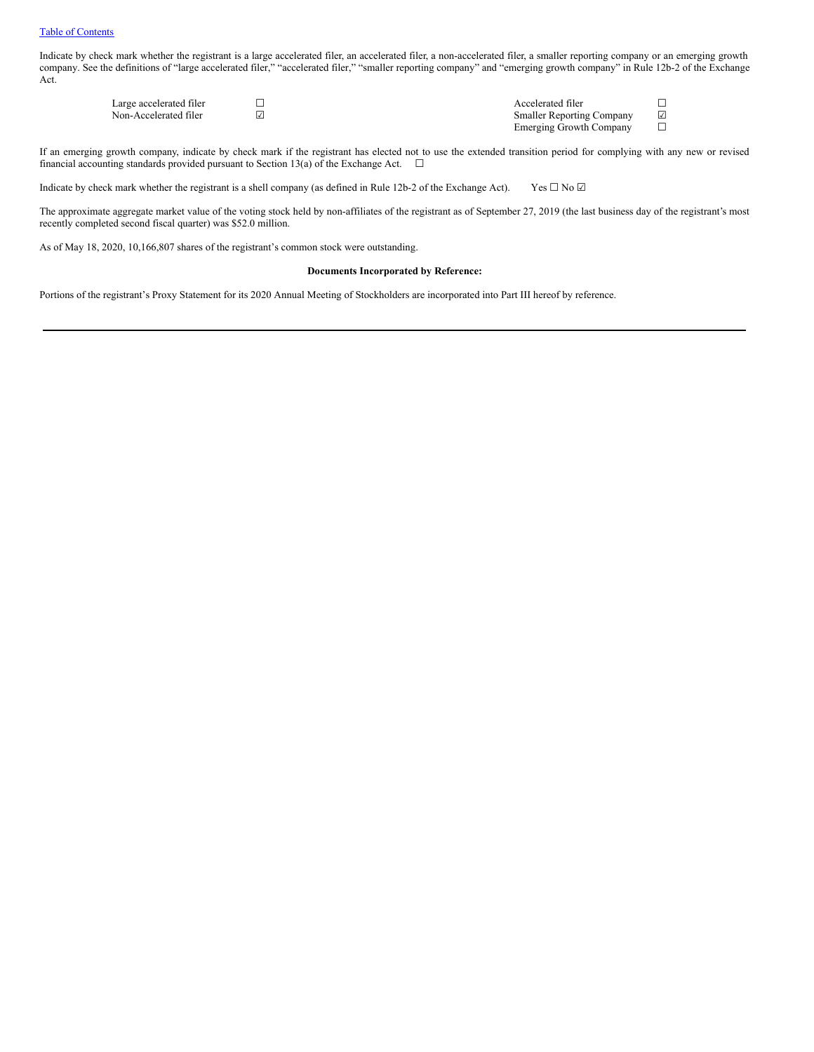Indicate by check mark whether the registrant is a large accelerated filer, an accelerated filer, a non-accelerated filer, a smaller reporting company or an emerging growth company. See the definitions of "large accelerated filer," "accelerated filer," "smaller reporting company" and "emerging growth company" in Rule 12b-2 of the Exchange Act.

| | | | |
|---|---|---|---|
| Large accelerated filer | ☐ | Accelerated filer | ☐ |
| Non-Accelerated filer | ☑ | Smaller Reporting Company | ☑ |
| | | Emerging Growth Company | ☐ |

If an emerging growth company, indicate by check mark if the registrant has elected not to use the extended transition period for complying with any new or revised financial accounting standards provided pursuant to Section 13(a) of the Exchange Act. ☐

Indicate by check mark whether the registrant is a shell company (as defined in Rule 12b-2 of the Exchange Act). Yes ☐ No ☑

The approximate aggregate market value of the voting stock held by non-affiliates of the registrant as of September 27, 2019 (the last business day of the registrant's most recently completed second fiscal quarter) was $52.0 million.

As of May 18, 2020, 10,166,807 shares of the registrant's common stock were outstanding.

**Documents Incorporated by Reference:**

Portions of the registrant's Proxy Statement for its 2020 Annual Meeting of Stockholders are incorporated into Part III hereof by reference.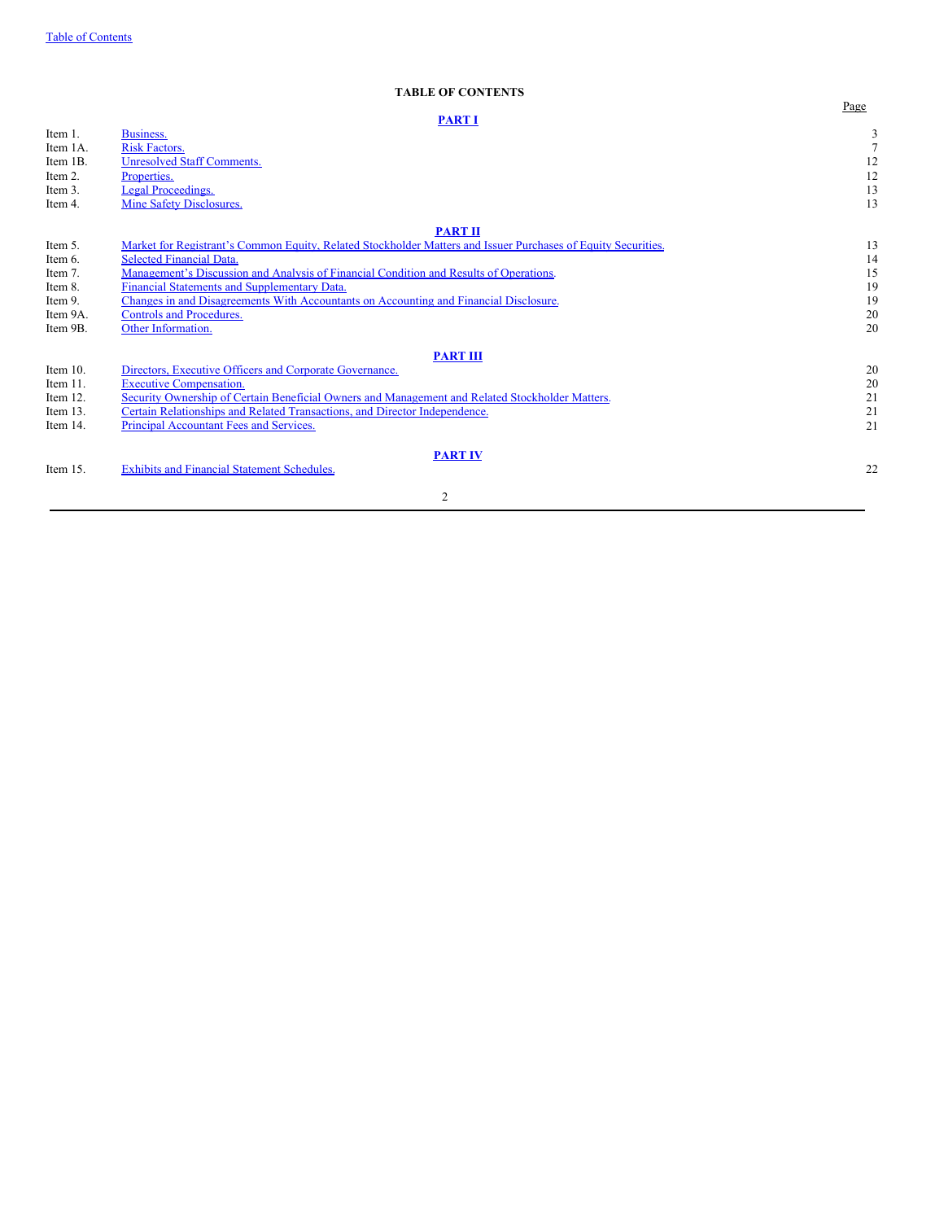## TABLE OF CONTENTS

| | | Page |
|---|---|---|
| | **PART I** | |
| Item 1. | Business. | 3 |
| Item 1A. | Risk Factors. | 7 |
| Item 1B. | Unresolved Staff Comments. | 12 |
| Item 2. | Properties. | 12 |
| Item 3. | Legal Proceedings. | 13 |
| Item 4. | Mine Safety Disclosures. | 13 |
| | **PART II** | |
| Item 5. | Market for Registrant's Common Equity, Related Stockholder Matters and Issuer Purchases of Equity Securities. | 13 |
| Item 6. | Selected Financial Data. | 14 |
| Item 7. | Management's Discussion and Analysis of Financial Condition and Results of Operations. | 15 |
| Item 8. | Financial Statements and Supplementary Data. | 19 |
| Item 9. | Changes in and Disagreements With Accountants on Accounting and Financial Disclosure. | 19 |
| Item 9A. | Controls and Procedures. | 20 |
| Item 9B. | Other Information. | 20 |
| | **PART III** | |
| Item 10. | Directors, Executive Officers and Corporate Governance. | 20 |
| Item 11. | Executive Compensation. | 20 |
| Item 12. | Security Ownership of Certain Beneficial Owners and Management and Related Stockholder Matters. | 21 |
| Item 13. | Certain Relationships and Related Transactions, and Director Independence. | 21 |
| Item 14. | Principal Accountant Fees and Services. | 21 |
| | **PART IV** | |
| Item 15. | Exhibits and Financial Statement Schedules. | 22 |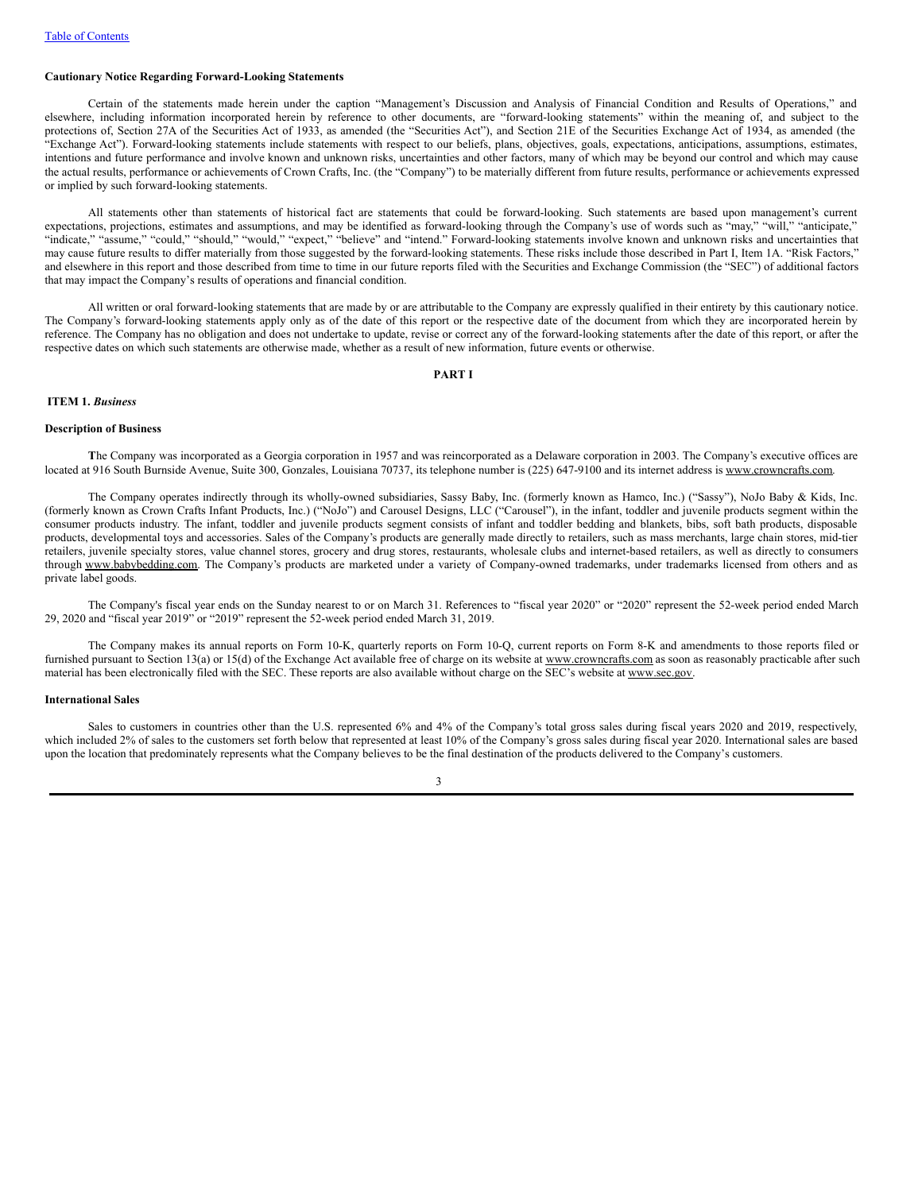[Table of Contents](#)

**Cautionary Notice Regarding Forward-Looking Statements**

Certain of the statements made herein under the caption "Management's Discussion and Analysis of Financial Condition and Results of Operations," and elsewhere, including information incorporated herein by reference to other documents, are "forward-looking statements" within the meaning of, and subject to the protections of, Section 27A of the Securities Act of 1933, as amended (the "Securities Act"), and Section 21E of the Securities Exchange Act of 1934, as amended (the "Exchange Act"). Forward-looking statements include statements with respect to our beliefs, plans, objectives, goals, expectations, anticipations, assumptions, estimates, intentions and future performance and involve known and unknown risks, uncertainties and other factors, many of which may be beyond our control and which may cause the actual results, performance or achievements of Crown Crafts, Inc. (the "Company") to be materially different from future results, performance or achievements expressed or implied by such forward-looking statements.

All statements other than statements of historical fact are statements that could be forward-looking. Such statements are based upon management's current expectations, projections, estimates and assumptions, and may be identified as forward-looking through the Company's use of words such as "may," "will," "anticipate," "indicate," "assume," "could," "should," "would," "expect," "believe" and "intend." Forward-looking statements involve known and unknown risks and uncertainties that may cause future results to differ materially from those suggested by the forward-looking statements. These risks include those described in Part I, Item 1A. "Risk Factors," and elsewhere in this report and those described from time to time in our future reports filed with the Securities and Exchange Commission (the "SEC") of additional factors that may impact the Company's results of operations and financial condition.

All written or oral forward-looking statements that are made by or are attributable to the Company are expressly qualified in their entirety by this cautionary notice. The Company's forward-looking statements apply only as of the date of this report or the respective date of the document from which they are incorporated herein by reference. The Company has no obligation and does not undertake to update, revise or correct any of the forward-looking statements after the date of this report, or after the respective dates on which such statements are otherwise made, whether as a result of new information, future events or otherwise.

# PART I

## ITEM 1. *Business*

### Description of Business

**T**he Company was incorporated as a Georgia corporation in 1957 and was reincorporated as a Delaware corporation in 2003. The Company's executive offices are located at 916 South Burnside Avenue, Suite 300, Gonzales, Louisiana 70737, its telephone number is (225) 647-9100 and its internet address is www.crowncrafts.com.

The Company operates indirectly through its wholly-owned subsidiaries, Sassy Baby, Inc. (formerly known as Hamco, Inc.) ("Sassy"), NoJo Baby & Kids, Inc. (formerly known as Crown Crafts Infant Products, Inc.) ("NoJo") and Carousel Designs, LLC ("Carousel"), in the infant, toddler and juvenile products segment within the consumer products industry. The infant, toddler and juvenile products segment consists of infant and toddler bedding and blankets, bibs, soft bath products, disposable products, developmental toys and accessories. Sales of the Company's products are generally made directly to retailers, such as mass merchants, large chain stores, mid-tier retailers, juvenile specialty stores, value channel stores, grocery and drug stores, restaurants, wholesale clubs and internet-based retailers, as well as directly to consumers through www.babybedding.com. The Company's products are marketed under a variety of Company-owned trademarks, under trademarks licensed from others and as private label goods.

The Company's fiscal year ends on the Sunday nearest to or on March 31. References to "fiscal year 2020" or "2020" represent the 52-week period ended March 29, 2020 and "fiscal year 2019" or "2019" represent the 52-week period ended March 31, 2019.

The Company makes its annual reports on Form 10-K, quarterly reports on Form 10-Q, current reports on Form 8-K and amendments to those reports filed or furnished pursuant to Section 13(a) or 15(d) of the Exchange Act available free of charge on its website at www.crowncrafts.com as soon as reasonably practicable after such material has been electronically filed with the SEC. These reports are also available without charge on the SEC's website at www.sec.gov.

### International Sales

Sales to customers in countries other than the U.S. represented 6% and 4% of the Company's total gross sales during fiscal years 2020 and 2019, respectively, which included 2% of sales to the customers set forth below that represented at least 10% of the Company's gross sales during fiscal year 2020. International sales are based upon the location that predominately represents what the Company believes to be the final destination of the products delivered to the Company's customers.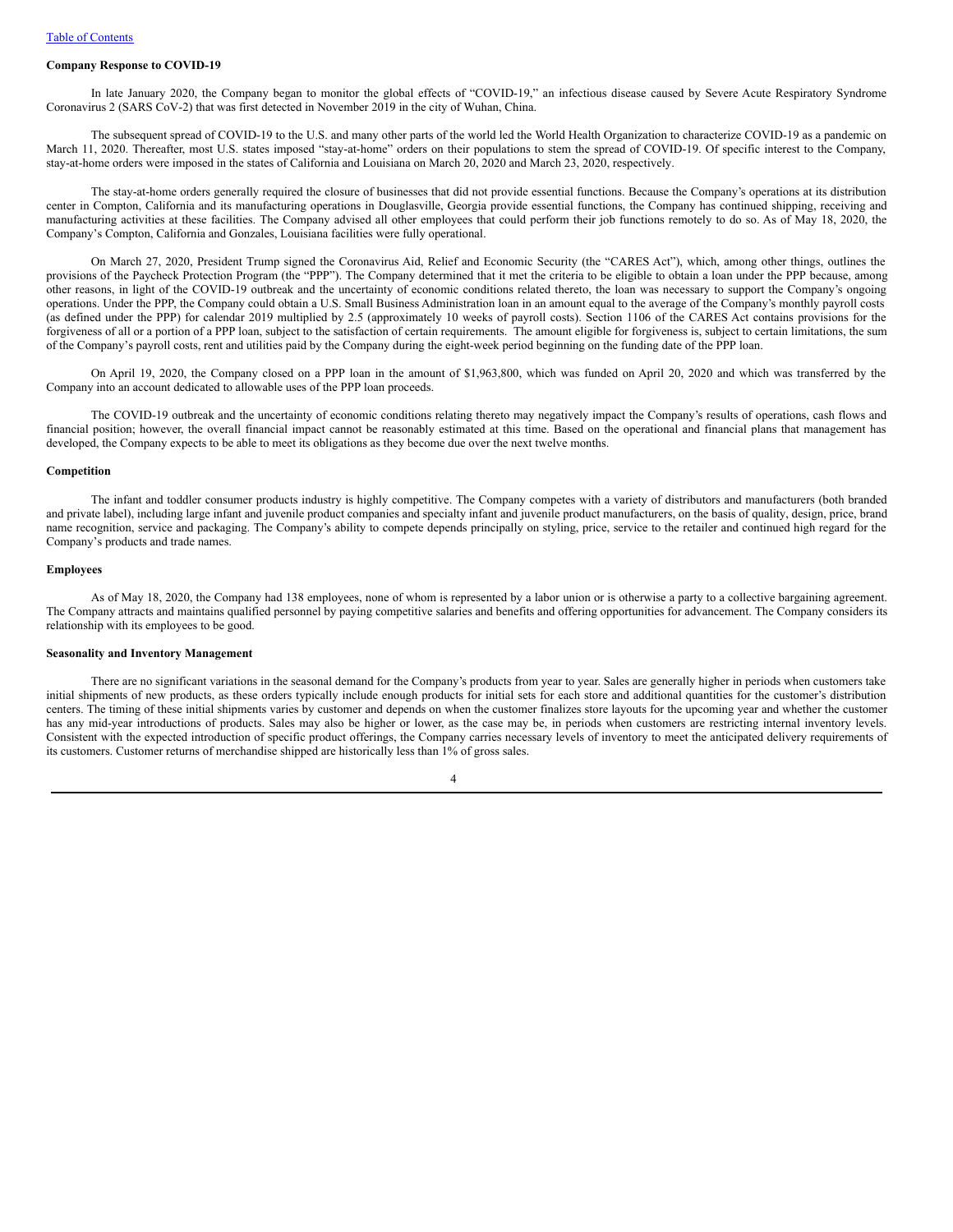### Company Response to COVID-19

In late January 2020, the Company began to monitor the global effects of "COVID-19," an infectious disease caused by Severe Acute Respiratory Syndrome Coronavirus 2 (SARS CoV-2) that was first detected in November 2019 in the city of Wuhan, China.

The subsequent spread of COVID-19 to the U.S. and many other parts of the world led the World Health Organization to characterize COVID-19 as a pandemic on March 11, 2020. Thereafter, most U.S. states imposed "stay-at-home" orders on their populations to stem the spread of COVID-19. Of specific interest to the Company, stay-at-home orders were imposed in the states of California and Louisiana on March 20, 2020 and March 23, 2020, respectively.

The stay-at-home orders generally required the closure of businesses that did not provide essential functions. Because the Company's operations at its distribution center in Compton, California and its manufacturing operations in Douglasville, Georgia provide essential functions, the Company has continued shipping, receiving and manufacturing activities at these facilities. The Company advised all other employees that could perform their job functions remotely to do so. As of May 18, 2020, the Company's Compton, California and Gonzales, Louisiana facilities were fully operational.

On March 27, 2020, President Trump signed the Coronavirus Aid, Relief and Economic Security (the "CARES Act"), which, among other things, outlines the provisions of the Paycheck Protection Program (the "PPP"). The Company determined that it met the criteria to be eligible to obtain a loan under the PPP because, among other reasons, in light of the COVID-19 outbreak and the uncertainty of economic conditions related thereto, the loan was necessary to support the Company's ongoing operations. Under the PPP, the Company could obtain a U.S. Small Business Administration loan in an amount equal to the average of the Company's monthly payroll costs (as defined under the PPP) for calendar 2019 multiplied by 2.5 (approximately 10 weeks of payroll costs). Section 1106 of the CARES Act contains provisions for the forgiveness of all or a portion of a PPP loan, subject to the satisfaction of certain requirements. The amount eligible for forgiveness is, subject to certain limitations, the sum of the Company's payroll costs, rent and utilities paid by the Company during the eight-week period beginning on the funding date of the PPP loan.

On April 19, 2020, the Company closed on a PPP loan in the amount of $1,963,800, which was funded on April 20, 2020 and which was transferred by the Company into an account dedicated to allowable uses of the PPP loan proceeds.

The COVID-19 outbreak and the uncertainty of economic conditions relating thereto may negatively impact the Company's results of operations, cash flows and financial position; however, the overall financial impact cannot be reasonably estimated at this time. Based on the operational and financial plans that management has developed, the Company expects to be able to meet its obligations as they become due over the next twelve months.

### Competition

The infant and toddler consumer products industry is highly competitive. The Company competes with a variety of distributors and manufacturers (both branded and private label), including large infant and juvenile product companies and specialty infant and juvenile product manufacturers, on the basis of quality, design, price, brand name recognition, service and packaging. The Company's ability to compete depends principally on styling, price, service to the retailer and continued high regard for the Company's products and trade names.

### Employees

As of May 18, 2020, the Company had 138 employees, none of whom is represented by a labor union or is otherwise a party to a collective bargaining agreement. The Company attracts and maintains qualified personnel by paying competitive salaries and benefits and offering opportunities for advancement. The Company considers its relationship with its employees to be good.

### Seasonality and Inventory Management

There are no significant variations in the seasonal demand for the Company's products from year to year. Sales are generally higher in periods when customers take initial shipments of new products, as these orders typically include enough products for initial sets for each store and additional quantities for the customer's distribution centers. The timing of these initial shipments varies by customer and depends on when the customer finalizes store layouts for the upcoming year and whether the customer has any mid-year introductions of products. Sales may also be higher or lower, as the case may be, in periods when customers are restricting internal inventory levels. Consistent with the expected introduction of specific product offerings, the Company carries necessary levels of inventory to meet the anticipated delivery requirements of its customers. Customer returns of merchandise shipped are historically less than 1% of gross sales.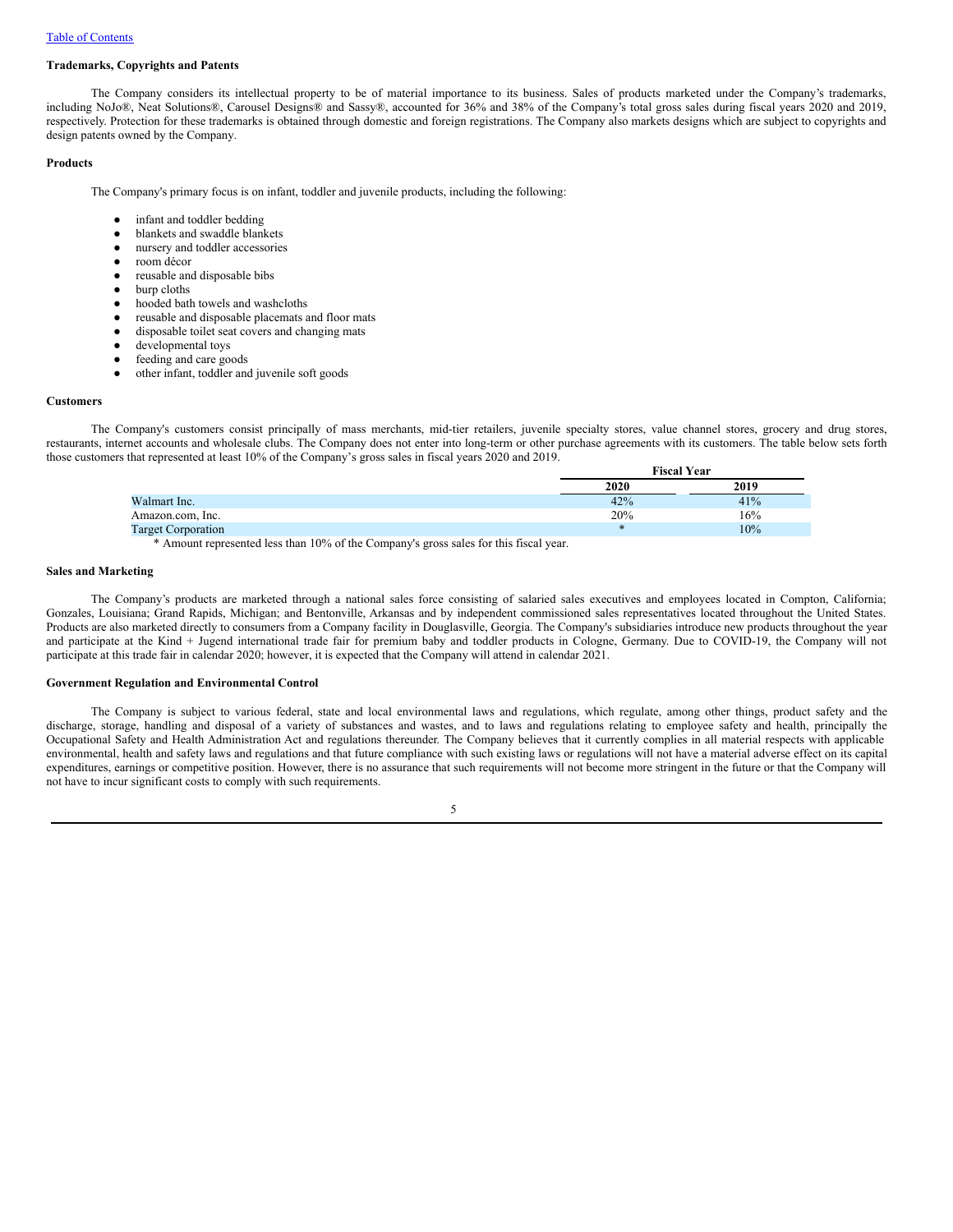### Trademarks, Copyrights and Patents

The Company considers its intellectual property to be of material importance to its business. Sales of products marketed under the Company's trademarks, including NoJo®, Neat Solutions®, Carousel Designs® and Sassy®, accounted for 36% and 38% of the Company's total gross sales during fiscal years 2020 and 2019, respectively. Protection for these trademarks is obtained through domestic and foreign registrations. The Company also markets designs which are subject to copyrights and design patents owned by the Company.

### Products

The Company's primary focus is on infant, toddler and juvenile products, including the following:

- infant and toddler bedding
- blankets and swaddle blankets
- nursery and toddler accessories
- room décor
- reusable and disposable bibs
- burp cloths
- hooded bath towels and washcloths
- reusable and disposable placemats and floor mats
- disposable toilet seat covers and changing mats
- developmental toys
- feeding and care goods
- other infant, toddler and juvenile soft goods

### Customers

The Company's customers consist principally of mass merchants, mid-tier retailers, juvenile specialty stores, value channel stores, grocery and drug stores, restaurants, internet accounts and wholesale clubs. The Company does not enter into long-term or other purchase agreements with its customers. The table below sets forth those customers that represented at least 10% of the Company's gross sales in fiscal years 2020 and 2019.

| | Fiscal Year | |
|---|---|---|
| | 2020 | 2019 |
| Walmart Inc. | 42% | 41% |
| Amazon.com, Inc. | 20% | 16% |
| Target Corporation | * | 10% |

* Amount represented less than 10% of the Company's gross sales for this fiscal year.

### Sales and Marketing

The Company's products are marketed through a national sales force consisting of salaried sales executives and employees located in Compton, California; Gonzales, Louisiana; Grand Rapids, Michigan; and Bentonville, Arkansas and by independent commissioned sales representatives located throughout the United States. Products are also marketed directly to consumers from a Company facility in Douglasville, Georgia. The Company's subsidiaries introduce new products throughout the year and participate at the Kind + Jugend international trade fair for premium baby and toddler products in Cologne, Germany. Due to COVID-19, the Company will not participate at this trade fair in calendar 2020; however, it is expected that the Company will attend in calendar 2021.

### Government Regulation and Environmental Control

The Company is subject to various federal, state and local environmental laws and regulations, which regulate, among other things, product safety and the discharge, storage, handling and disposal of a variety of substances and wastes, and to laws and regulations relating to employee safety and health, principally the Occupational Safety and Health Administration Act and regulations thereunder. The Company believes that it currently complies in all material respects with applicable environmental, health and safety laws and regulations and that future compliance with such existing laws or regulations will not have a material adverse effect on its capital expenditures, earnings or competitive position. However, there is no assurance that such requirements will not become more stringent in the future or that the Company will not have to incur significant costs to comply with such requirements.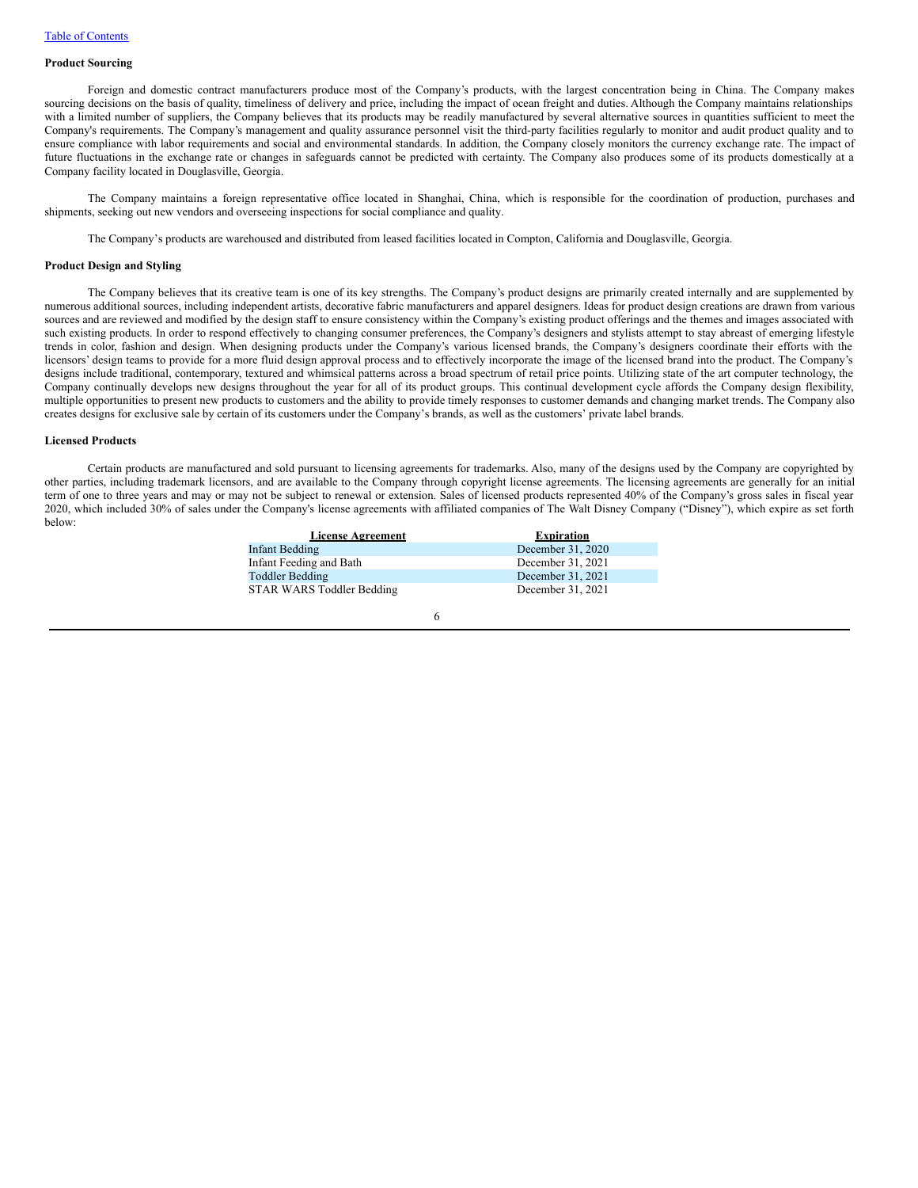**Product Sourcing**

Foreign and domestic contract manufacturers produce most of the Company's products, with the largest concentration being in China. The Company makes sourcing decisions on the basis of quality, timeliness of delivery and price, including the impact of ocean freight and duties. Although the Company maintains relationships with a limited number of suppliers, the Company believes that its products may be readily manufactured by several alternative sources in quantities sufficient to meet the Company's requirements. The Company's management and quality assurance personnel visit the third-party facilities regularly to monitor and audit product quality and to ensure compliance with labor requirements and social and environmental standards. In addition, the Company closely monitors the currency exchange rate. The impact of future fluctuations in the exchange rate or changes in safeguards cannot be predicted with certainty. The Company also produces some of its products domestically at a Company facility located in Douglasville, Georgia.

The Company maintains a foreign representative office located in Shanghai, China, which is responsible for the coordination of production, purchases and shipments, seeking out new vendors and overseeing inspections for social compliance and quality.

The Company's products are warehoused and distributed from leased facilities located in Compton, California and Douglasville, Georgia.

**Product Design and Styling**

The Company believes that its creative team is one of its key strengths. The Company's product designs are primarily created internally and are supplemented by numerous additional sources, including independent artists, decorative fabric manufacturers and apparel designers. Ideas for product design creations are drawn from various sources and are reviewed and modified by the design staff to ensure consistency within the Company's existing product offerings and the themes and images associated with such existing products. In order to respond effectively to changing consumer preferences, the Company's designers and stylists attempt to stay abreast of emerging lifestyle trends in color, fashion and design. When designing products under the Company's various licensed brands, the Company's designers coordinate their efforts with the licensors' design teams to provide for a more fluid design approval process and to effectively incorporate the image of the licensed brand into the product. The Company's designs include traditional, contemporary, textured and whimsical patterns across a broad spectrum of retail price points. Utilizing state of the art computer technology, the Company continually develops new designs throughout the year for all of its product groups. This continual development cycle affords the Company design flexibility, multiple opportunities to present new products to customers and the ability to provide timely responses to customer demands and changing market trends. The Company also creates designs for exclusive sale by certain of its customers under the Company's brands, as well as the customers' private label brands.

**Licensed Products**

Certain products are manufactured and sold pursuant to licensing agreements for trademarks. Also, many of the designs used by the Company are copyrighted by other parties, including trademark licensors, and are available to the Company through copyright license agreements. The licensing agreements are generally for an initial term of one to three years and may or may not be subject to renewal or extension. Sales of licensed products represented 40% of the Company's gross sales in fiscal year 2020, which included 30% of sales under the Company's license agreements with affiliated companies of The Walt Disney Company ("Disney"), which expire as set forth below:

| License Agreement | Expiration |
|---|---|
| Infant Bedding | December 31, 2020 |
| Infant Feeding and Bath | December 31, 2021 |
| Toddler Bedding | December 31, 2021 |
| STAR WARS Toddler Bedding | December 31, 2021 |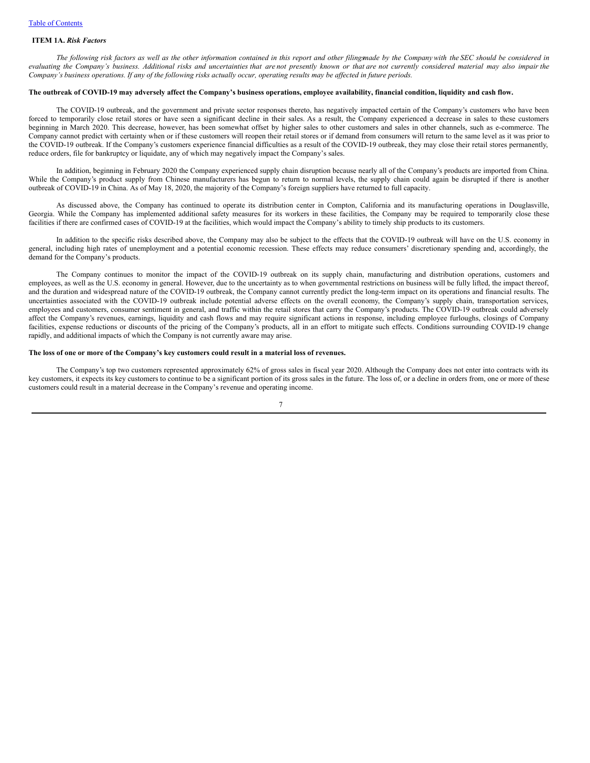## ITEM 1A. *Risk Factors*

*The following risk factors as well as the other information contained in this report and other filings made by the Company with the SEC should be considered in evaluating the Company's business. Additional risks and uncertainties that are not presently known or that are not currently considered material may also impair the Company's business operations. If any of the following risks actually occur, operating results may be affected in future periods.*

**The outbreak of COVID-19 may adversely affect the Company's business operations, employee availability, financial condition, liquidity and cash flow.**

The COVID-19 outbreak, and the government and private sector responses thereto, has negatively impacted certain of the Company's customers who have been forced to temporarily close retail stores or have seen a significant decline in their sales. As a result, the Company experienced a decrease in sales to these customers beginning in March 2020. This decrease, however, has been somewhat offset by higher sales to other customers and sales in other channels, such as e-commerce. The Company cannot predict with certainty when or if these customers will reopen their retail stores or if demand from consumers will return to the same level as it was prior to the COVID-19 outbreak. If the Company's customers experience financial difficulties as a result of the COVID-19 outbreak, they may close their retail stores permanently, reduce orders, file for bankruptcy or liquidate, any of which may negatively impact the Company's sales.

In addition, beginning in February 2020 the Company experienced supply chain disruption because nearly all of the Company's products are imported from China. While the Company's product supply from Chinese manufacturers has begun to return to normal levels, the supply chain could again be disrupted if there is another outbreak of COVID-19 in China. As of May 18, 2020, the majority of the Company's foreign suppliers have returned to full capacity.

As discussed above, the Company has continued to operate its distribution center in Compton, California and its manufacturing operations in Douglasville, Georgia. While the Company has implemented additional safety measures for its workers in these facilities, the Company may be required to temporarily close these facilities if there are confirmed cases of COVID-19 at the facilities, which would impact the Company's ability to timely ship products to its customers.

In addition to the specific risks described above, the Company may also be subject to the effects that the COVID-19 outbreak will have on the U.S. economy in general, including high rates of unemployment and a potential economic recession. These effects may reduce consumers' discretionary spending and, accordingly, the demand for the Company's products.

The Company continues to monitor the impact of the COVID-19 outbreak on its supply chain, manufacturing and distribution operations, customers and employees, as well as the U.S. economy in general. However, due to the uncertainty as to when governmental restrictions on business will be fully lifted, the impact thereof, and the duration and widespread nature of the COVID-19 outbreak, the Company cannot currently predict the long-term impact on its operations and financial results. The uncertainties associated with the COVID-19 outbreak include potential adverse effects on the overall economy, the Company's supply chain, transportation services, employees and customers, consumer sentiment in general, and traffic within the retail stores that carry the Company's products. The COVID-19 outbreak could adversely affect the Company's revenues, earnings, liquidity and cash flows and may require significant actions in response, including employee furloughs, closings of Company facilities, expense reductions or discounts of the pricing of the Company's products, all in an effort to mitigate such effects. Conditions surrounding COVID-19 change rapidly, and additional impacts of which the Company is not currently aware may arise.

**The loss of one or more of the Company's key customers could result in a material loss of revenues.**

The Company's top two customers represented approximately 62% of gross sales in fiscal year 2020. Although the Company does not enter into contracts with its key customers, it expects its key customers to continue to be a significant portion of its gross sales in the future. The loss of, or a decline in orders from, one or more of these customers could result in a material decrease in the Company's revenue and operating income.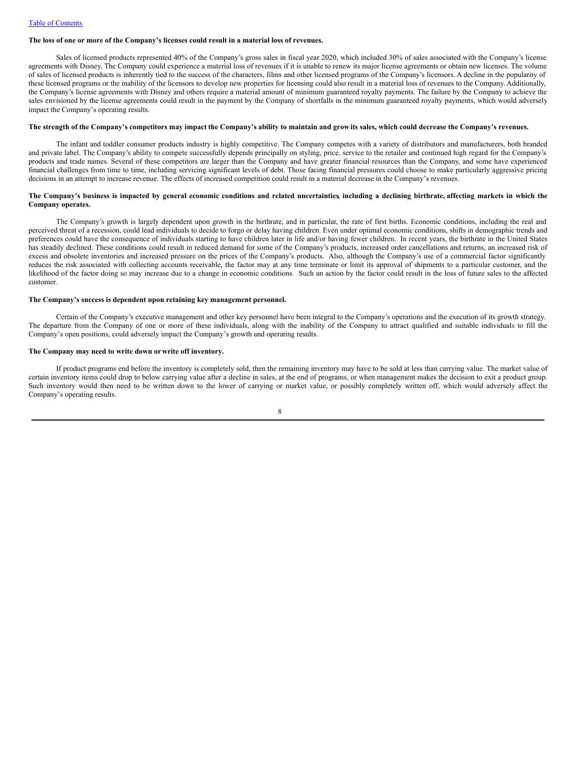**The loss of one or more of the Company's licenses could result in a material loss of revenues.**

Sales of licensed products represented 40% of the Company's gross sales in fiscal year 2020, which included 30% of sales associated with the Company's license agreements with Disney. The Company could experience a material loss of revenues if it is unable to renew its major license agreements or obtain new licenses. The volume of sales of licensed products is inherently tied to the success of the characters, films and other licensed programs of the Company's licensors. A decline in the popularity of these licensed programs or the inability of the licensors to develop new properties for licensing could also result in a material loss of revenues to the Company. Additionally, the Company's license agreements with Disney and others require a material amount of minimum guaranteed royalty payments. The failure by the Company to achieve the sales envisioned by the license agreements could result in the payment by the Company of shortfalls in the minimum guaranteed royalty payments, which would adversely impact the Company's operating results.

**The strength of the Company's competitors may impact the Company's ability to maintain and grow its sales, which could decrease the Company's revenues.**

The infant and toddler consumer products industry is highly competitive. The Company competes with a variety of distributors and manufacturers, both branded and private label. The Company's ability to compete successfully depends principally on styling, price, service to the retailer and continued high regard for the Company's products and trade names. Several of these competitors are larger than the Company and have greater financial resources than the Company, and some have experienced financial challenges from time to time, including servicing significant levels of debt. Those facing financial pressures could choose to make particularly aggressive pricing decisions in an attempt to increase revenue. The effects of increased competition could result in a material decrease in the Company's revenues.

**The Company's business is impacted by general economic conditions and related uncertainties, including a declining birthrate, affecting markets in which the Company operates.**

The Company's growth is largely dependent upon growth in the birthrate, and in particular, the rate of first births. Economic conditions, including the real and perceived threat of a recession, could lead individuals to decide to forgo or delay having children. Even under optimal economic conditions, shifts in demographic trends and preferences could have the consequence of individuals starting to have children later in life and/or having fewer children. In recent years, the birthrate in the United States has steadily declined. These conditions could result in reduced demand for some of the Company's products, increased order cancellations and returns, an increased risk of excess and obsolete inventories and increased pressure on the prices of the Company's products. Also, although the Company's use of a commercial factor significantly reduces the risk associated with collecting accounts receivable, the factor may at any time terminate or limit its approval of shipments to a particular customer, and the likelihood of the factor doing so may increase due to a change in economic conditions. Such an action by the factor could result in the loss of future sales to the affected customer.

**The Company's success is dependent upon retaining key management personnel.**

Certain of the Company's executive management and other key personnel have been integral to the Company's operations and the execution of its growth strategy. The departure from the Company of one or more of these individuals, along with the inability of the Company to attract qualified and suitable individuals to fill the Company's open positions, could adversely impact the Company's growth and operating results.

**The Company may need to write down or write off inventory.**

If product programs end before the inventory is completely sold, then the remaining inventory may have to be sold at less than carrying value. The market value of certain inventory items could drop to below carrying value after a decline in sales, at the end of programs, or when management makes the decision to exit a product group. Such inventory would then need to be written down to the lower of carrying or market value, or possibly completely written off, which would adversely affect the Company's operating results.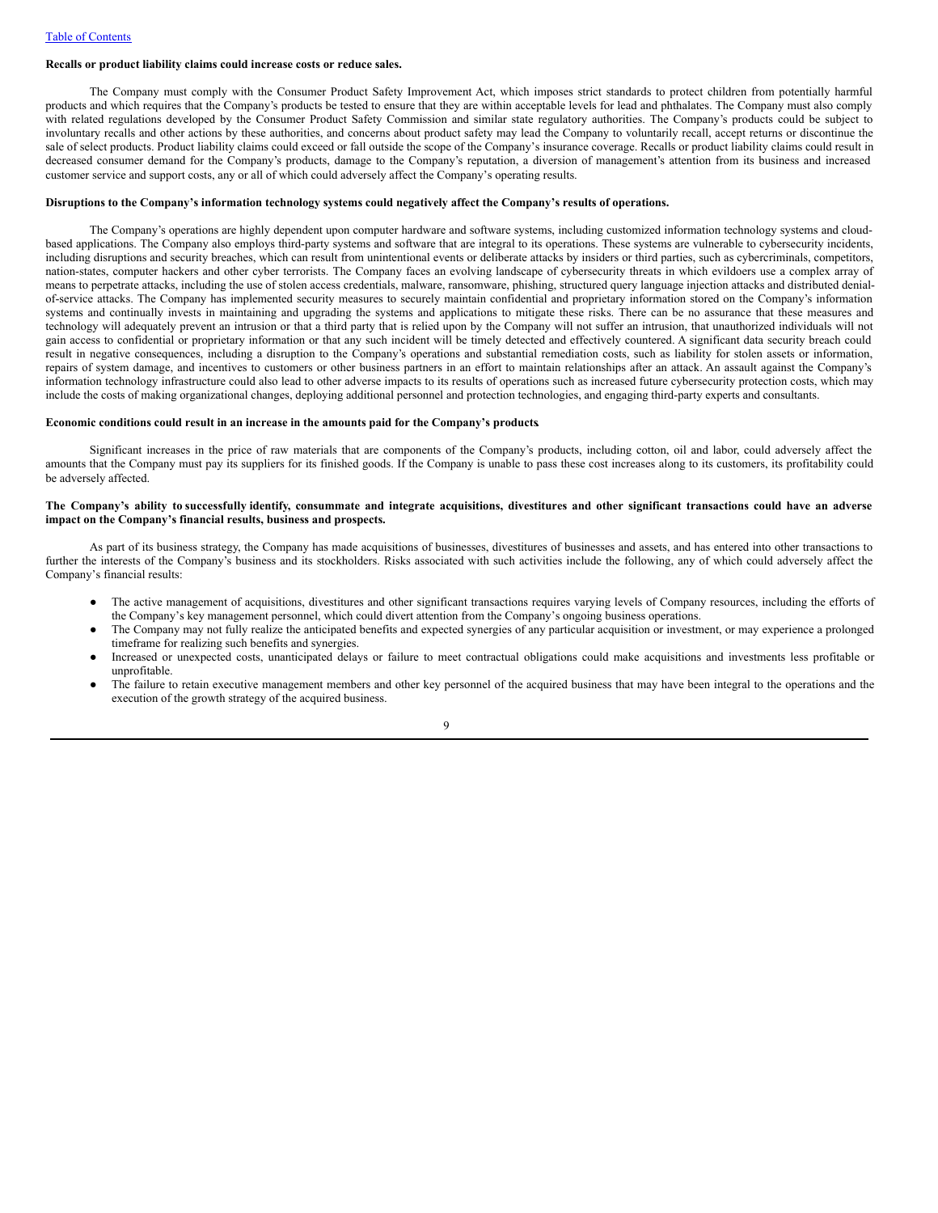**Recalls or product liability claims could increase costs or reduce sales.**

The Company must comply with the Consumer Product Safety Improvement Act, which imposes strict standards to protect children from potentially harmful products and which requires that the Company's products be tested to ensure that they are within acceptable levels for lead and phthalates. The Company must also comply with related regulations developed by the Consumer Product Safety Commission and similar state regulatory authorities. The Company's products could be subject to involuntary recalls and other actions by these authorities, and concerns about product safety may lead the Company to voluntarily recall, accept returns or discontinue the sale of select products. Product liability claims could exceed or fall outside the scope of the Company's insurance coverage. Recalls or product liability claims could result in decreased consumer demand for the Company's products, damage to the Company's reputation, a diversion of management's attention from its business and increased customer service and support costs, any or all of which could adversely affect the Company's operating results.

**Disruptions to the Company's information technology systems could negatively affect the Company's results of operations.**

The Company's operations are highly dependent upon computer hardware and software systems, including customized information technology systems and cloud-based applications. The Company also employs third-party systems and software that are integral to its operations. These systems are vulnerable to cybersecurity incidents, including disruptions and security breaches, which can result from unintentional events or deliberate attacks by insiders or third parties, such as cybercriminals, competitors, nation-states, computer hackers and other cyber terrorists. The Company faces an evolving landscape of cybersecurity threats in which evildoers use a complex array of means to perpetrate attacks, including the use of stolen access credentials, malware, ransomware, phishing, structured query language injection attacks and distributed denial-of-service attacks. The Company has implemented security measures to securely maintain confidential and proprietary information stored on the Company's information systems and continually invests in maintaining and upgrading the systems and applications to mitigate these risks. There can be no assurance that these measures and technology will adequately prevent an intrusion or that a third party that is relied upon by the Company will not suffer an intrusion, that unauthorized individuals will not gain access to confidential or proprietary information or that any such incident will be timely detected and effectively countered. A significant data security breach could result in negative consequences, including a disruption to the Company's operations and substantial remediation costs, such as liability for stolen assets or information, repairs of system damage, and incentives to customers or other business partners in an effort to maintain relationships after an attack. An assault against the Company's information technology infrastructure could also lead to other adverse impacts to its results of operations such as increased future cybersecurity protection costs, which may include the costs of making organizational changes, deploying additional personnel and protection technologies, and engaging third-party experts and consultants.

**Economic conditions could result in an increase in the amounts paid for the Company's products.**

Significant increases in the price of raw materials that are components of the Company's products, including cotton, oil and labor, could adversely affect the amounts that the Company must pay its suppliers for its finished goods. If the Company is unable to pass these cost increases along to its customers, its profitability could be adversely affected.

**The Company's ability to successfully identify, consummate and integrate acquisitions, divestitures and other significant transactions could have an adverse impact on the Company's financial results, business and prospects.**

As part of its business strategy, the Company has made acquisitions of businesses, divestitures of businesses and assets, and has entered into other transactions to further the interests of the Company's business and its stockholders. Risks associated with such activities include the following, any of which could adversely affect the Company's financial results:

- The active management of acquisitions, divestitures and other significant transactions requires varying levels of Company resources, including the efforts of the Company's key management personnel, which could divert attention from the Company's ongoing business operations.
- The Company may not fully realize the anticipated benefits and expected synergies of any particular acquisition or investment, or may experience a prolonged timeframe for realizing such benefits and synergies.
- Increased or unexpected costs, unanticipated delays or failure to meet contractual obligations could make acquisitions and investments less profitable or unprofitable.
- The failure to retain executive management members and other key personnel of the acquired business that may have been integral to the operations and the execution of the growth strategy of the acquired business.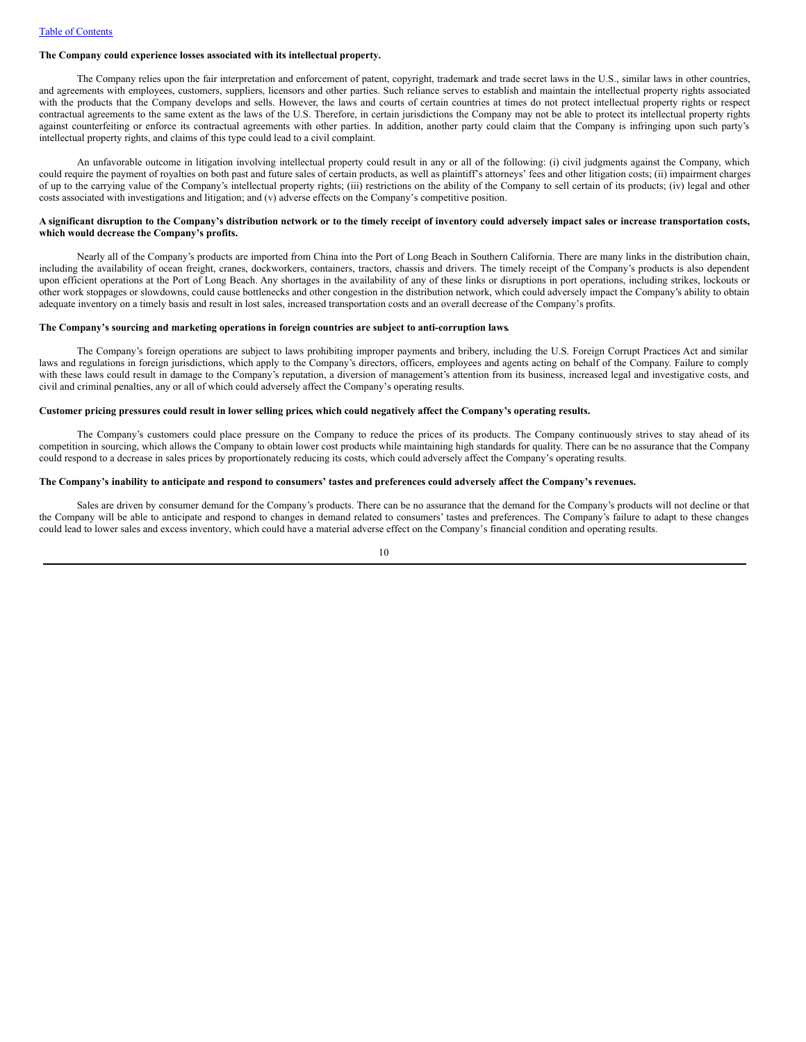**The Company could experience losses associated with its intellectual property.**

The Company relies upon the fair interpretation and enforcement of patent, copyright, trademark and trade secret laws in the U.S., similar laws in other countries, and agreements with employees, customers, suppliers, licensors and other parties. Such reliance serves to establish and maintain the intellectual property rights associated with the products that the Company develops and sells. However, the laws and courts of certain countries at times do not protect intellectual property rights or respect contractual agreements to the same extent as the laws of the U.S. Therefore, in certain jurisdictions the Company may not be able to protect its intellectual property rights against counterfeiting or enforce its contractual agreements with other parties. In addition, another party could claim that the Company is infringing upon such party's intellectual property rights, and claims of this type could lead to a civil complaint.

An unfavorable outcome in litigation involving intellectual property could result in any or all of the following: (i) civil judgments against the Company, which could require the payment of royalties on both past and future sales of certain products, as well as plaintiff's attorneys' fees and other litigation costs; (ii) impairment charges of up to the carrying value of the Company's intellectual property rights; (iii) restrictions on the ability of the Company to sell certain of its products; (iv) legal and other costs associated with investigations and litigation; and (v) adverse effects on the Company's competitive position.

**A significant disruption to the Company's distribution network or to the timely receipt of inventory could adversely impact sales or increase transportation costs, which would decrease the Company's profits.**

Nearly all of the Company's products are imported from China into the Port of Long Beach in Southern California. There are many links in the distribution chain, including the availability of ocean freight, cranes, dockworkers, containers, tractors, chassis and drivers. The timely receipt of the Company's products is also dependent upon efficient operations at the Port of Long Beach. Any shortages in the availability of any of these links or disruptions in port operations, including strikes, lockouts or other work stoppages or slowdowns, could cause bottlenecks and other congestion in the distribution network, which could adversely impact the Company's ability to obtain adequate inventory on a timely basis and result in lost sales, increased transportation costs and an overall decrease of the Company's profits.

**The Company's sourcing and marketing operations in foreign countries are subject to anti-corruption laws.**

The Company's foreign operations are subject to laws prohibiting improper payments and bribery, including the U.S. Foreign Corrupt Practices Act and similar laws and regulations in foreign jurisdictions, which apply to the Company's directors, officers, employees and agents acting on behalf of the Company. Failure to comply with these laws could result in damage to the Company's reputation, a diversion of management's attention from its business, increased legal and investigative costs, and civil and criminal penalties, any or all of which could adversely affect the Company's operating results.

**Customer pricing pressures could result in lower selling prices, which could negatively affect the Company's operating results.**

The Company's customers could place pressure on the Company to reduce the prices of its products. The Company continuously strives to stay ahead of its competition in sourcing, which allows the Company to obtain lower cost products while maintaining high standards for quality. There can be no assurance that the Company could respond to a decrease in sales prices by proportionately reducing its costs, which could adversely affect the Company's operating results.

**The Company's inability to anticipate and respond to consumers' tastes and preferences could adversely affect the Company's revenues.**

Sales are driven by consumer demand for the Company's products. There can be no assurance that the demand for the Company's products will not decline or that the Company will be able to anticipate and respond to changes in demand related to consumers' tastes and preferences. The Company's failure to adapt to these changes could lead to lower sales and excess inventory, which could have a material adverse effect on the Company's financial condition and operating results.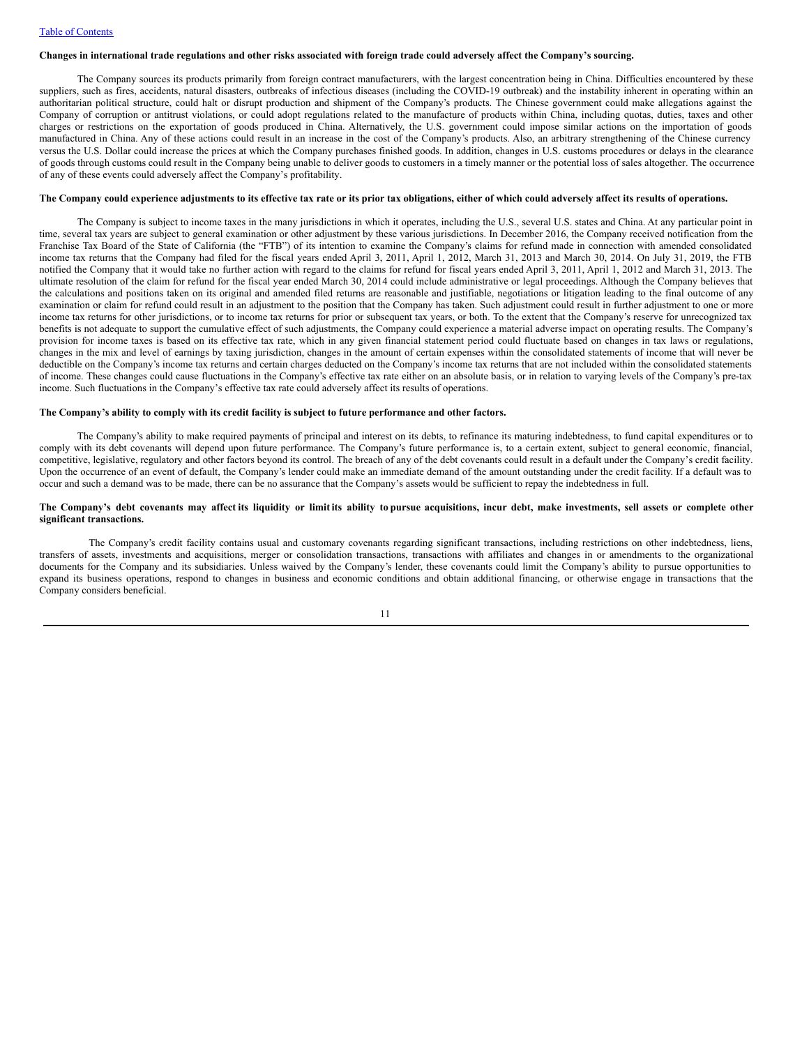**Changes in international trade regulations and other risks associated with foreign trade could adversely affect the Company's sourcing.**

The Company sources its products primarily from foreign contract manufacturers, with the largest concentration being in China. Difficulties encountered by these suppliers, such as fires, accidents, natural disasters, outbreaks of infectious diseases (including the COVID-19 outbreak) and the instability inherent in operating within an authoritarian political structure, could halt or disrupt production and shipment of the Company's products. The Chinese government could make allegations against the Company of corruption or antitrust violations, or could adopt regulations related to the manufacture of products within China, including quotas, duties, taxes and other charges or restrictions on the exportation of goods produced in China. Alternatively, the U.S. government could impose similar actions on the importation of goods manufactured in China. Any of these actions could result in an increase in the cost of the Company's products. Also, an arbitrary strengthening of the Chinese currency versus the U.S. Dollar could increase the prices at which the Company purchases finished goods. In addition, changes in U.S. customs procedures or delays in the clearance of goods through customs could result in the Company being unable to deliver goods to customers in a timely manner or the potential loss of sales altogether. The occurrence of any of these events could adversely affect the Company's profitability.

**The Company could experience adjustments to its effective tax rate or its prior tax obligations, either of which could adversely affect its results of operations.**

The Company is subject to income taxes in the many jurisdictions in which it operates, including the U.S., several U.S. states and China. At any particular point in time, several tax years are subject to general examination or other adjustment by these various jurisdictions. In December 2016, the Company received notification from the Franchise Tax Board of the State of California (the "FTB") of its intention to examine the Company's claims for refund made in connection with amended consolidated income tax returns that the Company had filed for the fiscal years ended April 3, 2011, April 1, 2012, March 31, 2013 and March 30, 2014. On July 31, 2019, the FTB notified the Company that it would take no further action with regard to the claims for refund for fiscal years ended April 3, 2011, April 1, 2012 and March 31, 2013. The ultimate resolution of the claim for refund for the fiscal year ended March 30, 2014 could include administrative or legal proceedings. Although the Company believes that the calculations and positions taken on its original and amended filed returns are reasonable and justifiable, negotiations or litigation leading to the final outcome of any examination or claim for refund could result in an adjustment to the position that the Company has taken. Such adjustment could result in further adjustment to one or more income tax returns for other jurisdictions, or to income tax returns for prior or subsequent tax years, or both. To the extent that the Company's reserve for unrecognized tax benefits is not adequate to support the cumulative effect of such adjustments, the Company could experience a material adverse impact on operating results. The Company's provision for income taxes is based on its effective tax rate, which in any given financial statement period could fluctuate based on changes in tax laws or regulations, changes in the mix and level of earnings by taxing jurisdiction, changes in the amount of certain expenses within the consolidated statements of income that will never be deductible on the Company's income tax returns and certain charges deducted on the Company's income tax returns that are not included within the consolidated statements of income. These changes could cause fluctuations in the Company's effective tax rate either on an absolute basis, or in relation to varying levels of the Company's pre-tax income. Such fluctuations in the Company's effective tax rate could adversely affect its results of operations.

**The Company's ability to comply with its credit facility is subject to future performance and other factors.**

The Company's ability to make required payments of principal and interest on its debts, to refinance its maturing indebtedness, to fund capital expenditures or to comply with its debt covenants will depend upon future performance. The Company's future performance is, to a certain extent, subject to general economic, financial, competitive, legislative, regulatory and other factors beyond its control. The breach of any of the debt covenants could result in a default under the Company's credit facility. Upon the occurrence of an event of default, the Company's lender could make an immediate demand of the amount outstanding under the credit facility. If a default was to occur and such a demand was to be made, there can be no assurance that the Company's assets would be sufficient to repay the indebtedness in full.

**The Company's debt covenants may affect its liquidity or limit its ability to pursue acquisitions, incur debt, make investments, sell assets or complete other significant transactions.**

The Company's credit facility contains usual and customary covenants regarding significant transactions, including restrictions on other indebtedness, liens, transfers of assets, investments and acquisitions, merger or consolidation transactions, transactions with affiliates and changes in or amendments to the organizational documents for the Company and its subsidiaries. Unless waived by the Company's lender, these covenants could limit the Company's ability to pursue opportunities to expand its business operations, respond to changes in business and economic conditions and obtain additional financing, or otherwise engage in transactions that the Company considers beneficial.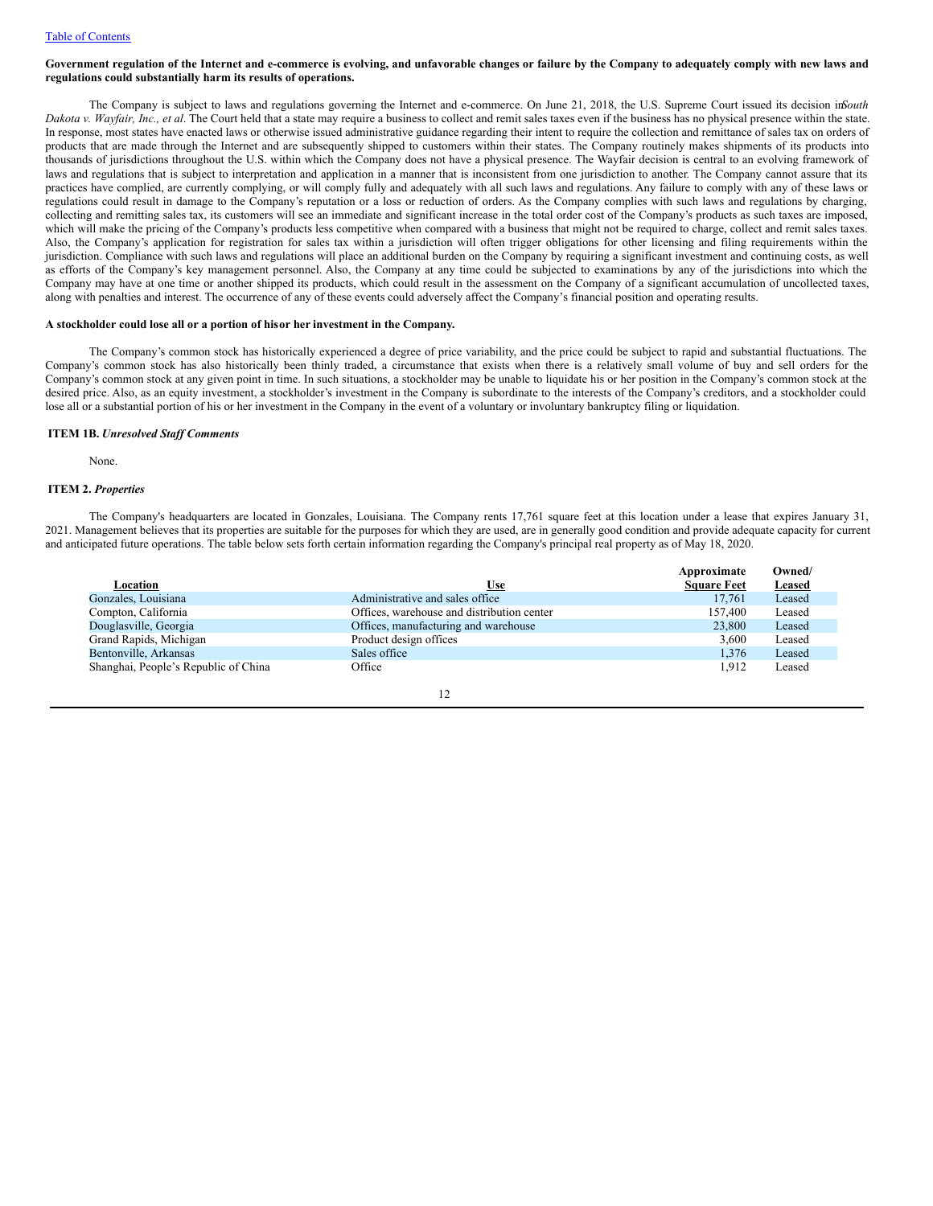**Government regulation of the Internet and e-commerce is evolving, and unfavorable changes or failure by the Company to adequately comply with new laws and regulations could substantially harm its results of operations.**

The Company is subject to laws and regulations governing the Internet and e-commerce. On June 21, 2018, the U.S. Supreme Court issued its decision in *South Dakota v. Wayfair, Inc., et al*. The Court held that a state may require a business to collect and remit sales taxes even if the business has no physical presence within the state. In response, most states have enacted laws or otherwise issued administrative guidance regarding their intent to require the collection and remittance of sales tax on orders of products that are made through the Internet and are subsequently shipped to customers within their states. The Company routinely makes shipments of its products into thousands of jurisdictions throughout the U.S. within which the Company does not have a physical presence. The Wayfair decision is central to an evolving framework of laws and regulations that is subject to interpretation and application in a manner that is inconsistent from one jurisdiction to another. The Company cannot assure that its practices have complied, are currently complying, or will comply fully and adequately with all such laws and regulations. Any failure to comply with any of these laws or regulations could result in damage to the Company's reputation or a loss or reduction of orders. As the Company complies with such laws and regulations by charging, collecting and remitting sales tax, its customers will see an immediate and significant increase in the total order cost of the Company's products as such taxes are imposed, which will make the pricing of the Company's products less competitive when compared with a business that might not be required to charge, collect and remit sales taxes. Also, the Company's application for registration for sales tax within a jurisdiction will often trigger obligations for other licensing and filing requirements within the jurisdiction. Compliance with such laws and regulations will place an additional burden on the Company by requiring a significant investment and continuing costs, as well as efforts of the Company's key management personnel. Also, the Company at any time could be subjected to examinations by any of the jurisdictions into which the Company may have at one time or another shipped its products, which could result in the assessment on the Company of a significant accumulation of uncollected taxes, along with penalties and interest. The occurrence of any of these events could adversely affect the Company's financial position and operating results.

**A stockholder could lose all or a portion of his or her investment in the Company.**

The Company's common stock has historically experienced a degree of price variability, and the price could be subject to rapid and substantial fluctuations. The Company's common stock has also historically been thinly traded, a circumstance that exists when there is a relatively small volume of buy and sell orders for the Company's common stock at any given point in time. In such situations, a stockholder may be unable to liquidate his or her position in the Company's common stock at the desired price. Also, as an equity investment, a stockholder's investment in the Company is subordinate to the interests of the Company's creditors, and a stockholder could lose all or a substantial portion of his or her investment in the Company in the event of a voluntary or involuntary bankruptcy filing or liquidation.

## ITEM 1B. *Unresolved Staff Comments*

None.

## ITEM 2. *Properties*

The Company's headquarters are located in Gonzales, Louisiana. The Company rents 17,761 square feet at this location under a lease that expires January 31, 2021. Management believes that its properties are suitable for the purposes for which they are used, are in generally good condition and provide adequate capacity for current and anticipated future operations. The table below sets forth certain information regarding the Company's principal real property as of May 18, 2020.

| Location | Use | Approximate Square Feet | Owned/ Leased |
|---|---|---|---|
| Gonzales, Louisiana | Administrative and sales office | 17,761 | Leased |
| Compton, California | Offices, warehouse and distribution center | 157,400 | Leased |
| Douglasville, Georgia | Offices, manufacturing and warehouse | 23,800 | Leased |
| Grand Rapids, Michigan | Product design offices | 3,600 | Leased |
| Bentonville, Arkansas | Sales office | 1,376 | Leased |
| Shanghai, People's Republic of China | Office | 1,912 | Leased |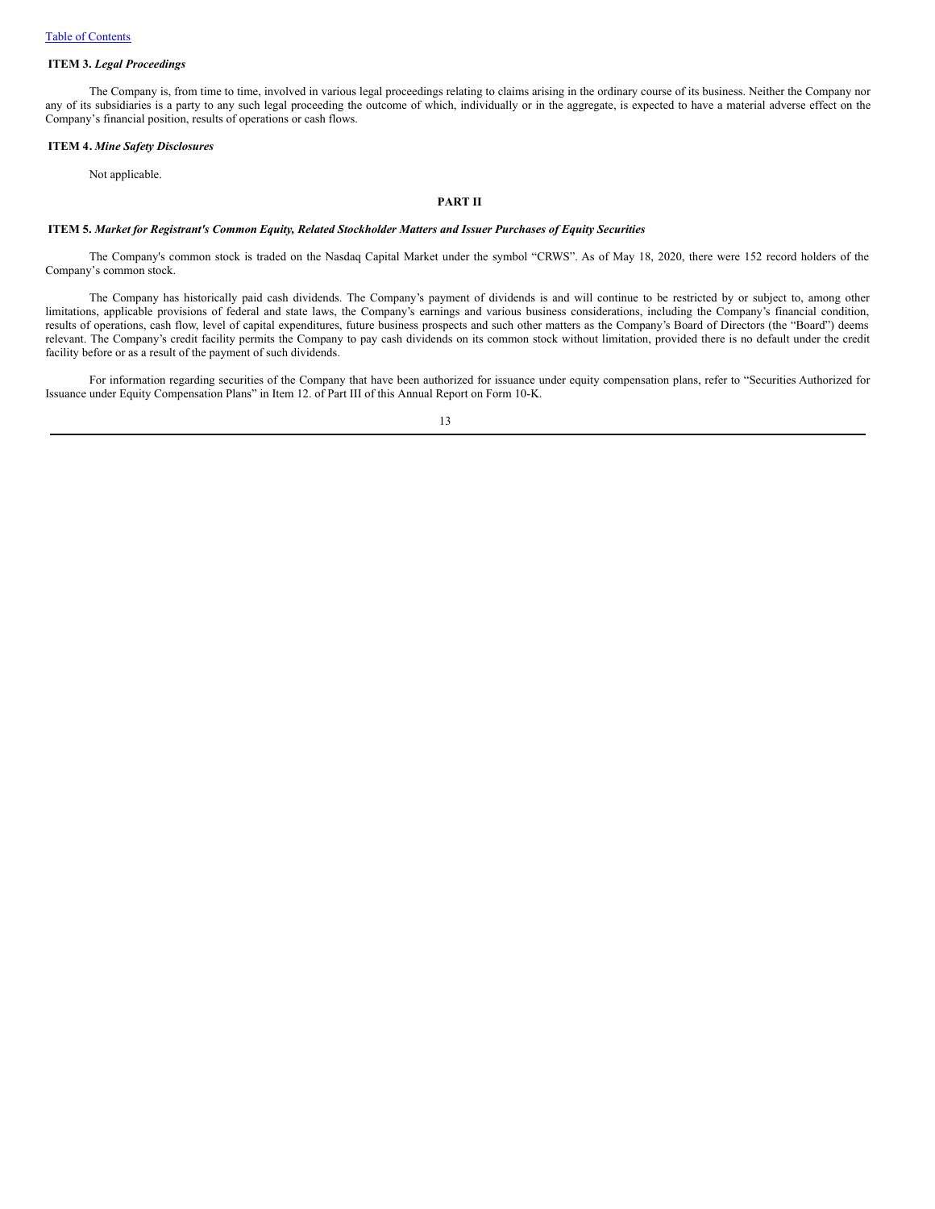**ITEM 3.** ***Legal Proceedings***

The Company is, from time to time, involved in various legal proceedings relating to claims arising in the ordinary course of its business. Neither the Company nor any of its subsidiaries is a party to any such legal proceeding the outcome of which, individually or in the aggregate, is expected to have a material adverse effect on the Company's financial position, results of operations or cash flows.

**ITEM 4.** ***Mine Safety Disclosures***

Not applicable.

## PART II

**ITEM 5.** ***Market for Registrant's Common Equity, Related Stockholder Matters and Issuer Purchases of Equity Securities***

The Company's common stock is traded on the Nasdaq Capital Market under the symbol "CRWS". As of May 18, 2020, there were 152 record holders of the Company's common stock.

The Company has historically paid cash dividends. The Company's payment of dividends is and will continue to be restricted by or subject to, among other limitations, applicable provisions of federal and state laws, the Company's earnings and various business considerations, including the Company's financial condition, results of operations, cash flow, level of capital expenditures, future business prospects and such other matters as the Company's Board of Directors (the "Board") deems relevant. The Company's credit facility permits the Company to pay cash dividends on its common stock without limitation, provided there is no default under the credit facility before or as a result of the payment of such dividends.

For information regarding securities of the Company that have been authorized for issuance under equity compensation plans, refer to "Securities Authorized for Issuance under Equity Compensation Plans" in Item 12. of Part III of this Annual Report on Form 10-K.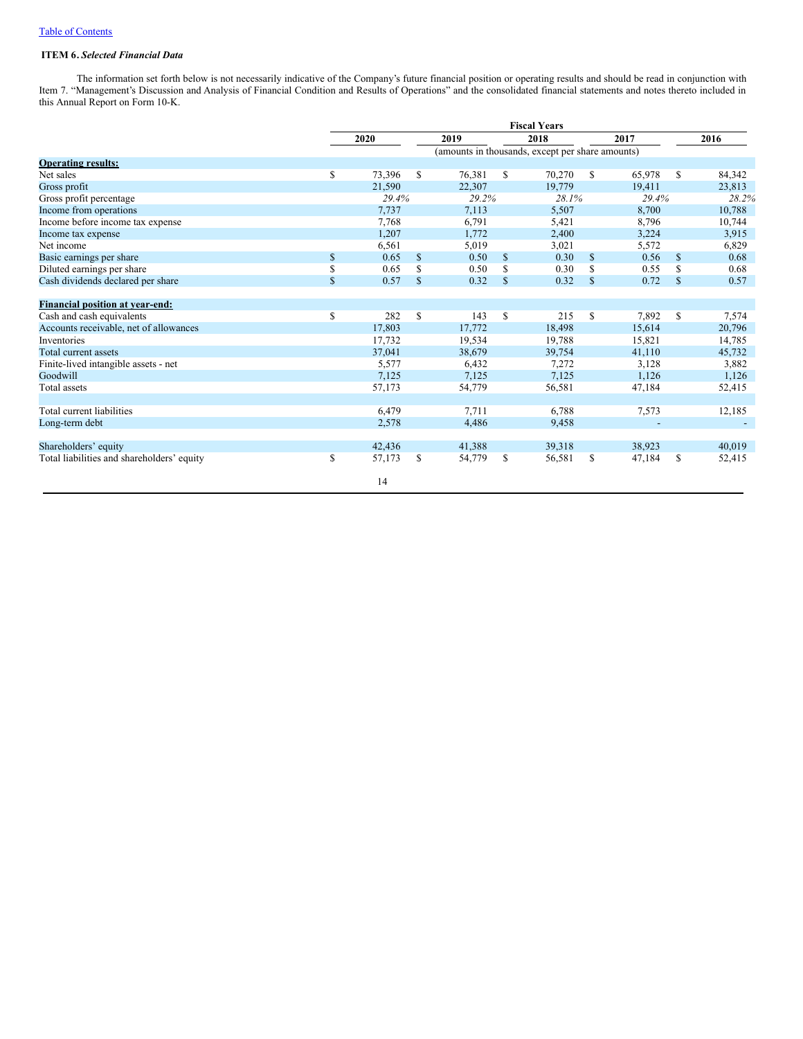[Table of Contents](#)

**ITEM 6.** ***Selected Financial Data***

The information set forth below is not necessarily indicative of the Company's future financial position or operating results and should be read in conjunction with Item 7. "Management's Discussion and Analysis of Financial Condition and Results of Operations" and the consolidated financial statements and notes thereto included in this Annual Report on Form 10-K.

| | Fiscal Years | | | | |
|---|---|---|---|---|---|
| | 2020 | 2019 | 2018 | 2017 | 2016 |
| | (amounts in thousands, except per share amounts) | | | | |
| **Operating results:** | | | | | |
| Net sales | $ 73,396 | $ 76,381 | $ 70,270 | $ 65,978 | $ 84,342 |
| Gross profit | 21,590 | 22,307 | 19,779 | 19,411 | 23,813 |
| Gross profit percentage | *29.4%* | *29.2%* | *28.1%* | *29.4%* | *28.2%* |
| Income from operations | 7,737 | 7,113 | 5,507 | 8,700 | 10,788 |
| Income before income tax expense | 7,768 | 6,791 | 5,421 | 8,796 | 10,744 |
| Income tax expense | 1,207 | 1,772 | 2,400 | 3,224 | 3,915 |
| Net income | 6,561 | 5,019 | 3,021 | 5,572 | 6,829 |
| Basic earnings per share | $ 0.65 | $ 0.50 | $ 0.30 | $ 0.56 | $ 0.68 |
| Diluted earnings per share | $ 0.65 | $ 0.50 | $ 0.30 | $ 0.55 | $ 0.68 |
| Cash dividends declared per share | $ 0.57 | $ 0.32 | $ 0.32 | $ 0.72 | $ 0.57 |
| | | | | | |
| **Financial position at year-end:** | | | | | |
| Cash and cash equivalents | $ 282 | $ 143 | $ 215 | $ 7,892 | $ 7,574 |
| Accounts receivable, net of allowances | 17,803 | 17,772 | 18,498 | 15,614 | 20,796 |
| Inventories | 17,732 | 19,534 | 19,788 | 15,821 | 14,785 |
| Total current assets | 37,041 | 38,679 | 39,754 | 41,110 | 45,732 |
| Finite-lived intangible assets - net | 5,577 | 6,432 | 7,272 | 3,128 | 3,882 |
| Goodwill | 7,125 | 7,125 | 7,125 | 1,126 | 1,126 |
| Total assets | 57,173 | 54,779 | 56,581 | 47,184 | 52,415 |
| | | | | | |
| Total current liabilities | 6,479 | 7,711 | 6,788 | 7,573 | 12,185 |
| Long-term debt | 2,578 | 4,486 | 9,458 | - | - |
| | | | | | |
| Shareholders' equity | 42,436 | 41,388 | 39,318 | 38,923 | 40,019 |
| Total liabilities and shareholders' equity | $ 57,173 | $ 54,779 | $ 56,581 | $ 47,184 | $ 52,415 |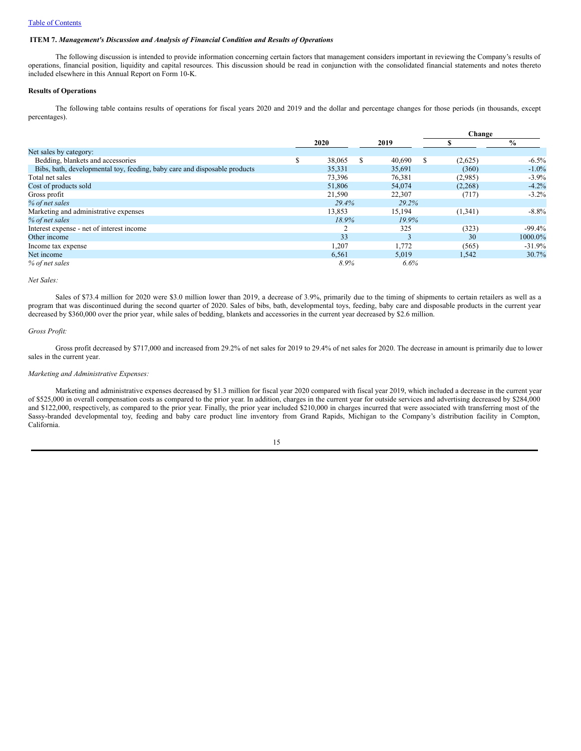[Table of Contents](#)

**ITEM 7.** ***Management's Discussion and Analysis of Financial Condition and Results of Operations***

The following discussion is intended to provide information concerning certain factors that management considers important in reviewing the Company's results of operations, financial position, liquidity and capital resources. This discussion should be read in conjunction with the consolidated financial statements and notes thereto included elsewhere in this Annual Report on Form 10-K.

**Results of Operations**

The following table contains results of operations for fiscal years 2020 and 2019 and the dollar and percentage changes for those periods (in thousands, except percentages).

| | 2020 | 2019 | Change $ | Change % |
|---|---|---|---|---|
| Net sales by category: | | | | |
| Bedding, blankets and accessories | $ 38,065 | $ 40,690 | $ (2,625) | -6.5% |
| Bibs, bath, developmental toy, feeding, baby care and disposable products | 35,331 | 35,691 | (360) | -1.0% |
| Total net sales | 73,396 | 76,381 | (2,985) | -3.9% |
| Cost of products sold | 51,806 | 54,074 | (2,268) | -4.2% |
| Gross profit | 21,590 | 22,307 | (717) | -3.2% |
| *% of net sales* | *29.4%* | *29.2%* | | |
| Marketing and administrative expenses | 13,853 | 15,194 | (1,341) | -8.8% |
| *% of net sales* | *18.9%* | *19.9%* | | |
| Interest expense - net of interest income | 2 | 325 | (323) | -99.4% |
| Other income | 33 | 3 | 30 | 1000.0% |
| Income tax expense | 1,207 | 1,772 | (565) | -31.9% |
| Net income | 6,561 | 5,019 | 1,542 | 30.7% |
| *% of net sales* | *8.9%* | *6.6%* | | |

*Net Sales:*

Sales of $73.4 million for 2020 were $3.0 million lower than 2019, a decrease of 3.9%, primarily due to the timing of shipments to certain retailers as well as a program that was discontinued during the second quarter of 2020. Sales of bibs, bath, developmental toys, feeding, baby care and disposable products in the current year decreased by $360,000 over the prior year, while sales of bedding, blankets and accessories in the current year decreased by $2.6 million.

*Gross Profit:*

Gross profit decreased by $717,000 and increased from 29.2% of net sales for 2019 to 29.4% of net sales for 2020. The decrease in amount is primarily due to lower sales in the current year.

*Marketing and Administrative Expenses:*

Marketing and administrative expenses decreased by $1.3 million for fiscal year 2020 compared with fiscal year 2019, which included a decrease in the current year of $525,000 in overall compensation costs as compared to the prior year. In addition, charges in the current year for outside services and advertising decreased by $284,000 and $122,000, respectively, as compared to the prior year. Finally, the prior year included $210,000 in charges incurred that were associated with transferring most of the Sassy-branded developmental toy, feeding and baby care product line inventory from Grand Rapids, Michigan to the Company's distribution facility in Compton, California.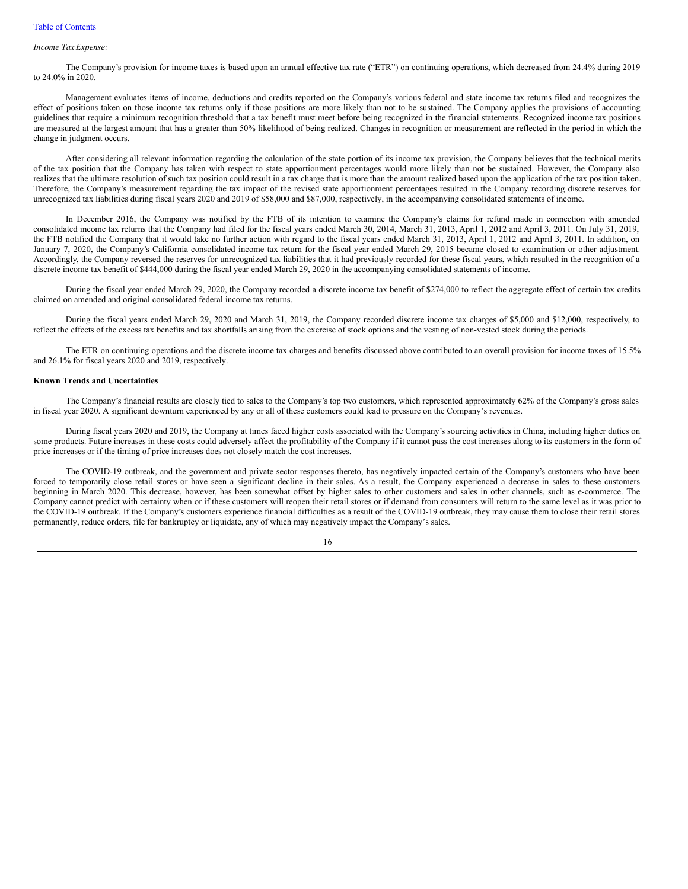*Income Tax Expense:*

The Company's provision for income taxes is based upon an annual effective tax rate ("ETR") on continuing operations, which decreased from 24.4% during 2019 to 24.0% in 2020.

Management evaluates items of income, deductions and credits reported on the Company's various federal and state income tax returns filed and recognizes the effect of positions taken on those income tax returns only if those positions are more likely than not to be sustained. The Company applies the provisions of accounting guidelines that require a minimum recognition threshold that a tax benefit must meet before being recognized in the financial statements. Recognized income tax positions are measured at the largest amount that has a greater than 50% likelihood of being realized. Changes in recognition or measurement are reflected in the period in which the change in judgment occurs.

After considering all relevant information regarding the calculation of the state portion of its income tax provision, the Company believes that the technical merits of the tax position that the Company has taken with respect to state apportionment percentages would more likely than not be sustained. However, the Company also realizes that the ultimate resolution of such tax position could result in a tax charge that is more than the amount realized based upon the application of the tax position taken. Therefore, the Company's measurement regarding the tax impact of the revised state apportionment percentages resulted in the Company recording discrete reserves for unrecognized tax liabilities during fiscal years 2020 and 2019 of $58,000 and $87,000, respectively, in the accompanying consolidated statements of income.

In December 2016, the Company was notified by the FTB of its intention to examine the Company's claims for refund made in connection with amended consolidated income tax returns that the Company had filed for the fiscal years ended March 30, 2014, March 31, 2013, April 1, 2012 and April 3, 2011. On July 31, 2019, the FTB notified the Company that it would take no further action with regard to the fiscal years ended March 31, 2013, April 1, 2012 and April 3, 2011. In addition, on January 7, 2020, the Company's California consolidated income tax return for the fiscal year ended March 29, 2015 became closed to examination or other adjustment. Accordingly, the Company reversed the reserves for unrecognized tax liabilities that it had previously recorded for these fiscal years, which resulted in the recognition of a discrete income tax benefit of $444,000 during the fiscal year ended March 29, 2020 in the accompanying consolidated statements of income.

During the fiscal year ended March 29, 2020, the Company recorded a discrete income tax benefit of $274,000 to reflect the aggregate effect of certain tax credits claimed on amended and original consolidated federal income tax returns.

During the fiscal years ended March 29, 2020 and March 31, 2019, the Company recorded discrete income tax charges of $5,000 and $12,000, respectively, to reflect the effects of the excess tax benefits and tax shortfalls arising from the exercise of stock options and the vesting of non-vested stock during the periods.

The ETR on continuing operations and the discrete income tax charges and benefits discussed above contributed to an overall provision for income taxes of 15.5% and 26.1% for fiscal years 2020 and 2019, respectively.

**Known Trends and Uncertainties**

The Company's financial results are closely tied to sales to the Company's top two customers, which represented approximately 62% of the Company's gross sales in fiscal year 2020. A significant downturn experienced by any or all of these customers could lead to pressure on the Company's revenues.

During fiscal years 2020 and 2019, the Company at times faced higher costs associated with the Company's sourcing activities in China, including higher duties on some products. Future increases in these costs could adversely affect the profitability of the Company if it cannot pass the cost increases along to its customers in the form of price increases or if the timing of price increases does not closely match the cost increases.

The COVID-19 outbreak, and the government and private sector responses thereto, has negatively impacted certain of the Company's customers who have been forced to temporarily close retail stores or have seen a significant decline in their sales. As a result, the Company experienced a decrease in sales to these customers beginning in March 2020. This decrease, however, has been somewhat offset by higher sales to other customers and sales in other channels, such as e-commerce. The Company cannot predict with certainty when or if these customers will reopen their retail stores or if demand from consumers will return to the same level as it was prior to the COVID-19 outbreak. If the Company's customers experience financial difficulties as a result of the COVID-19 outbreak, they may cause them to close their retail stores permanently, reduce orders, file for bankruptcy or liquidate, any of which may negatively impact the Company's sales.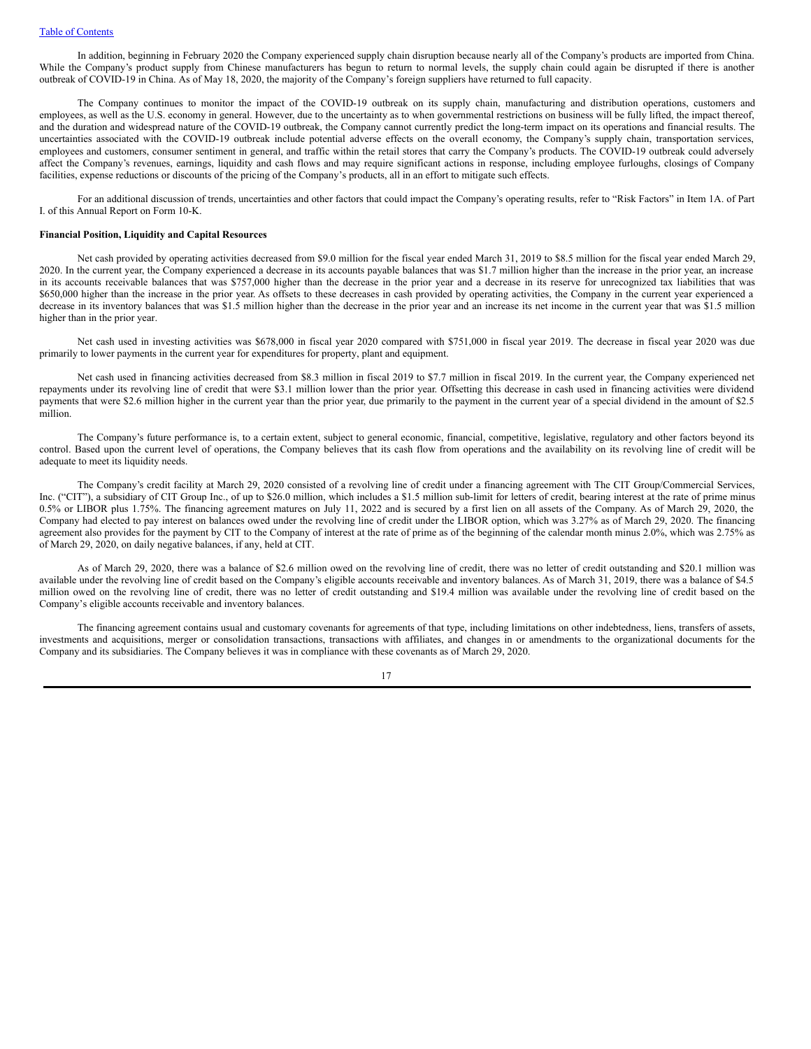In addition, beginning in February 2020 the Company experienced supply chain disruption because nearly all of the Company's products are imported from China. While the Company's product supply from Chinese manufacturers has begun to return to normal levels, the supply chain could again be disrupted if there is another outbreak of COVID-19 in China. As of May 18, 2020, the majority of the Company's foreign suppliers have returned to full capacity.

The Company continues to monitor the impact of the COVID-19 outbreak on its supply chain, manufacturing and distribution operations, customers and employees, as well as the U.S. economy in general. However, due to the uncertainty as to when governmental restrictions on business will be fully lifted, the impact thereof, and the duration and widespread nature of the COVID-19 outbreak, the Company cannot currently predict the long-term impact on its operations and financial results. The uncertainties associated with the COVID-19 outbreak include potential adverse effects on the overall economy, the Company's supply chain, transportation services, employees and customers, consumer sentiment in general, and traffic within the retail stores that carry the Company's products. The COVID-19 outbreak could adversely affect the Company's revenues, earnings, liquidity and cash flows and may require significant actions in response, including employee furloughs, closings of Company facilities, expense reductions or discounts of the pricing of the Company's products, all in an effort to mitigate such effects.

For an additional discussion of trends, uncertainties and other factors that could impact the Company's operating results, refer to "Risk Factors" in Item 1A. of Part I. of this Annual Report on Form 10-K.

**Financial Position, Liquidity and Capital Resources**

Net cash provided by operating activities decreased from $9.0 million for the fiscal year ended March 31, 2019 to $8.5 million for the fiscal year ended March 29, 2020. In the current year, the Company experienced a decrease in its accounts payable balances that was $1.7 million higher than the increase in the prior year, an increase in its accounts receivable balances that was $757,000 higher than the decrease in the prior year and a decrease in its reserve for unrecognized tax liabilities that was $650,000 higher than the increase in the prior year. As offsets to these decreases in cash provided by operating activities, the Company in the current year experienced a decrease in its inventory balances that was $1.5 million higher than the decrease in the prior year and an increase its net income in the current year that was $1.5 million higher than in the prior year.

Net cash used in investing activities was $678,000 in fiscal year 2020 compared with $751,000 in fiscal year 2019. The decrease in fiscal year 2020 was due primarily to lower payments in the current year for expenditures for property, plant and equipment.

Net cash used in financing activities decreased from $8.3 million in fiscal 2019 to $7.7 million in fiscal 2019. In the current year, the Company experienced net repayments under its revolving line of credit that were $3.1 million lower than the prior year. Offsetting this decrease in cash used in financing activities were dividend payments that were $2.6 million higher in the current year than the prior year, due primarily to the payment in the current year of a special dividend in the amount of $2.5 million.

The Company's future performance is, to a certain extent, subject to general economic, financial, competitive, legislative, regulatory and other factors beyond its control. Based upon the current level of operations, the Company believes that its cash flow from operations and the availability on its revolving line of credit will be adequate to meet its liquidity needs.

The Company's credit facility at March 29, 2020 consisted of a revolving line of credit under a financing agreement with The CIT Group/Commercial Services, Inc. ("CIT"), a subsidiary of CIT Group Inc., of up to $26.0 million, which includes a $1.5 million sub-limit for letters of credit, bearing interest at the rate of prime minus 0.5% or LIBOR plus 1.75%. The financing agreement matures on July 11, 2022 and is secured by a first lien on all assets of the Company. As of March 29, 2020, the Company had elected to pay interest on balances owed under the revolving line of credit under the LIBOR option, which was 3.27% as of March 29, 2020. The financing agreement also provides for the payment by CIT to the Company of interest at the rate of prime as of the beginning of the calendar month minus 2.0%, which was 2.75% as of March 29, 2020, on daily negative balances, if any, held at CIT.

As of March 29, 2020, there was a balance of $2.6 million owed on the revolving line of credit, there was no letter of credit outstanding and $20.1 million was available under the revolving line of credit based on the Company's eligible accounts receivable and inventory balances. As of March 31, 2019, there was a balance of $4.5 million owed on the revolving line of credit, there was no letter of credit outstanding and $19.4 million was available under the revolving line of credit based on the Company's eligible accounts receivable and inventory balances.

The financing agreement contains usual and customary covenants for agreements of that type, including limitations on other indebtedness, liens, transfers of assets, investments and acquisitions, merger or consolidation transactions, transactions with affiliates, and changes in or amendments to the organizational documents for the Company and its subsidiaries. The Company believes it was in compliance with these covenants as of March 29, 2020.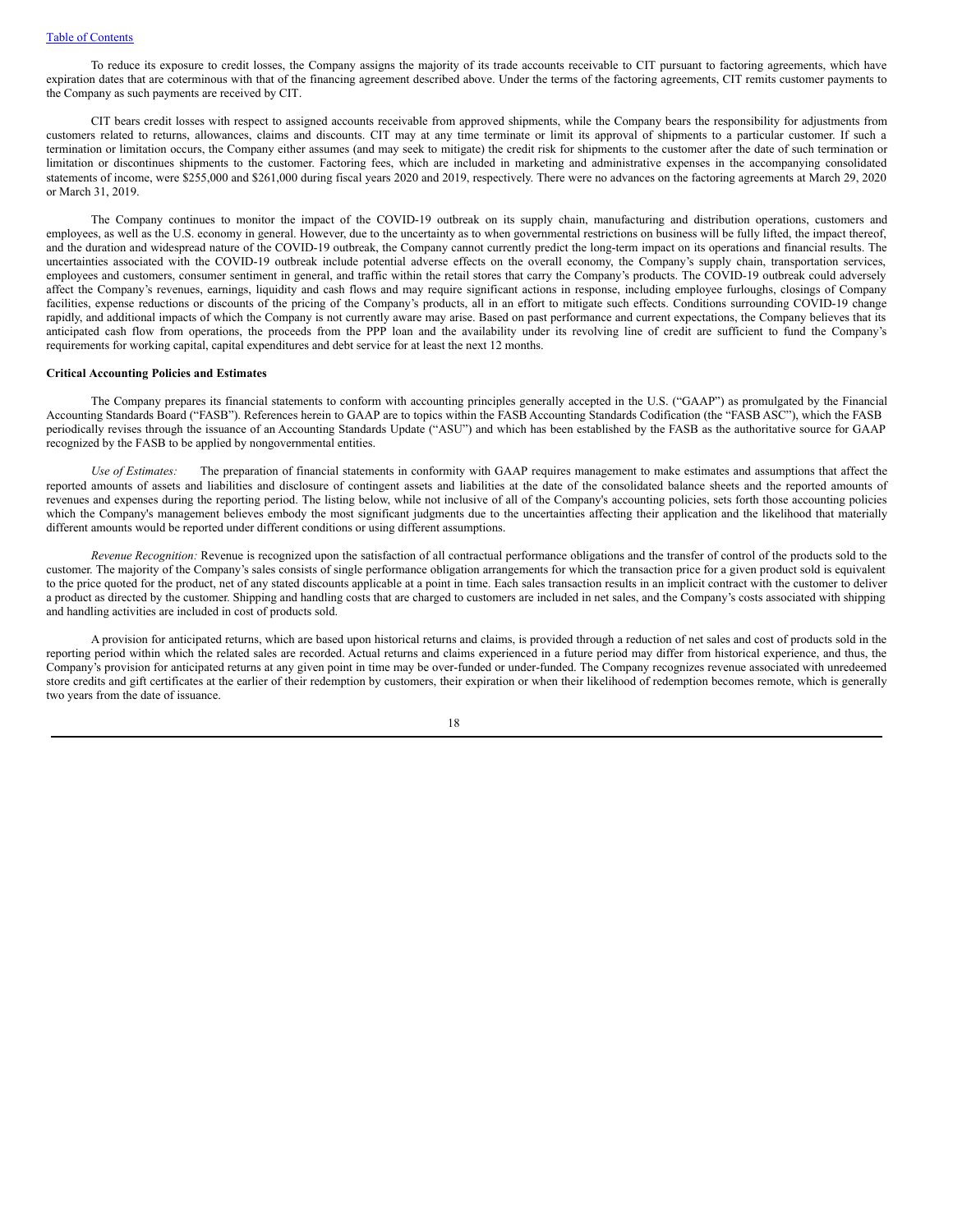To reduce its exposure to credit losses, the Company assigns the majority of its trade accounts receivable to CIT pursuant to factoring agreements, which have expiration dates that are coterminous with that of the financing agreement described above. Under the terms of the factoring agreements, CIT remits customer payments to the Company as such payments are received by CIT.

CIT bears credit losses with respect to assigned accounts receivable from approved shipments, while the Company bears the responsibility for adjustments from customers related to returns, allowances, claims and discounts. CIT may at any time terminate or limit its approval of shipments to a particular customer. If such a termination or limitation occurs, the Company either assumes (and may seek to mitigate) the credit risk for shipments to the customer after the date of such termination or limitation or discontinues shipments to the customer. Factoring fees, which are included in marketing and administrative expenses in the accompanying consolidated statements of income, were $255,000 and $261,000 during fiscal years 2020 and 2019, respectively. There were no advances on the factoring agreements at March 29, 2020 or March 31, 2019.

The Company continues to monitor the impact of the COVID-19 outbreak on its supply chain, manufacturing and distribution operations, customers and employees, as well as the U.S. economy in general. However, due to the uncertainty as to when governmental restrictions on business will be fully lifted, the impact thereof, and the duration and widespread nature of the COVID-19 outbreak, the Company cannot currently predict the long-term impact on its operations and financial results. The uncertainties associated with the COVID-19 outbreak include potential adverse effects on the overall economy, the Company's supply chain, transportation services, employees and customers, consumer sentiment in general, and traffic within the retail stores that carry the Company's products. The COVID-19 outbreak could adversely affect the Company's revenues, earnings, liquidity and cash flows and may require significant actions in response, including employee furloughs, closings of Company facilities, expense reductions or discounts of the pricing of the Company's products, all in an effort to mitigate such effects. Conditions surrounding COVID-19 change rapidly, and additional impacts of which the Company is not currently aware may arise. Based on past performance and current expectations, the Company believes that its anticipated cash flow from operations, the proceeds from the PPP loan and the availability under its revolving line of credit are sufficient to fund the Company's requirements for working capital, capital expenditures and debt service for at least the next 12 months.

**Critical Accounting Policies and Estimates**

The Company prepares its financial statements to conform with accounting principles generally accepted in the U.S. ("GAAP") as promulgated by the Financial Accounting Standards Board ("FASB"). References herein to GAAP are to topics within the FASB Accounting Standards Codification (the "FASB ASC"), which the FASB periodically revises through the issuance of an Accounting Standards Update ("ASU") and which has been established by the FASB as the authoritative source for GAAP recognized by the FASB to be applied by nongovernmental entities.

*Use of Estimates:* The preparation of financial statements in conformity with GAAP requires management to make estimates and assumptions that affect the reported amounts of assets and liabilities and disclosure of contingent assets and liabilities at the date of the consolidated balance sheets and the reported amounts of revenues and expenses during the reporting period. The listing below, while not inclusive of all of the Company's accounting policies, sets forth those accounting policies which the Company's management believes embody the most significant judgments due to the uncertainties affecting their application and the likelihood that materially different amounts would be reported under different conditions or using different assumptions.

*Revenue Recognition:* Revenue is recognized upon the satisfaction of all contractual performance obligations and the transfer of control of the products sold to the customer. The majority of the Company's sales consists of single performance obligation arrangements for which the transaction price for a given product sold is equivalent to the price quoted for the product, net of any stated discounts applicable at a point in time. Each sales transaction results in an implicit contract with the customer to deliver a product as directed by the customer. Shipping and handling costs that are charged to customers are included in net sales, and the Company's costs associated with shipping and handling activities are included in cost of products sold.

A provision for anticipated returns, which are based upon historical returns and claims, is provided through a reduction of net sales and cost of products sold in the reporting period within which the related sales are recorded. Actual returns and claims experienced in a future period may differ from historical experience, and thus, the Company's provision for anticipated returns at any given point in time may be over-funded or under-funded. The Company recognizes revenue associated with unredeemed store credits and gift certificates at the earlier of their redemption by customers, their expiration or when their likelihood of redemption becomes remote, which is generally two years from the date of issuance.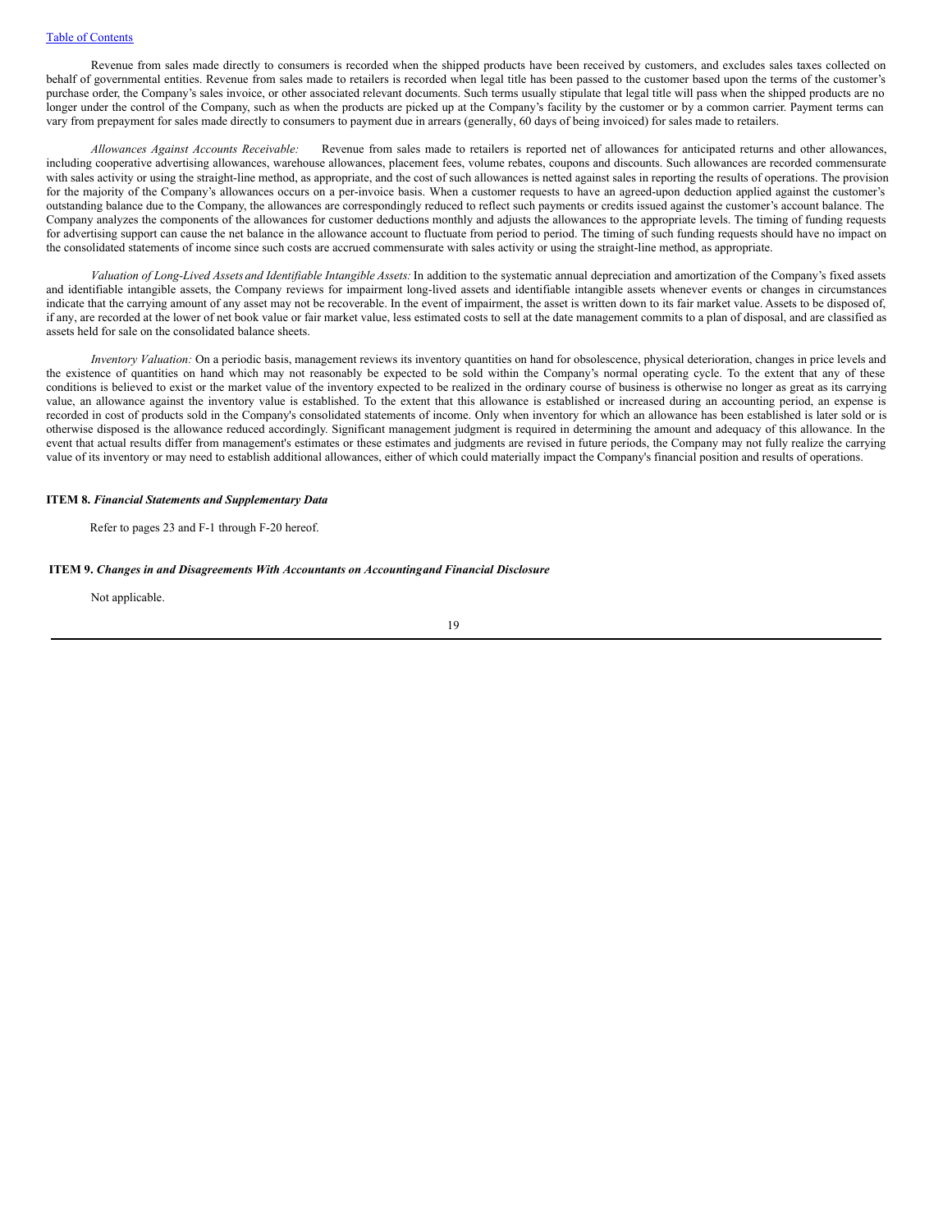Revenue from sales made directly to consumers is recorded when the shipped products have been received by customers, and excludes sales taxes collected on behalf of governmental entities. Revenue from sales made to retailers is recorded when legal title has been passed to the customer based upon the terms of the customer's purchase order, the Company's sales invoice, or other associated relevant documents. Such terms usually stipulate that legal title will pass when the shipped products are no longer under the control of the Company, such as when the products are picked up at the Company's facility by the customer or by a common carrier. Payment terms can vary from prepayment for sales made directly to consumers to payment due in arrears (generally, 60 days of being invoiced) for sales made to retailers.

*Allowances Against Accounts Receivable:* Revenue from sales made to retailers is reported net of allowances for anticipated returns and other allowances, including cooperative advertising allowances, warehouse allowances, placement fees, volume rebates, coupons and discounts. Such allowances are recorded commensurate with sales activity or using the straight-line method, as appropriate, and the cost of such allowances is netted against sales in reporting the results of operations. The provision for the majority of the Company's allowances occurs on a per-invoice basis. When a customer requests to have an agreed-upon deduction applied against the customer's outstanding balance due to the Company, the allowances are correspondingly reduced to reflect such payments or credits issued against the customer's account balance. The Company analyzes the components of the allowances for customer deductions monthly and adjusts the allowances to the appropriate levels. The timing of funding requests for advertising support can cause the net balance in the allowance account to fluctuate from period to period. The timing of such funding requests should have no impact on the consolidated statements of income since such costs are accrued commensurate with sales activity or using the straight-line method, as appropriate.

*Valuation of Long-Lived Assets and Identifiable Intangible Assets:* In addition to the systematic annual depreciation and amortization of the Company's fixed assets and identifiable intangible assets, the Company reviews for impairment long-lived assets and identifiable intangible assets whenever events or changes in circumstances indicate that the carrying amount of any asset may not be recoverable. In the event of impairment, the asset is written down to its fair market value. Assets to be disposed of, if any, are recorded at the lower of net book value or fair market value, less estimated costs to sell at the date management commits to a plan of disposal, and are classified as assets held for sale on the consolidated balance sheets.

*Inventory Valuation:* On a periodic basis, management reviews its inventory quantities on hand for obsolescence, physical deterioration, changes in price levels and the existence of quantities on hand which may not reasonably be expected to be sold within the Company's normal operating cycle. To the extent that any of these conditions is believed to exist or the market value of the inventory expected to be realized in the ordinary course of business is otherwise no longer as great as its carrying value, an allowance against the inventory value is established. To the extent that this allowance is established or increased during an accounting period, an expense is recorded in cost of products sold in the Company's consolidated statements of income. Only when inventory for which an allowance has been established is later sold or is otherwise disposed is the allowance reduced accordingly. Significant management judgment is required in determining the amount and adequacy of this allowance. In the event that actual results differ from management's estimates or these estimates and judgments are revised in future periods, the Company may not fully realize the carrying value of its inventory or may need to establish additional allowances, either of which could materially impact the Company's financial position and results of operations.

**ITEM 8.** ***Financial Statements and Supplementary Data***

Refer to pages 23 and F-1 through F-20 hereof.

**ITEM 9.** ***Changes in and Disagreements With Accountants on Accounting and Financial Disclosure***

Not applicable.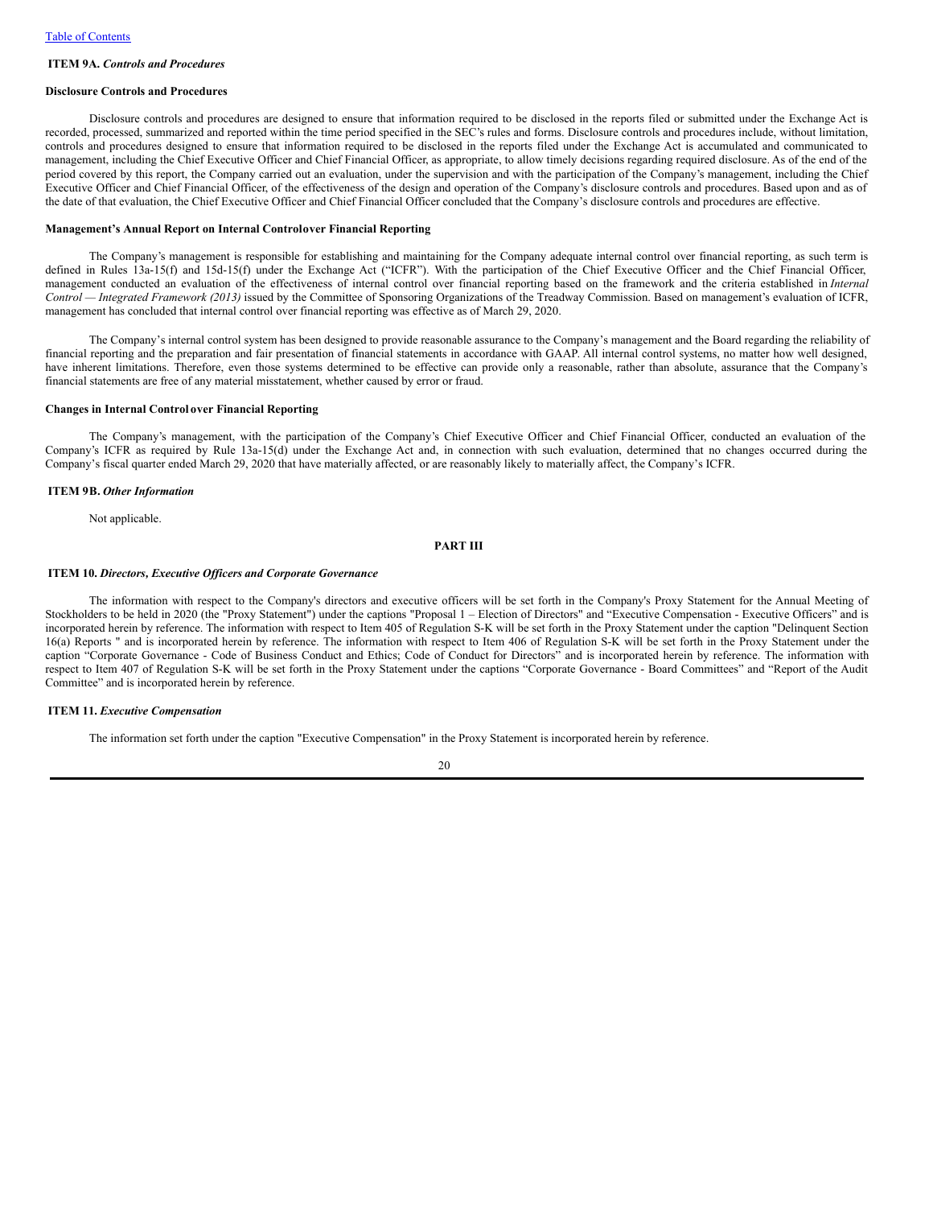### ITEM 9A. *Controls and Procedures*

**Disclosure Controls and Procedures**

Disclosure controls and procedures are designed to ensure that information required to be disclosed in the reports filed or submitted under the Exchange Act is recorded, processed, summarized and reported within the time period specified in the SEC's rules and forms. Disclosure controls and procedures include, without limitation, controls and procedures designed to ensure that information required to be disclosed in the reports filed under the Exchange Act is accumulated and communicated to management, including the Chief Executive Officer and Chief Financial Officer, as appropriate, to allow timely decisions regarding required disclosure. As of the end of the period covered by this report, the Company carried out an evaluation, under the supervision and with the participation of the Company's management, including the Chief Executive Officer and Chief Financial Officer, of the effectiveness of the design and operation of the Company's disclosure controls and procedures. Based upon and as of the date of that evaluation, the Chief Executive Officer and Chief Financial Officer concluded that the Company's disclosure controls and procedures are effective.

**Management's Annual Report on Internal Control over Financial Reporting**

The Company's management is responsible for establishing and maintaining for the Company adequate internal control over financial reporting, as such term is defined in Rules 13a-15(f) and 15d-15(f) under the Exchange Act ("ICFR"). With the participation of the Chief Executive Officer and the Chief Financial Officer, management conducted an evaluation of the effectiveness of internal control over financial reporting based on the framework and the criteria established in *Internal Control — Integrated Framework (2013)* issued by the Committee of Sponsoring Organizations of the Treadway Commission. Based on management's evaluation of ICFR, management has concluded that internal control over financial reporting was effective as of March 29, 2020.

The Company's internal control system has been designed to provide reasonable assurance to the Company's management and the Board regarding the reliability of financial reporting and the preparation and fair presentation of financial statements in accordance with GAAP. All internal control systems, no matter how well designed, have inherent limitations. Therefore, even those systems determined to be effective can provide only a reasonable, rather than absolute, assurance that the Company's financial statements are free of any material misstatement, whether caused by error or fraud.

**Changes in Internal Control over Financial Reporting**

The Company's management, with the participation of the Company's Chief Executive Officer and Chief Financial Officer, conducted an evaluation of the Company's ICFR as required by Rule 13a-15(d) under the Exchange Act and, in connection with such evaluation, determined that no changes occurred during the Company's fiscal quarter ended March 29, 2020 that have materially affected, or are reasonably likely to materially affect, the Company's ICFR.

### ITEM 9B. *Other Information*

Not applicable.

## PART III

### ITEM 10. *Directors, Executive Officers and Corporate Governance*

The information with respect to the Company's directors and executive officers will be set forth in the Company's Proxy Statement for the Annual Meeting of Stockholders to be held in 2020 (the "Proxy Statement") under the captions "Proposal 1 – Election of Directors" and "Executive Compensation - Executive Officers" and is incorporated herein by reference. The information with respect to Item 405 of Regulation S-K will be set forth in the Proxy Statement under the caption "Delinquent Section 16(a) Reports " and is incorporated herein by reference. The information with respect to Item 406 of Regulation S-K will be set forth in the Proxy Statement under the caption "Corporate Governance - Code of Business Conduct and Ethics; Code of Conduct for Directors" and is incorporated herein by reference. The information with respect to Item 407 of Regulation S-K will be set forth in the Proxy Statement under the captions "Corporate Governance - Board Committees" and "Report of the Audit Committee" and is incorporated herein by reference.

### ITEM 11. *Executive Compensation*

The information set forth under the caption "Executive Compensation" in the Proxy Statement is incorporated herein by reference.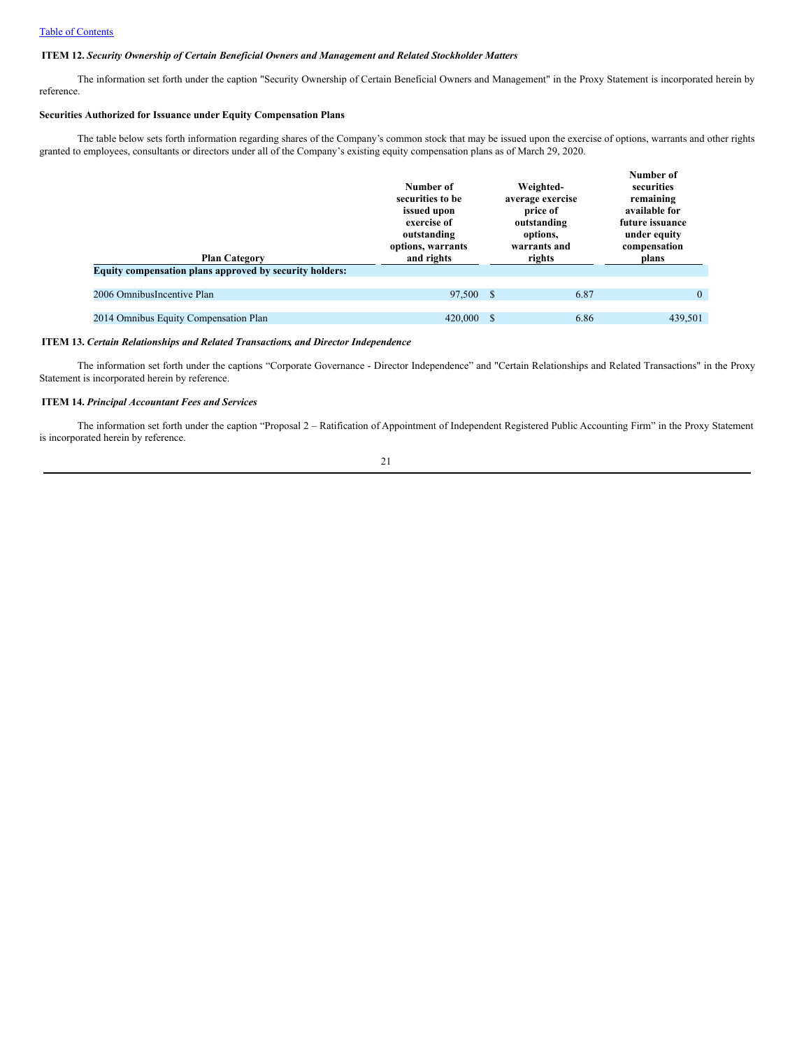Table of Contents

**ITEM 12.** ***Security Ownership of Certain Beneficial Owners and Management and Related Stockholder Matters***

The information set forth under the caption "Security Ownership of Certain Beneficial Owners and Management" in the Proxy Statement is incorporated herein by reference.

**Securities Authorized for Issuance under Equity Compensation Plans**

The table below sets forth information regarding shares of the Company's common stock that may be issued upon the exercise of options, warrants and other rights granted to employees, consultants or directors under all of the Company's existing equity compensation plans as of March 29, 2020.

| Plan Category | Number of securities to be issued upon exercise of outstanding options, warrants and rights | Weighted-average exercise price of outstanding options, warrants and rights | Number of securities remaining available for future issuance under equity compensation plans |
|---|---|---|---|
| **Equity compensation plans approved by security holders:** | | | |
| 2006 OmnibusIncentive Plan | 97,500 | $ 6.87 | 0 |
| 2014 Omnibus Equity Compensation Plan | 420,000 | $ 6.86 | 439,501 |

**ITEM 13.** ***Certain Relationships and Related Transactions, and Director Independence***

The information set forth under the captions "Corporate Governance - Director Independence" and "Certain Relationships and Related Transactions" in the Proxy Statement is incorporated herein by reference.

**ITEM 14.** ***Principal Accountant Fees and Services***

The information set forth under the caption "Proposal 2 – Ratification of Appointment of Independent Registered Public Accounting Firm" in the Proxy Statement is incorporated herein by reference.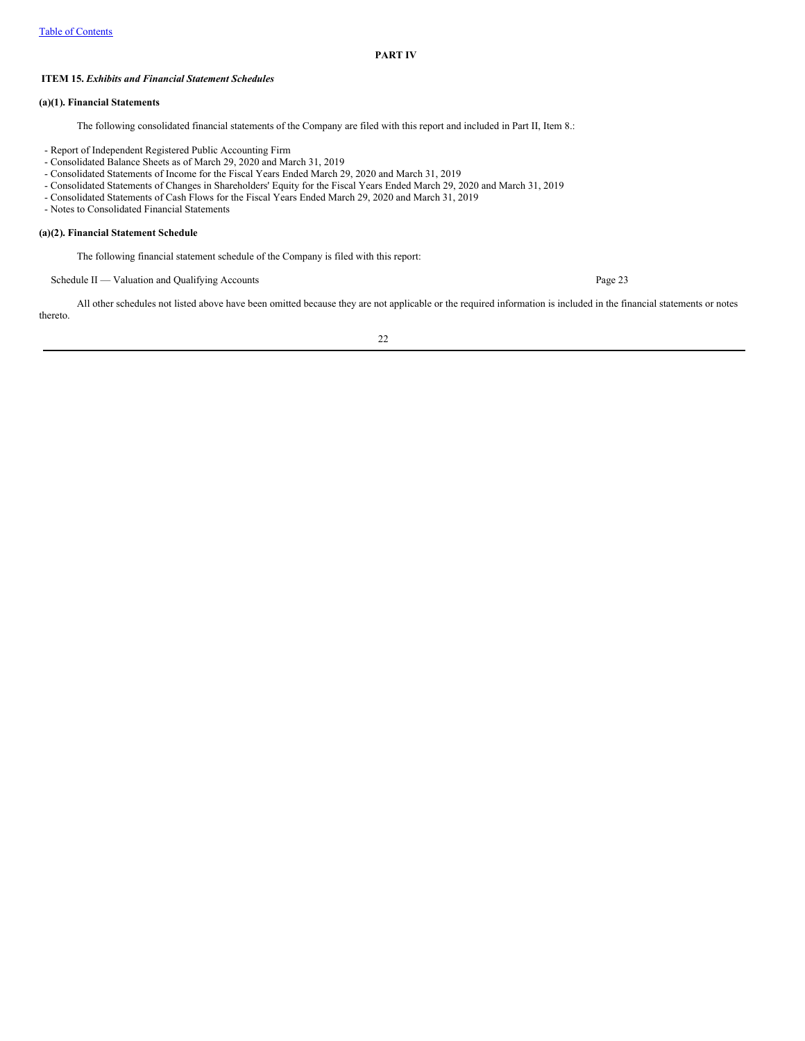# PART IV

### ITEM 15. *Exhibits and Financial Statement Schedules*

**(a)(1). Financial Statements**

The following consolidated financial statements of the Company are filed with this report and included in Part II, Item 8.:

- Report of Independent Registered Public Accounting Firm
- Consolidated Balance Sheets as of March 29, 2020 and March 31, 2019
- Consolidated Statements of Income for the Fiscal Years Ended March 29, 2020 and March 31, 2019
- Consolidated Statements of Changes in Shareholders' Equity for the Fiscal Years Ended March 29, 2020 and March 31, 2019
- Consolidated Statements of Cash Flows for the Fiscal Years Ended March 29, 2020 and March 31, 2019
- Notes to Consolidated Financial Statements

**(a)(2). Financial Statement Schedule**

The following financial statement schedule of the Company is filed with this report:

Schedule II — Valuation and Qualifying Accounts Page 23

All other schedules not listed above have been omitted because they are not applicable or the required information is included in the financial statements or notes thereto.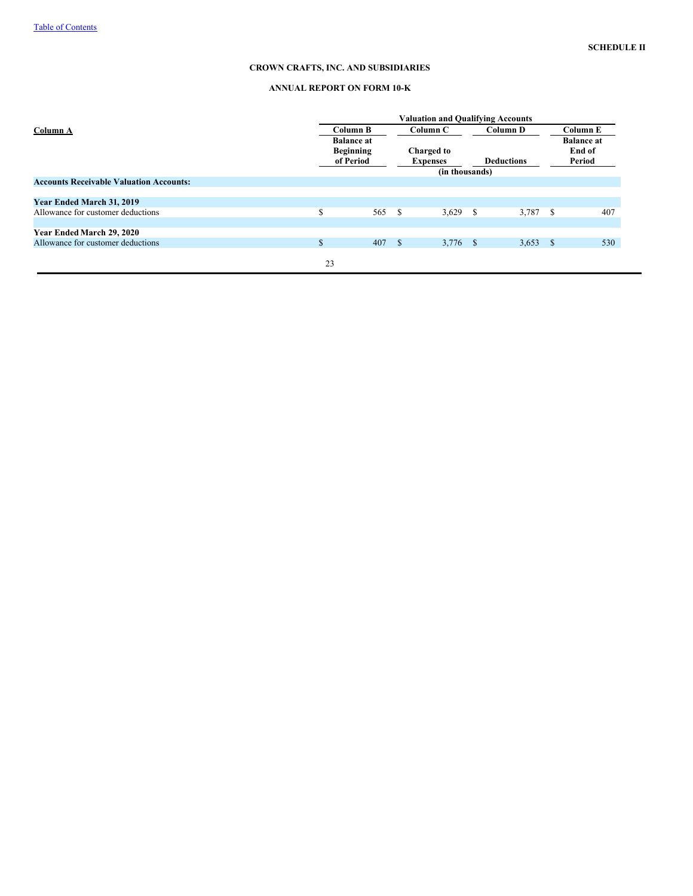SCHEDULE II

**CROWN CRAFTS, INC. AND SUBSIDIARIES**

**ANNUAL REPORT ON FORM 10-K**

| Column A | Valuation and Qualifying Accounts | | | |
|---|---|---|---|---|
| | Column B | Column C | Column D | Column E |
| | Balance at Beginning of Period | Charged to Expenses | Deductions | Balance at End of Period |
| | (in thousands) | | | |
| **Accounts Receivable Valuation Accounts:** | | | | |
| **Year Ended March 31, 2019** | | | | |
| Allowance for customer deductions | $ 565 | $ 3,629 | $ 3,787 | $ 407 |
| **Year Ended March 29, 2020** | | | | |
| Allowance for customer deductions | $ 407 | $ 3,776 | $ 3,653 | $ 530 |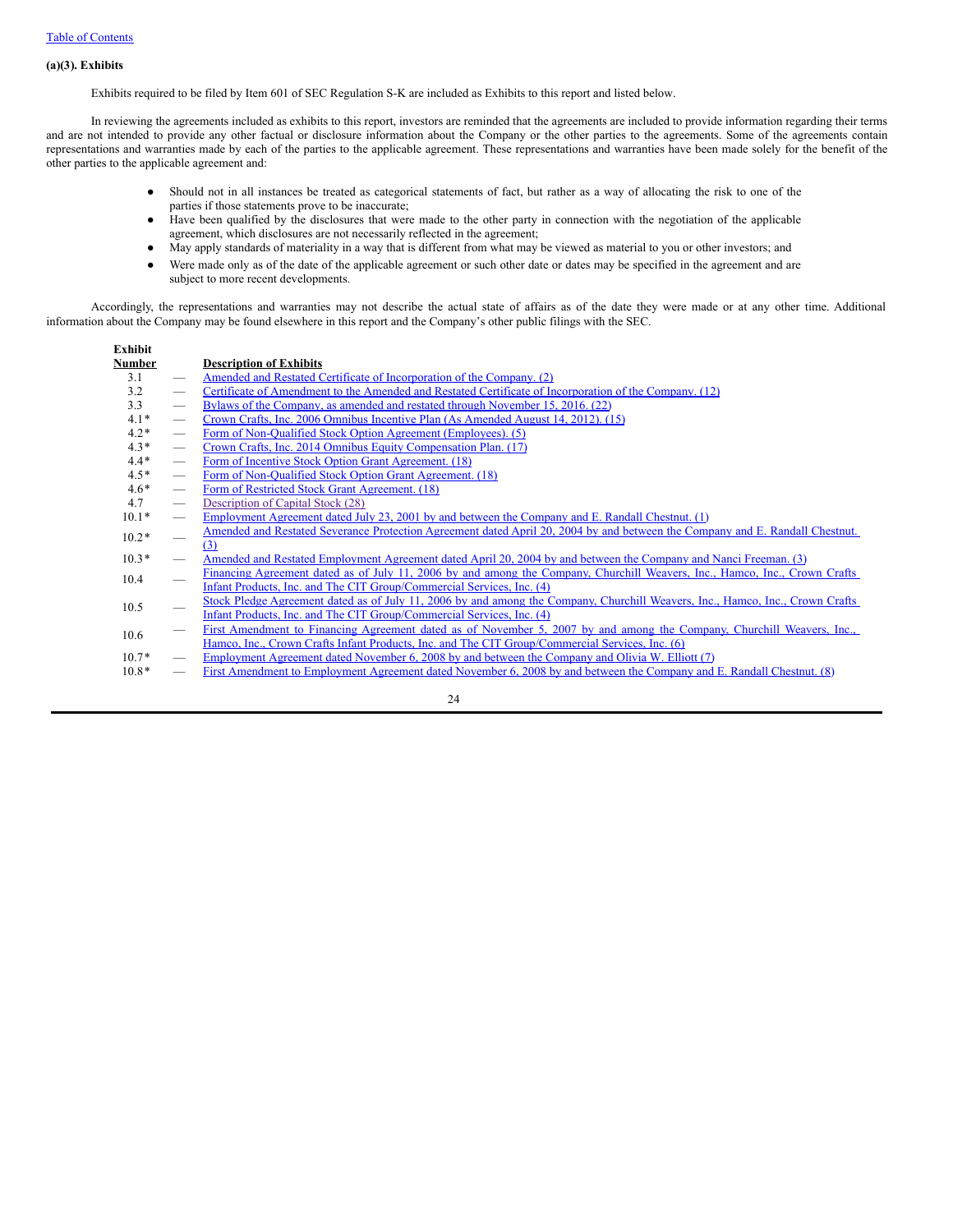Table of Contents

**(a)(3). Exhibits**

Exhibits required to be filed by Item 601 of SEC Regulation S-K are included as Exhibits to this report and listed below.

In reviewing the agreements included as exhibits to this report, investors are reminded that the agreements are included to provide information regarding their terms and are not intended to provide any other factual or disclosure information about the Company or the other parties to the agreements. Some of the agreements contain representations and warranties made by each of the parties to the applicable agreement. These representations and warranties have been made solely for the benefit of the other parties to the applicable agreement and:

- Should not in all instances be treated as categorical statements of fact, but rather as a way of allocating the risk to one of the parties if those statements prove to be inaccurate;
- Have been qualified by the disclosures that were made to the other party in connection with the negotiation of the applicable agreement, which disclosures are not necessarily reflected in the agreement;
- May apply standards of materiality in a way that is different from what may be viewed as material to you or other investors; and
- Were made only as of the date of the applicable agreement or such other date or dates may be specified in the agreement and are subject to more recent developments.

Accordingly, the representations and warranties may not describe the actual state of affairs as of the date they were made or at any other time. Additional information about the Company may be found elsewhere in this report and the Company's other public filings with the SEC.

| Exhibit Number | | Description of Exhibits |
|---|---|---|
| 3.1 | — | Amended and Restated Certificate of Incorporation of the Company. (2) |
| 3.2 | — | Certificate of Amendment to the Amended and Restated Certificate of Incorporation of the Company. (12) |
| 3.3 | — | Bylaws of the Company, as amended and restated through November 15, 2016. (22) |
| 4.1* | — | Crown Crafts, Inc. 2006 Omnibus Incentive Plan (As Amended August 14, 2012). (15) |
| 4.2* | — | Form of Non-Qualified Stock Option Agreement (Employees). (5) |
| 4.3* | — | Crown Crafts, Inc. 2014 Omnibus Equity Compensation Plan. (17) |
| 4.4* | — | Form of Incentive Stock Option Grant Agreement. (18) |
| 4.5* | — | Form of Non-Qualified Stock Option Grant Agreement. (18) |
| 4.6* | — | Form of Restricted Stock Grant Agreement. (18) |
| 4.7 | — | Description of Capital Stock (28) |
| 10.1* | — | Employment Agreement dated July 23, 2001 by and between the Company and E. Randall Chestnut. (1) |
| 10.2* | — | Amended and Restated Severance Protection Agreement dated April 20, 2004 by and between the Company and E. Randall Chestnut. (3) |
| 10.3* | — | Amended and Restated Employment Agreement dated April 20, 2004 by and between the Company and Nanci Freeman. (3) |
| 10.4 | — | Financing Agreement dated as of July 11, 2006 by and among the Company, Churchill Weavers, Inc., Hamco, Inc., Crown Crafts Infant Products, Inc. and The CIT Group/Commercial Services, Inc. (4) |
| 10.5 | — | Stock Pledge Agreement dated as of July 11, 2006 by and among the Company, Churchill Weavers, Inc., Hamco, Inc., Crown Crafts Infant Products, Inc. and The CIT Group/Commercial Services, Inc. (4) |
| 10.6 | — | First Amendment to Financing Agreement dated as of November 5, 2007 by and among the Company, Churchill Weavers, Inc., Hamco, Inc., Crown Crafts Infant Products, Inc. and The CIT Group/Commercial Services, Inc. (6) |
| 10.7* | — | Employment Agreement dated November 6, 2008 by and between the Company and Olivia W. Elliott (7) |
| 10.8* | — | First Amendment to Employment Agreement dated November 6, 2008 by and between the Company and E. Randall Chestnut. (8) |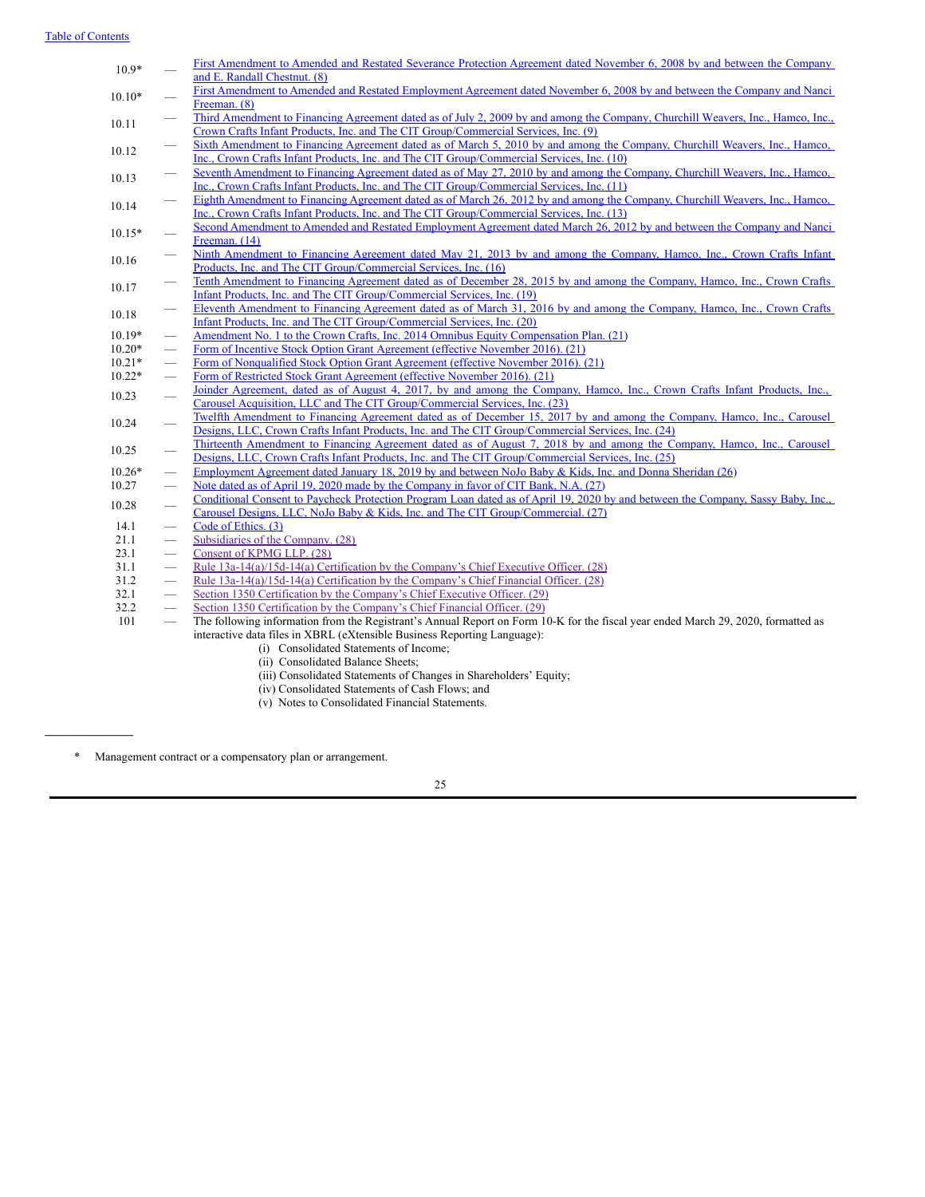| | | |
|---|---|---|
| 10.9* | — | First Amendment to Amended and Restated Severance Protection Agreement dated November 6, 2008 by and between the Company and E. Randall Chestnut. (8) |
| 10.10* | — | First Amendment to Amended and Restated Employment Agreement dated November 6, 2008 by and between the Company and Nanci Freeman. (8) |
| 10.11 | — | Third Amendment to Financing Agreement dated as of July 2, 2009 by and among the Company, Churchill Weavers, Inc., Hamco, Inc., Crown Crafts Infant Products, Inc. and The CIT Group/Commercial Services, Inc. (9) |
| 10.12 | — | Sixth Amendment to Financing Agreement dated as of March 5, 2010 by and among the Company, Churchill Weavers, Inc., Hamco, Inc., Crown Crafts Infant Products, Inc. and The CIT Group/Commercial Services, Inc. (10) |
| 10.13 | — | Seventh Amendment to Financing Agreement dated as of May 27, 2010 by and among the Company, Churchill Weavers, Inc., Hamco, Inc., Crown Crafts Infant Products, Inc. and The CIT Group/Commercial Services, Inc. (11) |
| 10.14 | — | Eighth Amendment to Financing Agreement dated as of March 26, 2012 by and among the Company, Churchill Weavers, Inc., Hamco, Inc., Crown Crafts Infant Products, Inc. and The CIT Group/Commercial Services, Inc. (13) |
| 10.15* | — | Second Amendment to Amended and Restated Employment Agreement dated March 26, 2012 by and between the Company and Nanci Freeman. (14) |
| 10.16 | — | Ninth Amendment to Financing Agreement dated May 21, 2013 by and among the Company, Hamco, Inc., Crown Crafts Infant Products, Inc. and The CIT Group/Commercial Services, Inc. (16) |
| 10.17 | — | Tenth Amendment to Financing Agreement dated as of December 28, 2015 by and among the Company, Hamco, Inc., Crown Crafts Infant Products, Inc. and The CIT Group/Commercial Services, Inc. (19) |
| 10.18 | — | Eleventh Amendment to Financing Agreement dated as of March 31, 2016 by and among the Company, Hamco, Inc., Crown Crafts Infant Products, Inc. and The CIT Group/Commercial Services, Inc. (20) |
| 10.19* | — | Amendment No. 1 to the Crown Crafts, Inc. 2014 Omnibus Equity Compensation Plan. (21) |
| 10.20* | — | Form of Incentive Stock Option Grant Agreement (effective November 2016). (21) |
| 10.21* | — | Form of Nonqualified Stock Option Grant Agreement (effective November 2016). (21) |
| 10.22* | — | Form of Restricted Stock Grant Agreement (effective November 2016). (21) |
| 10.23 | — | Joinder Agreement, dated as of August 4, 2017, by and among the Company, Hamco, Inc., Crown Crafts Infant Products, Inc., Carousel Acquisition, LLC and The CIT Group/Commercial Services, Inc. (23) |
| 10.24 | — | Twelfth Amendment to Financing Agreement dated as of December 15, 2017 by and among the Company, Hamco, Inc., Carousel Designs, LLC, Crown Crafts Infant Products, Inc. and The CIT Group/Commercial Services, Inc. (24) |
| 10.25 | — | Thirteenth Amendment to Financing Agreement dated as of August 7, 2018 by and among the Company, Hamco, Inc., Carousel Designs, LLC, Crown Crafts Infant Products, Inc. and The CIT Group/Commercial Services, Inc. (25) |
| 10.26* | — | Employment Agreement dated January 18, 2019 by and between NoJo Baby & Kids, Inc. and Donna Sheridan (26) |
| 10.27 | — | Note dated as of April 19, 2020 made by the Company in favor of CIT Bank, N.A. (27) |
| 10.28 | — | Conditional Consent to Paycheck Protection Program Loan dated as of April 19, 2020 by and between the Company, Sassy Baby, Inc., Carousel Designs, LLC, NoJo Baby & Kids, Inc. and The CIT Group/Commercial. (27) |
| 14.1 | — | Code of Ethics. (3) |
| 21.1 | — | Subsidiaries of the Company. (28) |
| 23.1 | — | Consent of KPMG LLP. (28) |
| 31.1 | — | Rule 13a-14(a)/15d-14(a) Certification by the Company's Chief Executive Officer. (28) |
| 31.2 | — | Rule 13a-14(a)/15d-14(a) Certification by the Company's Chief Financial Officer. (28) |
| 32.1 | — | Section 1350 Certification by the Company's Chief Executive Officer. (29) |
| 32.2 | — | Section 1350 Certification by the Company's Chief Financial Officer. (29) |
| 101 | — | The following information from the Registrant's Annual Report on Form 10-K for the fiscal year ended March 29, 2020, formatted as interactive data files in XBRL (eXtensible Business Reporting Language):<br>(i) Consolidated Statements of Income;<br>(ii) Consolidated Balance Sheets;<br>(iii) Consolidated Statements of Changes in Shareholders' Equity;<br>(iv) Consolidated Statements of Cash Flows; and<br>(v) Notes to Consolidated Financial Statements. |

---

\* Management contract or a compensatory plan or arrangement.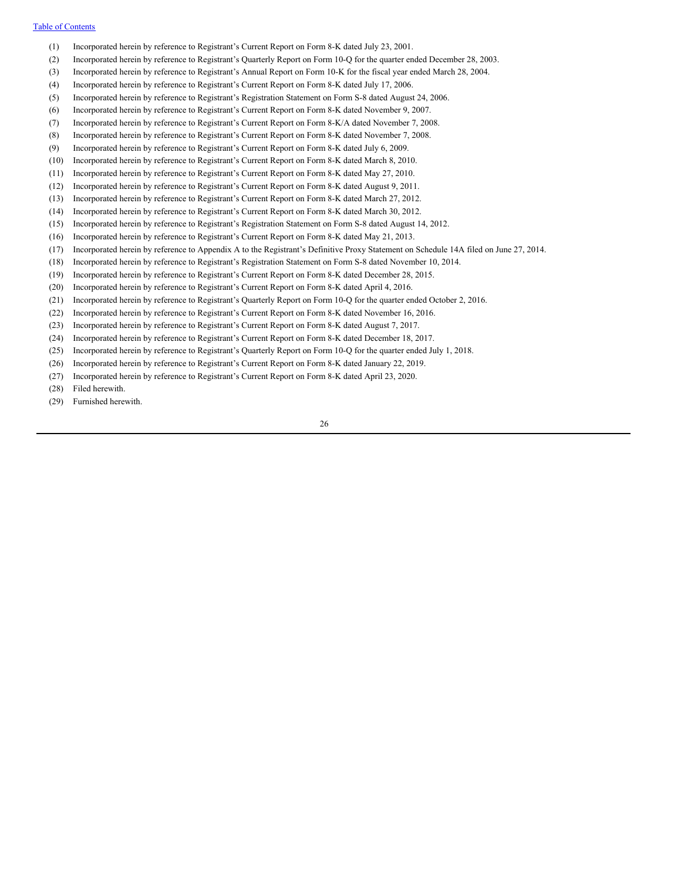(1) Incorporated herein by reference to Registrant's Current Report on Form 8-K dated July 23, 2001.

(2) Incorporated herein by reference to Registrant's Quarterly Report on Form 10-Q for the quarter ended December 28, 2003.

(3) Incorporated herein by reference to Registrant's Annual Report on Form 10-K for the fiscal year ended March 28, 2004.

(4) Incorporated herein by reference to Registrant's Current Report on Form 8-K dated July 17, 2006.

(5) Incorporated herein by reference to Registrant's Registration Statement on Form S-8 dated August 24, 2006.

(6) Incorporated herein by reference to Registrant's Current Report on Form 8-K dated November 9, 2007.

(7) Incorporated herein by reference to Registrant's Current Report on Form 8-K/A dated November 7, 2008.

(8) Incorporated herein by reference to Registrant's Current Report on Form 8-K dated November 7, 2008.

(9) Incorporated herein by reference to Registrant's Current Report on Form 8-K dated July 6, 2009.

(10) Incorporated herein by reference to Registrant's Current Report on Form 8-K dated March 8, 2010.

(11) Incorporated herein by reference to Registrant's Current Report on Form 8-K dated May 27, 2010.

(12) Incorporated herein by reference to Registrant's Current Report on Form 8-K dated August 9, 2011.

(13) Incorporated herein by reference to Registrant's Current Report on Form 8-K dated March 27, 2012.

(14) Incorporated herein by reference to Registrant's Current Report on Form 8-K dated March 30, 2012.

(15) Incorporated herein by reference to Registrant's Registration Statement on Form S-8 dated August 14, 2012.

(16) Incorporated herein by reference to Registrant's Current Report on Form 8-K dated May 21, 2013.

(17) Incorporated herein by reference to Appendix A to the Registrant's Definitive Proxy Statement on Schedule 14A filed on June 27, 2014.

(18) Incorporated herein by reference to Registrant's Registration Statement on Form S-8 dated November 10, 2014.

(19) Incorporated herein by reference to Registrant's Current Report on Form 8-K dated December 28, 2015.

(20) Incorporated herein by reference to Registrant's Current Report on Form 8-K dated April 4, 2016.

(21) Incorporated herein by reference to Registrant's Quarterly Report on Form 10-Q for the quarter ended October 2, 2016.

(22) Incorporated herein by reference to Registrant's Current Report on Form 8-K dated November 16, 2016.

(23) Incorporated herein by reference to Registrant's Current Report on Form 8-K dated August 7, 2017.

(24) Incorporated herein by reference to Registrant's Current Report on Form 8-K dated December 18, 2017.

(25) Incorporated herein by reference to Registrant's Quarterly Report on Form 10-Q for the quarter ended July 1, 2018.

(26) Incorporated herein by reference to Registrant's Current Report on Form 8-K dated January 22, 2019.

(27) Incorporated herein by reference to Registrant's Current Report on Form 8-K dated April 23, 2020.

(28) Filed herewith.

(29) Furnished herewith.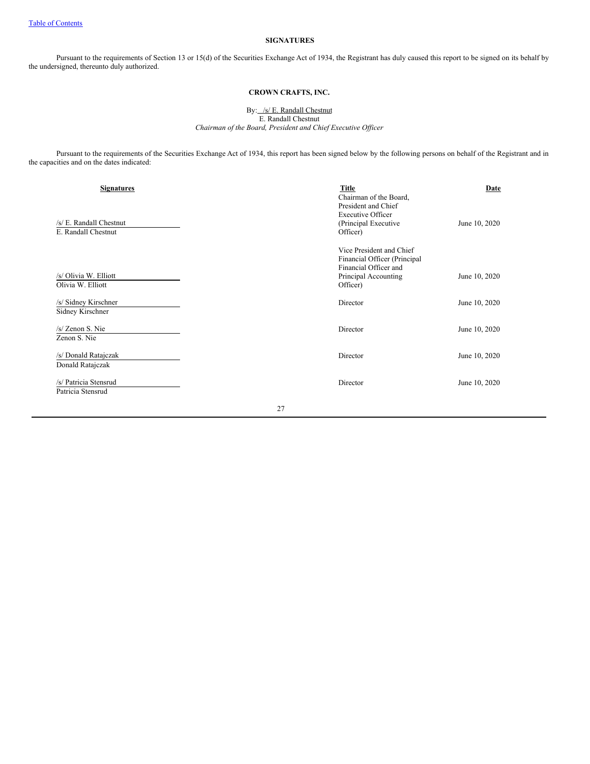## SIGNATURES

Pursuant to the requirements of Section 13 or 15(d) of the Securities Exchange Act of 1934, the Registrant has duly caused this report to be signed on its behalf by the undersigned, thereunto duly authorized.

**CROWN CRAFTS, INC.**

By: /s/ E. Randall Chestnut
E. Randall Chestnut
*Chairman of the Board, President and Chief Executive Officer*

Pursuant to the requirements of the Securities Exchange Act of 1934, this report has been signed below by the following persons on behalf of the Registrant and in the capacities and on the dates indicated:

| Signatures | Title | Date |
|---|---|---|
| /s/ E. Randall Chestnut<br>E. Randall Chestnut | Chairman of the Board, President and Chief Executive Officer (Principal Executive Officer) | June 10, 2020 |
| /s/ Olivia W. Elliott<br>Olivia W. Elliott | Vice President and Chief Financial Officer (Principal Financial Officer and Principal Accounting Officer) | June 10, 2020 |
| /s/ Sidney Kirschner<br>Sidney Kirschner | Director | June 10, 2020 |
| /s/ Zenon S. Nie<br>Zenon S. Nie | Director | June 10, 2020 |
| /s/ Donald Ratajczak<br>Donald Ratajczak | Director | June 10, 2020 |
| /s/ Patricia Stensrud<br>Patricia Stensrud | Director | June 10, 2020 |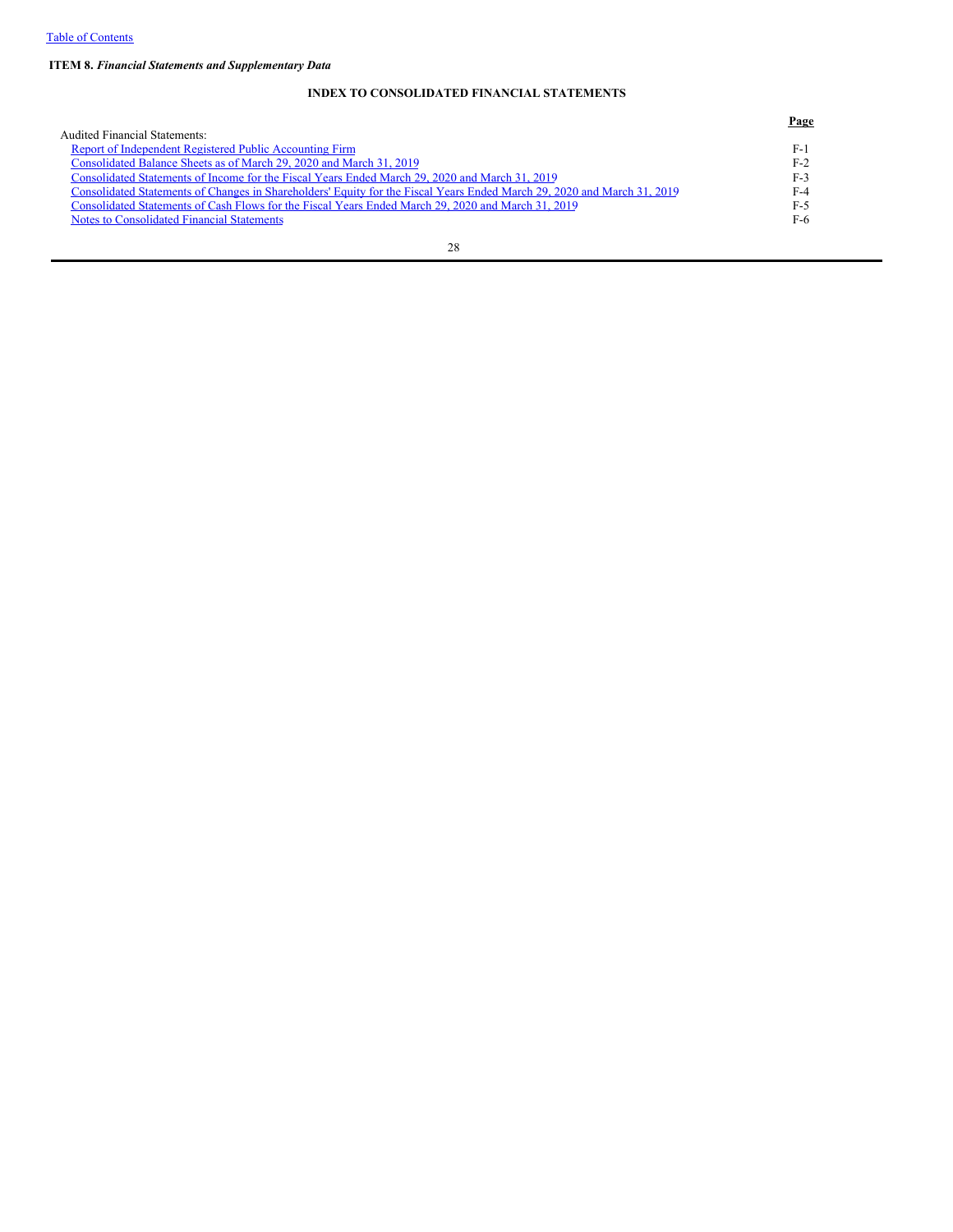**ITEM 8.** ***Financial Statements and Supplementary Data***

## INDEX TO CONSOLIDATED FINANCIAL STATEMENTS

| | Page |
|---|---|
| Audited Financial Statements: | |
| Report of Independent Registered Public Accounting Firm | F-1 |
| Consolidated Balance Sheets as of March 29, 2020 and March 31, 2019 | F-2 |
| Consolidated Statements of Income for the Fiscal Years Ended March 29, 2020 and March 31, 2019 | F-3 |
| Consolidated Statements of Changes in Shareholders' Equity for the Fiscal Years Ended March 29, 2020 and March 31, 2019 | F-4 |
| Consolidated Statements of Cash Flows for the Fiscal Years Ended March 29, 2020 and March 31, 2019 | F-5 |
| Notes to Consolidated Financial Statements | F-6 |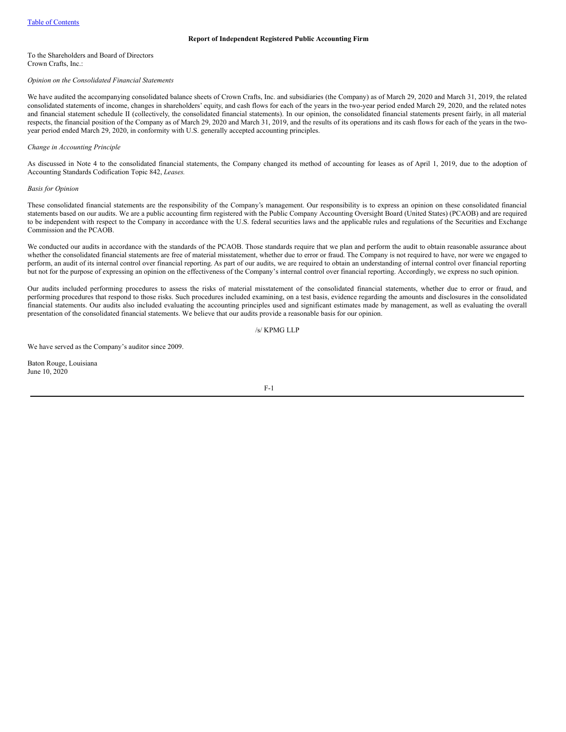## Report of Independent Registered Public Accounting Firm

To the Shareholders and Board of Directors
Crown Crafts, Inc.:

*Opinion on the Consolidated Financial Statements*

We have audited the accompanying consolidated balance sheets of Crown Crafts, Inc. and subsidiaries (the Company) as of March 29, 2020 and March 31, 2019, the related consolidated statements of income, changes in shareholders' equity, and cash flows for each of the years in the two-year period ended March 29, 2020, and the related notes and financial statement schedule II (collectively, the consolidated financial statements). In our opinion, the consolidated financial statements present fairly, in all material respects, the financial position of the Company as of March 29, 2020 and March 31, 2019, and the results of its operations and its cash flows for each of the years in the two-year period ended March 29, 2020, in conformity with U.S. generally accepted accounting principles.

*Change in Accounting Principle*

As discussed in Note 4 to the consolidated financial statements, the Company changed its method of accounting for leases as of April 1, 2019, due to the adoption of Accounting Standards Codification Topic 842, *Leases.*

*Basis for Opinion*

These consolidated financial statements are the responsibility of the Company's management. Our responsibility is to express an opinion on these consolidated financial statements based on our audits. We are a public accounting firm registered with the Public Company Accounting Oversight Board (United States) (PCAOB) and are required to be independent with respect to the Company in accordance with the U.S. federal securities laws and the applicable rules and regulations of the Securities and Exchange Commission and the PCAOB.

We conducted our audits in accordance with the standards of the PCAOB. Those standards require that we plan and perform the audit to obtain reasonable assurance about whether the consolidated financial statements are free of material misstatement, whether due to error or fraud. The Company is not required to have, nor were we engaged to perform, an audit of its internal control over financial reporting. As part of our audits, we are required to obtain an understanding of internal control over financial reporting but not for the purpose of expressing an opinion on the effectiveness of the Company's internal control over financial reporting. Accordingly, we express no such opinion.

Our audits included performing procedures to assess the risks of material misstatement of the consolidated financial statements, whether due to error or fraud, and performing procedures that respond to those risks. Such procedures included examining, on a test basis, evidence regarding the amounts and disclosures in the consolidated financial statements. Our audits also included evaluating the accounting principles used and significant estimates made by management, as well as evaluating the overall presentation of the consolidated financial statements. We believe that our audits provide a reasonable basis for our opinion.

/s/ KPMG LLP

We have served as the Company's auditor since 2009.

Baton Rouge, Louisiana
June 10, 2020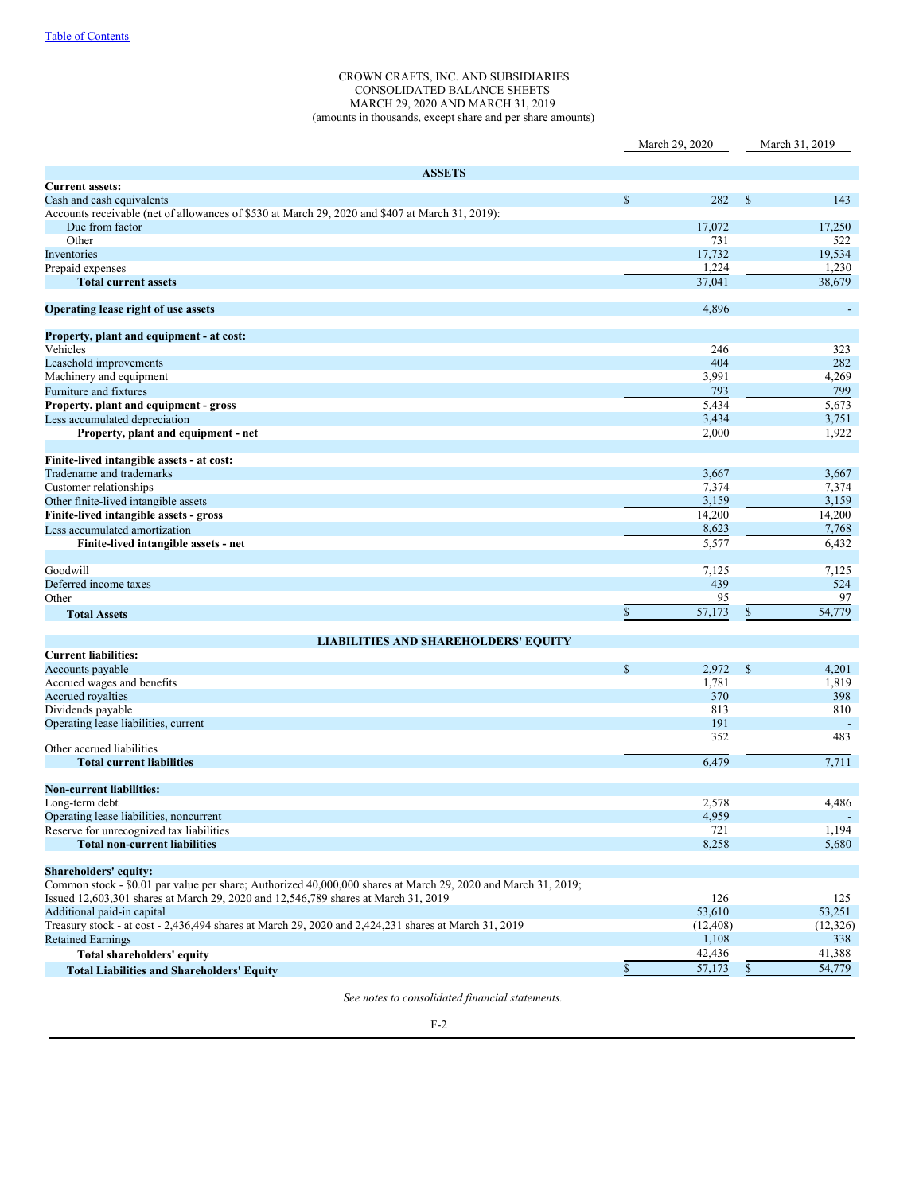[Table of Contents](#)

CROWN CRAFTS, INC. AND SUBSIDIARIES
CONSOLIDATED BALANCE SHEETS
MARCH 29, 2020 AND MARCH 31, 2019
(amounts in thousands, except share and per share amounts)

| | March 29, 2020 | March 31, 2019 |
|---|---|---|
| **ASSETS** | | |
| **Current assets:** | | |
| Cash and cash equivalents | $ 282 | $ 143 |
| Accounts receivable (net of allowances of $530 at March 29, 2020 and $407 at March 31, 2019): | | |
| Due from factor | 17,072 | 17,250 |
| Other | 731 | 522 |
| Inventories | 17,732 | 19,534 |
| Prepaid expenses | 1,224 | 1,230 |
| **Total current assets** | 37,041 | 38,679 |
| | | |
| **Operating lease right of use assets** | 4,896 | - |
| | | |
| **Property, plant and equipment - at cost:** | | |
| Vehicles | 246 | 323 |
| Leasehold improvements | 404 | 282 |
| Machinery and equipment | 3,991 | 4,269 |
| Furniture and fixtures | 793 | 799 |
| **Property, plant and equipment - gross** | 5,434 | 5,673 |
| Less accumulated depreciation | 3,434 | 3,751 |
| **Property, plant and equipment - net** | 2,000 | 1,922 |
| | | |
| **Finite-lived intangible assets - at cost:** | | |
| Tradename and trademarks | 3,667 | 3,667 |
| Customer relationships | 7,374 | 7,374 |
| Other finite-lived intangible assets | 3,159 | 3,159 |
| **Finite-lived intangible assets - gross** | 14,200 | 14,200 |
| Less accumulated amortization | 8,623 | 7,768 |
| **Finite-lived intangible assets - net** | 5,577 | 6,432 |
| | | |
| Goodwill | 7,125 | 7,125 |
| Deferred income taxes | 439 | 524 |
| Other | 95 | 97 |
| **Total Assets** | $ 57,173 | $ 54,779 |
| | | |
| **LIABILITIES AND SHAREHOLDERS' EQUITY** | | |
| **Current liabilities:** | | |
| Accounts payable | $ 2,972 | $ 4,201 |
| Accrued wages and benefits | 1,781 | 1,819 |
| Accrued royalties | 370 | 398 |
| Dividends payable | 813 | 810 |
| Operating lease liabilities, current | 191 | - |
| Other accrued liabilities | 352 | 483 |
| **Total current liabilities** | 6,479 | 7,711 |
| | | |
| **Non-current liabilities:** | | |
| Long-term debt | 2,578 | 4,486 |
| Operating lease liabilities, noncurrent | 4,959 | - |
| Reserve for unrecognized tax liabilities | 721 | 1,194 |
| **Total non-current liabilities** | 8,258 | 5,680 |
| | | |
| **Shareholders' equity:** | | |
| Common stock - $0.01 par value per share; Authorized 40,000,000 shares at March 29, 2020 and March 31, 2019; Issued 12,603,301 shares at March 29, 2020 and 12,546,789 shares at March 31, 2019 | 126 | 125 |
| Additional paid-in capital | 53,610 | 53,251 |
| Treasury stock - at cost - 2,436,494 shares at March 29, 2020 and 2,424,231 shares at March 31, 2019 | (12,408) | (12,326) |
| Retained Earnings | 1,108 | 338 |
| **Total shareholders' equity** | 42,436 | 41,388 |
| **Total Liabilities and Shareholders' Equity** | $ 57,173 | $ 54,779 |

*See notes to consolidated financial statements.*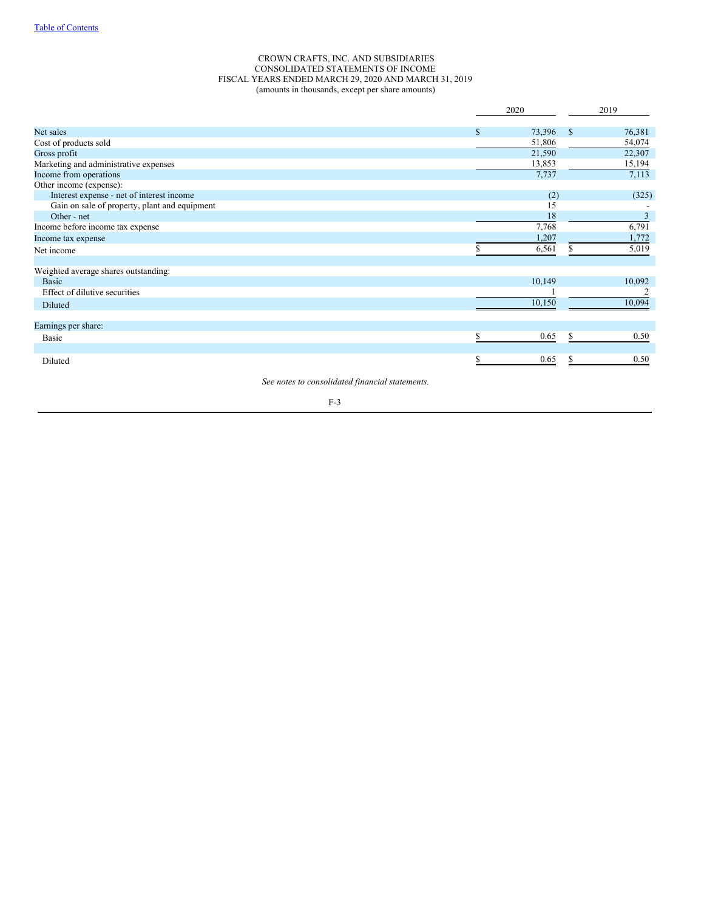[Table of Contents]

# CROWN CRAFTS, INC. AND SUBSIDIARIES
## CONSOLIDATED STATEMENTS OF INCOME
### FISCAL YEARS ENDED MARCH 29, 2020 AND MARCH 31, 2019
(amounts in thousands, except per share amounts)

| | 2020 | 2019 |
|---|---|---|
| Net sales | $ 73,396 | $ 76,381 |
| Cost of products sold | 51,806 | 54,074 |
| Gross profit | 21,590 | 22,307 |
| Marketing and administrative expenses | 13,853 | 15,194 |
| Income from operations | 7,737 | 7,113 |
| Other income (expense): | | |
| Interest expense - net of interest income | (2) | (325) |
| Gain on sale of property, plant and equipment | 15 | - |
| Other - net | 18 | 3 |
| Income before income tax expense | 7,768 | 6,791 |
| Income tax expense | 1,207 | 1,772 |
| Net income | $ 6,561 | $ 5,019 |
| | | |
| Weighted average shares outstanding: | | |
| Basic | 10,149 | 10,092 |
| Effect of dilutive securities | 1 | 2 |
| Diluted | 10,150 | 10,094 |
| | | |
| Earnings per share: | | |
| Basic | $ 0.65 | $ 0.50 |
| | | |
| Diluted | $ 0.65 | $ 0.50 |

*See notes to consolidated financial statements.*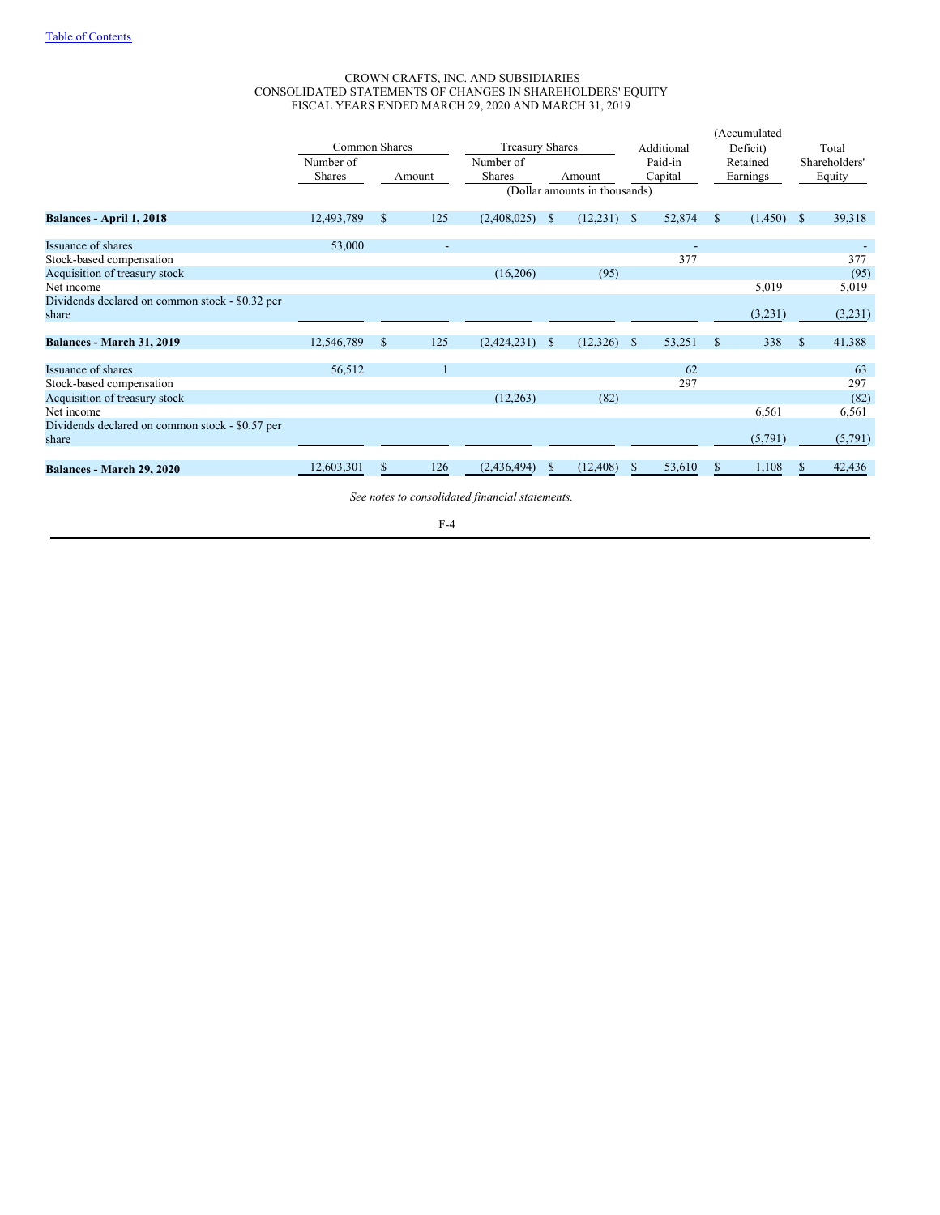CROWN CRAFTS, INC. AND SUBSIDIARIES
CONSOLIDATED STATEMENTS OF CHANGES IN SHAREHOLDERS' EQUITY
FISCAL YEARS ENDED MARCH 29, 2020 AND MARCH 31, 2019

| | Common Shares | | Treasury Shares | | Additional Paid-in Capital | (Accumulated Deficit) Retained Earnings | Total Shareholders' Equity |
|---|---|---|---|---|---|---|---|
| | Number of Shares | Amount | Number of Shares | Amount | | | |
| | | | (Dollar amounts in thousands) | | | | |
| **Balances - April 1, 2018** | 12,493,789 | $ 125 | (2,408,025) | $ (12,231) | $ 52,874 | $ (1,450) | $ 39,318 |
| Issuance of shares | 53,000 | - | | | - | | - |
| Stock-based compensation | | | | | 377 | | 377 |
| Acquisition of treasury stock | | | (16,206) | (95) | | | (95) |
| Net income | | | | | | 5,019 | 5,019 |
| Dividends declared on common stock - $0.32 per share | | | | | | (3,231) | (3,231) |
| **Balances - March 31, 2019** | 12,546,789 | $ 125 | (2,424,231) | $ (12,326) | $ 53,251 | $ 338 | $ 41,388 |
| Issuance of shares | 56,512 | 1 | | | 62 | | 63 |
| Stock-based compensation | | | | | 297 | | 297 |
| Acquisition of treasury stock | | | (12,263) | (82) | | | (82) |
| Net income | | | | | | 6,561 | 6,561 |
| Dividends declared on common stock - $0.57 per share | | | | | | (5,791) | (5,791) |
| **Balances - March 29, 2020** | 12,603,301 | $ 126 | (2,436,494) | $ (12,408) | $ 53,610 | $ 1,108 | $ 42,436 |

*See notes to consolidated financial statements.*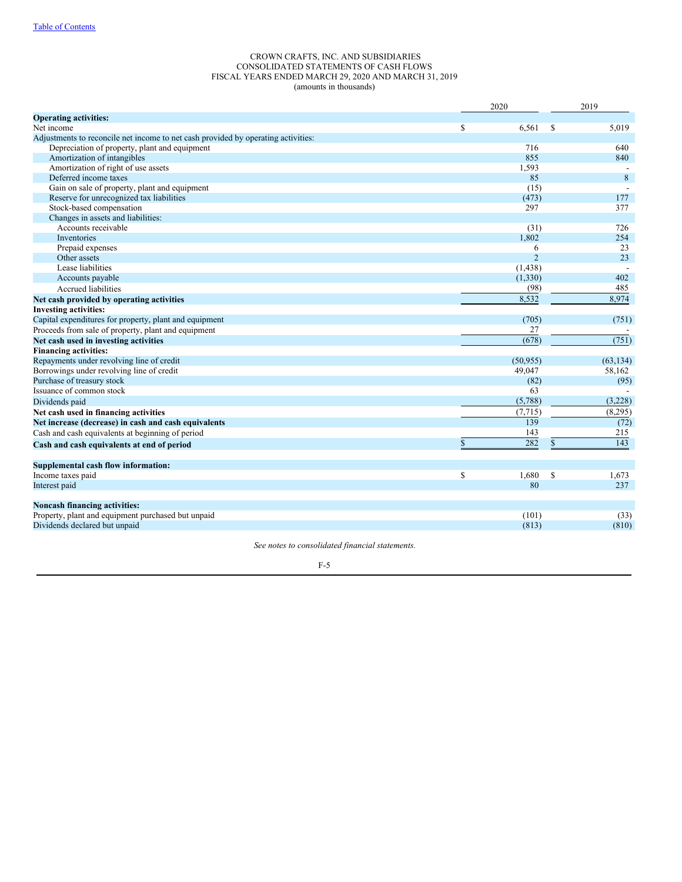[Table of Contents](#)

CROWN CRAFTS, INC. AND SUBSIDIARIES
CONSOLIDATED STATEMENTS OF CASH FLOWS
FISCAL YEARS ENDED MARCH 29, 2020 AND MARCH 31, 2019
(amounts in thousands)

| | 2020 | 2019 |
|---|---|---|
| **Operating activities:** | | |
| Net income | $ 6,561 | $ 5,019 |
| Adjustments to reconcile net income to net cash provided by operating activities: | | |
| Depreciation of property, plant and equipment | 716 | 640 |
| Amortization of intangibles | 855 | 840 |
| Amortization of right of use assets | 1,593 | - |
| Deferred income taxes | 85 | 8 |
| Gain on sale of property, plant and equipment | (15) | - |
| Reserve for unrecognized tax liabilities | (473) | 177 |
| Stock-based compensation | 297 | 377 |
| Changes in assets and liabilities: | | |
| Accounts receivable | (31) | 726 |
| Inventories | 1,802 | 254 |
| Prepaid expenses | 6 | 23 |
| Other assets | 2 | 23 |
| Lease liabilities | (1,438) | - |
| Accounts payable | (1,330) | 402 |
| Accrued liabilities | (98) | 485 |
| **Net cash provided by operating activities** | 8,532 | 8,974 |
| **Investing activities:** | | |
| Capital expenditures for property, plant and equipment | (705) | (751) |
| Proceeds from sale of property, plant and equipment | 27 | - |
| **Net cash used in investing activities** | (678) | (751) |
| **Financing activities:** | | |
| Repayments under revolving line of credit | (50,955) | (63,134) |
| Borrowings under revolving line of credit | 49,047 | 58,162 |
| Purchase of treasury stock | (82) | (95) |
| Issuance of common stock | 63 | - |
| Dividends paid | (5,788) | (3,228) |
| **Net cash used in financing activities** | (7,715) | (8,295) |
| **Net increase (decrease) in cash and cash equivalents** | 139 | (72) |
| Cash and cash equivalents at beginning of period | 143 | 215 |
| **Cash and cash equivalents at end of period** | $ 282 | $ 143 |
| | | |
| **Supplemental cash flow information:** | | |
| Income taxes paid | $ 1,680 | $ 1,673 |
| Interest paid | 80 | 237 |
| | | |
| **Noncash financing activities:** | | |
| Property, plant and equipment purchased but unpaid | (101) | (33) |
| Dividends declared but unpaid | (813) | (810) |

*See notes to consolidated financial statements.*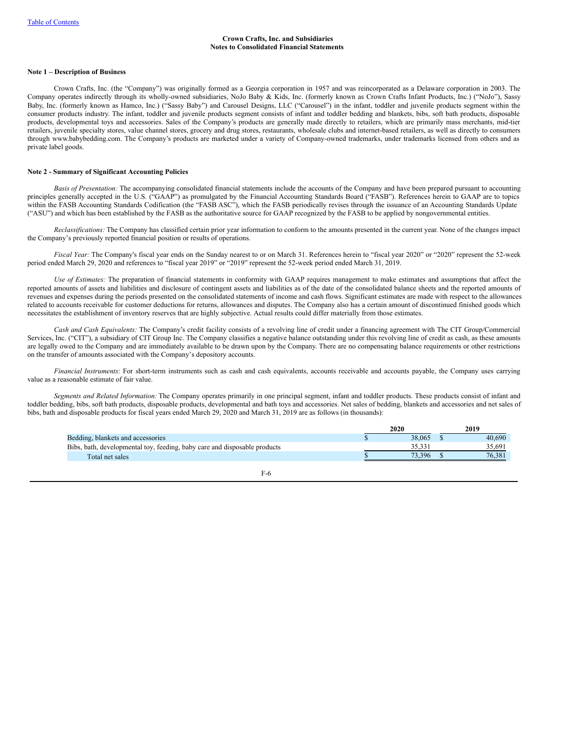Crown Crafts, Inc. and Subsidiaries
Notes to Consolidated Financial Statements

**Note 1 – Description of Business**

Crown Crafts, Inc. (the "Company") was originally formed as a Georgia corporation in 1957 and was reincorporated as a Delaware corporation in 2003. The Company operates indirectly through its wholly-owned subsidiaries, NoJo Baby & Kids, Inc. (formerly known as Crown Crafts Infant Products, Inc.) ("NoJo"), Sassy Baby, Inc. (formerly known as Hamco, Inc.) ("Sassy Baby") and Carousel Designs, LLC ("Carousel") in the infant, toddler and juvenile products segment within the consumer products industry. The infant, toddler and juvenile products segment consists of infant and toddler bedding and blankets, bibs, soft bath products, disposable products, developmental toys and accessories. Sales of the Company's products are generally made directly to retailers, which are primarily mass merchants, mid-tier retailers, juvenile specialty stores, value channel stores, grocery and drug stores, restaurants, wholesale clubs and internet-based retailers, as well as directly to consumers through www.babybedding.com. The Company's products are marketed under a variety of Company-owned trademarks, under trademarks licensed from others and as private label goods.

**Note 2 - Summary of Significant Accounting Policies**

*Basis of Presentation:* The accompanying consolidated financial statements include the accounts of the Company and have been prepared pursuant to accounting principles generally accepted in the U.S. ("GAAP") as promulgated by the Financial Accounting Standards Board ("FASB"). References herein to GAAP are to topics within the FASB Accounting Standards Codification (the "FASB ASC"), which the FASB periodically revises through the issuance of an Accounting Standards Update ("ASU") and which has been established by the FASB as the authoritative source for GAAP recognized by the FASB to be applied by nongovernmental entities.

*Reclassifications:* The Company has classified certain prior year information to conform to the amounts presented in the current year. None of the changes impact the Company's previously reported financial position or results of operations.

*Fiscal Year:* The Company's fiscal year ends on the Sunday nearest to or on March 31. References herein to "fiscal year 2020" or "2020" represent the 52-week period ended March 29, 2020 and references to "fiscal year 2019" or "2019" represent the 52-week period ended March 31, 2019.

*Use of Estimates:* The preparation of financial statements in conformity with GAAP requires management to make estimates and assumptions that affect the reported amounts of assets and liabilities and disclosure of contingent assets and liabilities as of the date of the consolidated balance sheets and the reported amounts of revenues and expenses during the periods presented on the consolidated statements of income and cash flows. Significant estimates are made with respect to the allowances related to accounts receivable for customer deductions for returns, allowances and disputes. The Company also has a certain amount of discontinued finished goods which necessitates the establishment of inventory reserves that are highly subjective. Actual results could differ materially from those estimates.

*Cash and Cash Equivalents:* The Company's credit facility consists of a revolving line of credit under a financing agreement with The CIT Group/Commercial Services, Inc. ("CIT"), a subsidiary of CIT Group Inc. The Company classifies a negative balance outstanding under this revolving line of credit as cash, as these amounts are legally owed to the Company and are immediately available to be drawn upon by the Company. There are no compensating balance requirements or other restrictions on the transfer of amounts associated with the Company's depository accounts.

*Financial Instruments*: For short-term instruments such as cash and cash equivalents, accounts receivable and accounts payable, the Company uses carrying value as a reasonable estimate of fair value.

*Segments and Related Information:* The Company operates primarily in one principal segment, infant and toddler products. These products consist of infant and toddler bedding, bibs, soft bath products, disposable products, developmental and bath toys and accessories. Net sales of bedding, blankets and accessories and net sales of bibs, bath and disposable products for fiscal years ended March 29, 2020 and March 31, 2019 are as follows (in thousands):

| | 2020 | 2019 |
|---|---|---|
| Bedding, blankets and accessories | $ 38,065 | $ 40,690 |
| Bibs, bath, developmental toy, feeding, baby care and disposable products | 35,331 | 35,691 |
| Total net sales | $ 73,396 | $ 76,381 |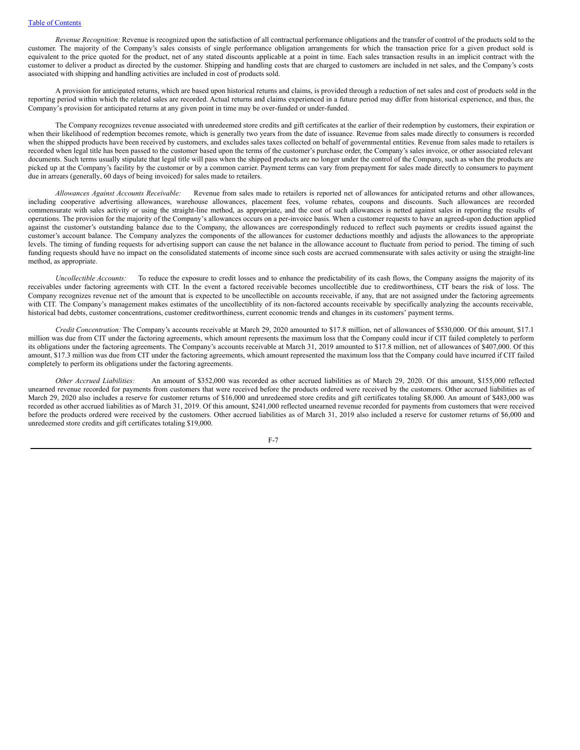*Revenue Recognition:* Revenue is recognized upon the satisfaction of all contractual performance obligations and the transfer of control of the products sold to the customer. The majority of the Company's sales consists of single performance obligation arrangements for which the transaction price for a given product sold is equivalent to the price quoted for the product, net of any stated discounts applicable at a point in time. Each sales transaction results in an implicit contract with the customer to deliver a product as directed by the customer. Shipping and handling costs that are charged to customers are included in net sales, and the Company's costs associated with shipping and handling activities are included in cost of products sold.

A provision for anticipated returns, which are based upon historical returns and claims, is provided through a reduction of net sales and cost of products sold in the reporting period within which the related sales are recorded. Actual returns and claims experienced in a future period may differ from historical experience, and thus, the Company's provision for anticipated returns at any given point in time may be over-funded or under-funded.

The Company recognizes revenue associated with unredeemed store credits and gift certificates at the earlier of their redemption by customers, their expiration or when their likelihood of redemption becomes remote, which is generally two years from the date of issuance. Revenue from sales made directly to consumers is recorded when the shipped products have been received by customers, and excludes sales taxes collected on behalf of governmental entities. Revenue from sales made to retailers is recorded when legal title has been passed to the customer based upon the terms of the customer's purchase order, the Company's sales invoice, or other associated relevant documents. Such terms usually stipulate that legal title will pass when the shipped products are no longer under the control of the Company, such as when the products are picked up at the Company's facility by the customer or by a common carrier. Payment terms can vary from prepayment for sales made directly to consumers to payment due in arrears (generally, 60 days of being invoiced) for sales made to retailers.

*Allowances Against Accounts Receivable:* Revenue from sales made to retailers is reported net of allowances for anticipated returns and other allowances, including cooperative advertising allowances, warehouse allowances, placement fees, volume rebates, coupons and discounts. Such allowances are recorded commensurate with sales activity or using the straight-line method, as appropriate, and the cost of such allowances is netted against sales in reporting the results of operations. The provision for the majority of the Company's allowances occurs on a per-invoice basis. When a customer requests to have an agreed-upon deduction applied against the customer's outstanding balance due to the Company, the allowances are correspondingly reduced to reflect such payments or credits issued against the customer's account balance. The Company analyzes the components of the allowances for customer deductions monthly and adjusts the allowances to the appropriate levels. The timing of funding requests for advertising support can cause the net balance in the allowance account to fluctuate from period to period. The timing of such funding requests should have no impact on the consolidated statements of income since such costs are accrued commensurate with sales activity or using the straight-line method, as appropriate.

*Uncollectible Accounts:* To reduce the exposure to credit losses and to enhance the predictability of its cash flows, the Company assigns the majority of its receivables under factoring agreements with CIT. In the event a factored receivable becomes uncollectible due to creditworthiness, CIT bears the risk of loss. The Company recognizes revenue net of the amount that is expected to be uncollectible on accounts receivable, if any, that are not assigned under the factoring agreements with CIT. The Company's management makes estimates of the uncollectiblity of its non-factored accounts receivable by specifically analyzing the accounts receivable, historical bad debts, customer concentrations, customer creditworthiness, current economic trends and changes in its customers' payment terms.

*Credit Concentration:* The Company's accounts receivable at March 29, 2020 amounted to $17.8 million, net of allowances of $530,000. Of this amount, $17.1 million was due from CIT under the factoring agreements, which amount represents the maximum loss that the Company could incur if CIT failed completely to perform its obligations under the factoring agreements. The Company's accounts receivable at March 31, 2019 amounted to $17.8 million, net of allowances of $407,000. Of this amount, $17.3 million was due from CIT under the factoring agreements, which amount represented the maximum loss that the Company could have incurred if CIT failed completely to perform its obligations under the factoring agreements.

*Other Accrued Liabilities:* An amount of $352,000 was recorded as other accrued liabilities as of March 29, 2020. Of this amount, $155,000 reflected unearned revenue recorded for payments from customers that were received before the products ordered were received by the customers. Other accrued liabilities as of March 29, 2020 also includes a reserve for customer returns of $16,000 and unredeemed store credits and gift certificates totaling $8,000. An amount of $483,000 was recorded as other accrued liabilities as of March 31, 2019. Of this amount, $241,000 reflected unearned revenue recorded for payments from customers that were received before the products ordered were received by the customers. Other accrued liabilities as of March 31, 2019 also included a reserve for customer returns of $6,000 and unredeemed store credits and gift certificates totaling $19,000.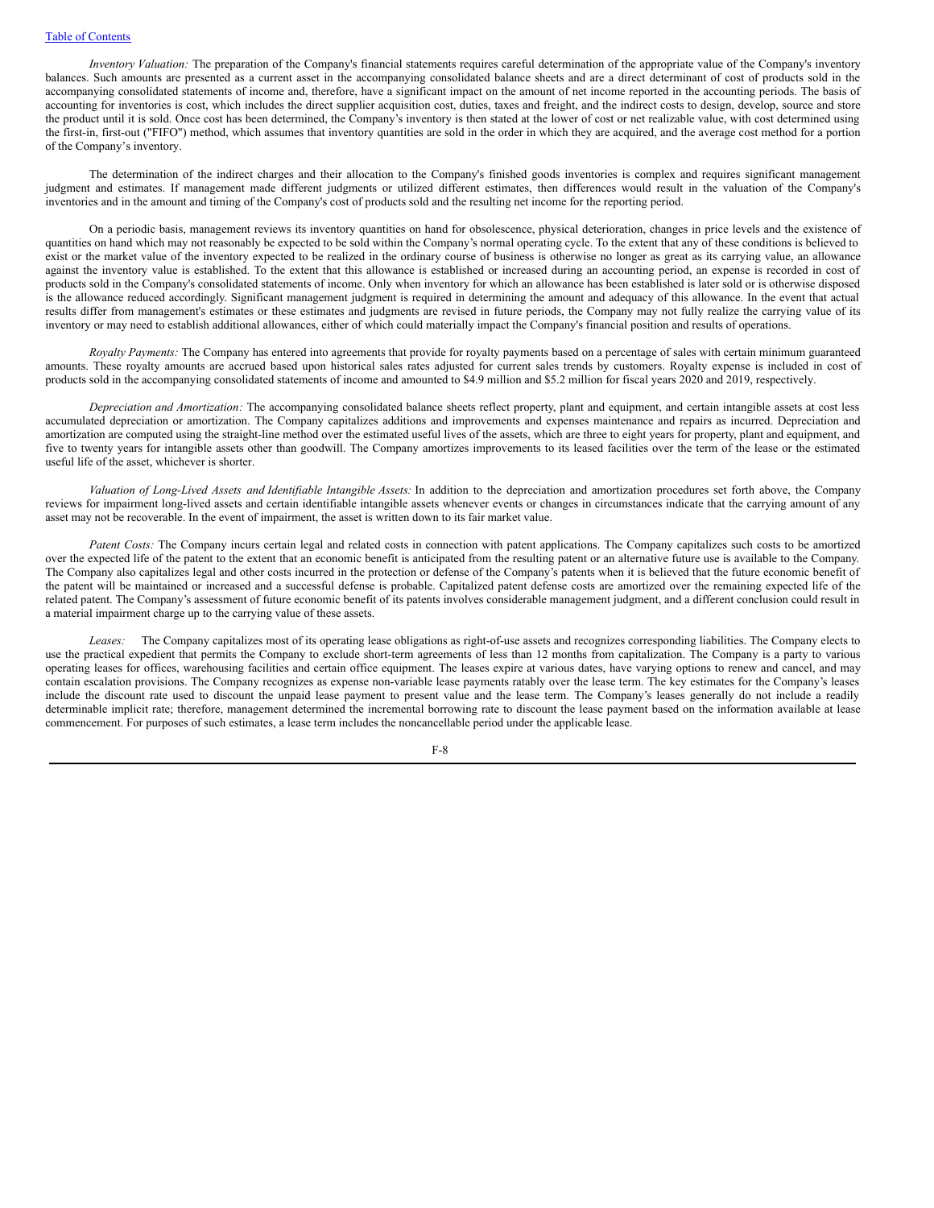*Inventory Valuation:* The preparation of the Company's financial statements requires careful determination of the appropriate value of the Company's inventory balances. Such amounts are presented as a current asset in the accompanying consolidated balance sheets and are a direct determinant of cost of products sold in the accompanying consolidated statements of income and, therefore, have a significant impact on the amount of net income reported in the accounting periods. The basis of accounting for inventories is cost, which includes the direct supplier acquisition cost, duties, taxes and freight, and the indirect costs to design, develop, source and store the product until it is sold. Once cost has been determined, the Company's inventory is then stated at the lower of cost or net realizable value, with cost determined using the first-in, first-out ("FIFO") method, which assumes that inventory quantities are sold in the order in which they are acquired, and the average cost method for a portion of the Company's inventory.

The determination of the indirect charges and their allocation to the Company's finished goods inventories is complex and requires significant management judgment and estimates. If management made different judgments or utilized different estimates, then differences would result in the valuation of the Company's inventories and in the amount and timing of the Company's cost of products sold and the resulting net income for the reporting period.

On a periodic basis, management reviews its inventory quantities on hand for obsolescence, physical deterioration, changes in price levels and the existence of quantities on hand which may not reasonably be expected to be sold within the Company's normal operating cycle. To the extent that any of these conditions is believed to exist or the market value of the inventory expected to be realized in the ordinary course of business is otherwise no longer as great as its carrying value, an allowance against the inventory value is established. To the extent that this allowance is established or increased during an accounting period, an expense is recorded in cost of products sold in the Company's consolidated statements of income. Only when inventory for which an allowance has been established is later sold or is otherwise disposed is the allowance reduced accordingly. Significant management judgment is required in determining the amount and adequacy of this allowance. In the event that actual results differ from management's estimates or these estimates and judgments are revised in future periods, the Company may not fully realize the carrying value of its inventory or may need to establish additional allowances, either of which could materially impact the Company's financial position and results of operations.

*Royalty Payments:* The Company has entered into agreements that provide for royalty payments based on a percentage of sales with certain minimum guaranteed amounts. These royalty amounts are accrued based upon historical sales rates adjusted for current sales trends by customers. Royalty expense is included in cost of products sold in the accompanying consolidated statements of income and amounted to $4.9 million and $5.2 million for fiscal years 2020 and 2019, respectively.

*Depreciation and Amortization:* The accompanying consolidated balance sheets reflect property, plant and equipment, and certain intangible assets at cost less accumulated depreciation or amortization. The Company capitalizes additions and improvements and expenses maintenance and repairs as incurred. Depreciation and amortization are computed using the straight-line method over the estimated useful lives of the assets, which are three to eight years for property, plant and equipment, and five to twenty years for intangible assets other than goodwill. The Company amortizes improvements to its leased facilities over the term of the lease or the estimated useful life of the asset, whichever is shorter.

*Valuation of Long-Lived Assets and Identifiable Intangible Assets:* In addition to the depreciation and amortization procedures set forth above, the Company reviews for impairment long-lived assets and certain identifiable intangible assets whenever events or changes in circumstances indicate that the carrying amount of any asset may not be recoverable. In the event of impairment, the asset is written down to its fair market value.

*Patent Costs:* The Company incurs certain legal and related costs in connection with patent applications. The Company capitalizes such costs to be amortized over the expected life of the patent to the extent that an economic benefit is anticipated from the resulting patent or an alternative future use is available to the Company. The Company also capitalizes legal and other costs incurred in the protection or defense of the Company's patents when it is believed that the future economic benefit of the patent will be maintained or increased and a successful defense is probable. Capitalized patent defense costs are amortized over the remaining expected life of the related patent. The Company's assessment of future economic benefit of its patents involves considerable management judgment, and a different conclusion could result in a material impairment charge up to the carrying value of these assets.

*Leases:* The Company capitalizes most of its operating lease obligations as right-of-use assets and recognizes corresponding liabilities. The Company elects to use the practical expedient that permits the Company to exclude short-term agreements of less than 12 months from capitalization. The Company is a party to various operating leases for offices, warehousing facilities and certain office equipment. The leases expire at various dates, have varying options to renew and cancel, and may contain escalation provisions. The Company recognizes as expense non-variable lease payments ratably over the lease term. The key estimates for the Company's leases include the discount rate used to discount the unpaid lease payment to present value and the lease term. The Company's leases generally do not include a readily determinable implicit rate; therefore, management determined the incremental borrowing rate to discount the lease payment based on the information available at lease commencement. For purposes of such estimates, a lease term includes the noncancellable period under the applicable lease.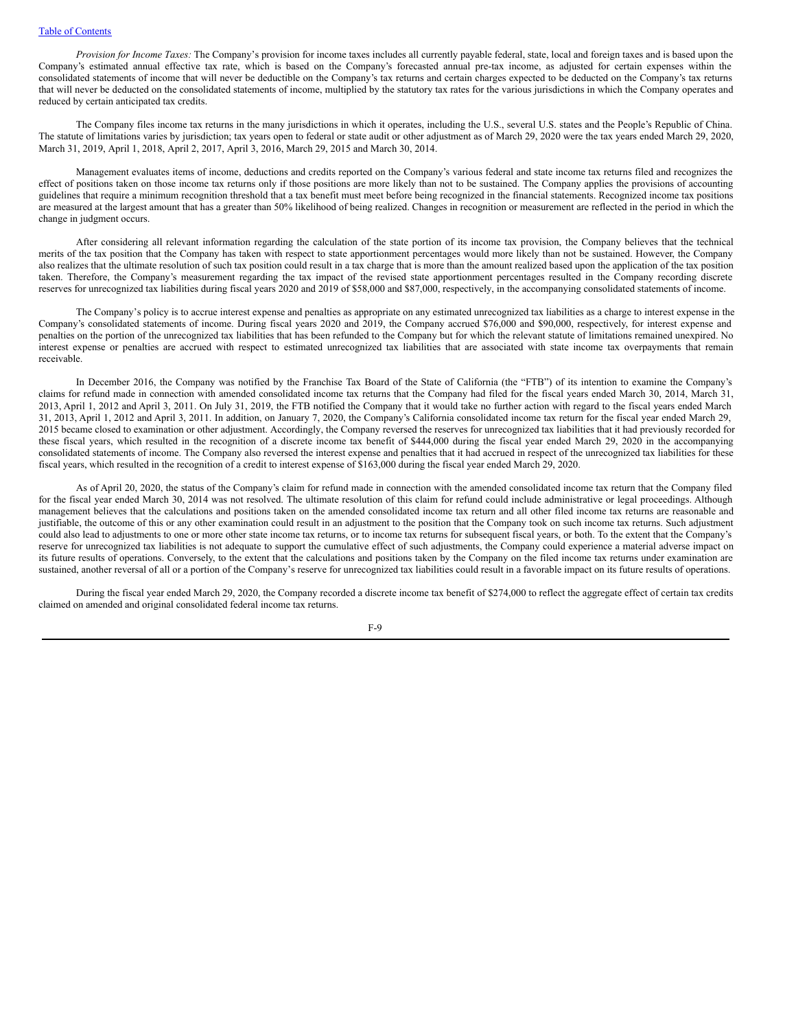*Provision for Income Taxes:* The Company's provision for income taxes includes all currently payable federal, state, local and foreign taxes and is based upon the Company's estimated annual effective tax rate, which is based on the Company's forecasted annual pre-tax income, as adjusted for certain expenses within the consolidated statements of income that will never be deductible on the Company's tax returns and certain charges expected to be deducted on the Company's tax returns that will never be deducted on the consolidated statements of income, multiplied by the statutory tax rates for the various jurisdictions in which the Company operates and reduced by certain anticipated tax credits.

The Company files income tax returns in the many jurisdictions in which it operates, including the U.S., several U.S. states and the People's Republic of China. The statute of limitations varies by jurisdiction; tax years open to federal or state audit or other adjustment as of March 29, 2020 were the tax years ended March 29, 2020, March 31, 2019, April 1, 2018, April 2, 2017, April 3, 2016, March 29, 2015 and March 30, 2014.

Management evaluates items of income, deductions and credits reported on the Company's various federal and state income tax returns filed and recognizes the effect of positions taken on those income tax returns only if those positions are more likely than not to be sustained. The Company applies the provisions of accounting guidelines that require a minimum recognition threshold that a tax benefit must meet before being recognized in the financial statements. Recognized income tax positions are measured at the largest amount that has a greater than 50% likelihood of being realized. Changes in recognition or measurement are reflected in the period in which the change in judgment occurs.

After considering all relevant information regarding the calculation of the state portion of its income tax provision, the Company believes that the technical merits of the tax position that the Company has taken with respect to state apportionment percentages would more likely than not be sustained. However, the Company also realizes that the ultimate resolution of such tax position could result in a tax charge that is more than the amount realized based upon the application of the tax position taken. Therefore, the Company's measurement regarding the tax impact of the revised state apportionment percentages resulted in the Company recording discrete reserves for unrecognized tax liabilities during fiscal years 2020 and 2019 of $58,000 and $87,000, respectively, in the accompanying consolidated statements of income.

The Company's policy is to accrue interest expense and penalties as appropriate on any estimated unrecognized tax liabilities as a charge to interest expense in the Company's consolidated statements of income. During fiscal years 2020 and 2019, the Company accrued $76,000 and $90,000, respectively, for interest expense and penalties on the portion of the unrecognized tax liabilities that has been refunded to the Company but for which the relevant statute of limitations remained unexpired. No interest expense or penalties are accrued with respect to estimated unrecognized tax liabilities that are associated with state income tax overpayments that remain receivable.

In December 2016, the Company was notified by the Franchise Tax Board of the State of California (the "FTB") of its intention to examine the Company's claims for refund made in connection with amended consolidated income tax returns that the Company had filed for the fiscal years ended March 30, 2014, March 31, 2013, April 1, 2012 and April 3, 2011. On July 31, 2019, the FTB notified the Company that it would take no further action with regard to the fiscal years ended March 31, 2013, April 1, 2012 and April 3, 2011. In addition, on January 7, 2020, the Company's California consolidated income tax return for the fiscal year ended March 29, 2015 became closed to examination or other adjustment. Accordingly, the Company reversed the reserves for unrecognized tax liabilities that it had previously recorded for these fiscal years, which resulted in the recognition of a discrete income tax benefit of $444,000 during the fiscal year ended March 29, 2020 in the accompanying consolidated statements of income. The Company also reversed the interest expense and penalties that it had accrued in respect of the unrecognized tax liabilities for these fiscal years, which resulted in the recognition of a credit to interest expense of $163,000 during the fiscal year ended March 29, 2020.

As of April 20, 2020, the status of the Company's claim for refund made in connection with the amended consolidated income tax return that the Company filed for the fiscal year ended March 30, 2014 was not resolved. The ultimate resolution of this claim for refund could include administrative or legal proceedings. Although management believes that the calculations and positions taken on the amended consolidated income tax return and all other filed income tax returns are reasonable and justifiable, the outcome of this or any other examination could result in an adjustment to the position that the Company took on such income tax returns. Such adjustment could also lead to adjustments to one or more other state income tax returns, or to income tax returns for subsequent fiscal years, or both. To the extent that the Company's reserve for unrecognized tax liabilities is not adequate to support the cumulative effect of such adjustments, the Company could experience a material adverse impact on its future results of operations. Conversely, to the extent that the calculations and positions taken by the Company on the filed income tax returns under examination are sustained, another reversal of all or a portion of the Company's reserve for unrecognized tax liabilities could result in a favorable impact on its future results of operations.

During the fiscal year ended March 29, 2020, the Company recorded a discrete income tax benefit of $274,000 to reflect the aggregate effect of certain tax credits claimed on amended and original consolidated federal income tax returns.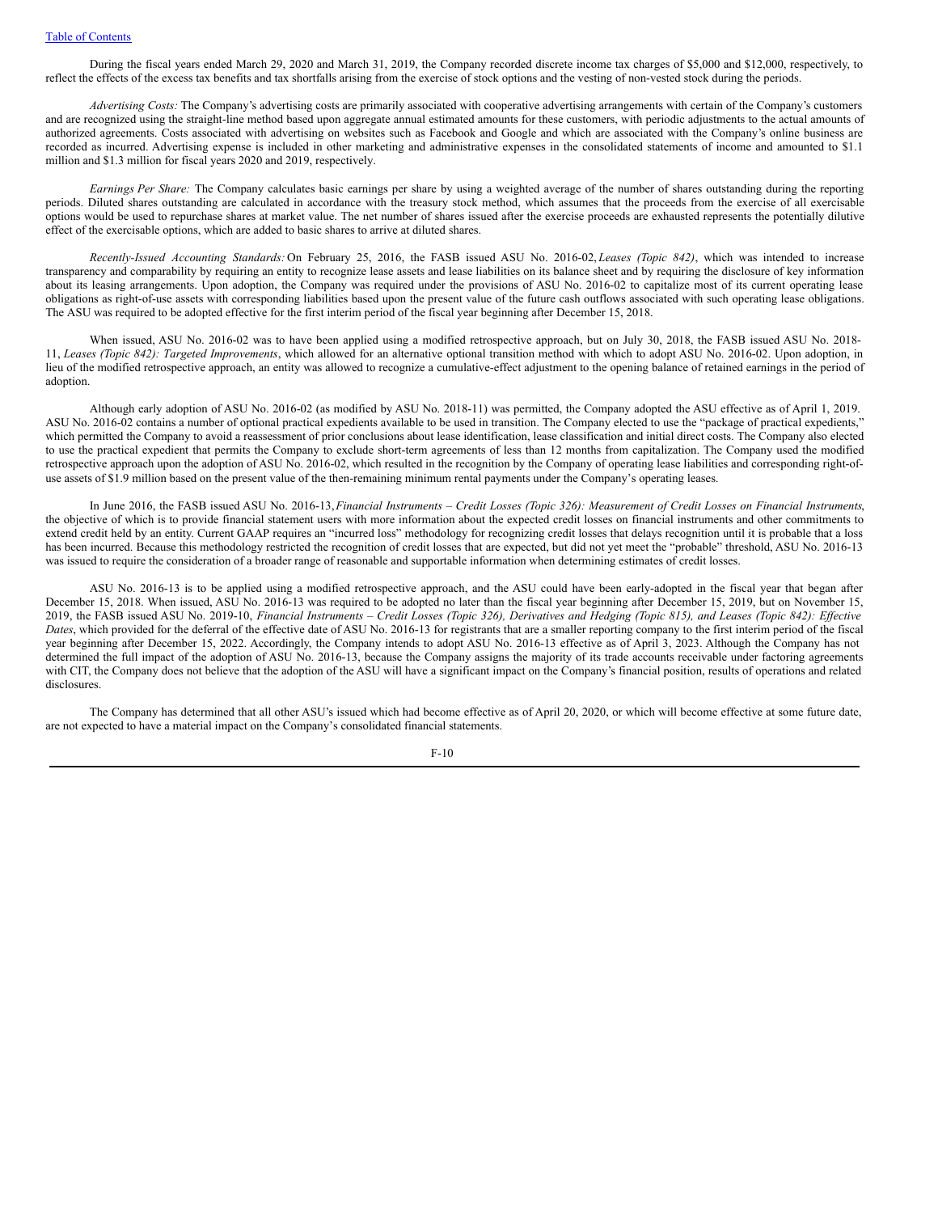During the fiscal years ended March 29, 2020 and March 31, 2019, the Company recorded discrete income tax charges of $5,000 and $12,000, respectively, to reflect the effects of the excess tax benefits and tax shortfalls arising from the exercise of stock options and the vesting of non-vested stock during the periods.

*Advertising Costs:* The Company's advertising costs are primarily associated with cooperative advertising arrangements with certain of the Company's customers and are recognized using the straight-line method based upon aggregate annual estimated amounts for these customers, with periodic adjustments to the actual amounts of authorized agreements. Costs associated with advertising on websites such as Facebook and Google and which are associated with the Company's online business are recorded as incurred. Advertising expense is included in other marketing and administrative expenses in the consolidated statements of income and amounted to $1.1 million and $1.3 million for fiscal years 2020 and 2019, respectively.

*Earnings Per Share:* The Company calculates basic earnings per share by using a weighted average of the number of shares outstanding during the reporting periods. Diluted shares outstanding are calculated in accordance with the treasury stock method, which assumes that the proceeds from the exercise of all exercisable options would be used to repurchase shares at market value. The net number of shares issued after the exercise proceeds are exhausted represents the potentially dilutive effect of the exercisable options, which are added to basic shares to arrive at diluted shares.

*Recently-Issued Accounting Standards:* On February 25, 2016, the FASB issued ASU No. 2016-02, *Leases (Topic 842)*, which was intended to increase transparency and comparability by requiring an entity to recognize lease assets and lease liabilities on its balance sheet and by requiring the disclosure of key information about its leasing arrangements. Upon adoption, the Company was required under the provisions of ASU No. 2016-02 to capitalize most of its current operating lease obligations as right-of-use assets with corresponding liabilities based upon the present value of the future cash outflows associated with such operating lease obligations. The ASU was required to be adopted effective for the first interim period of the fiscal year beginning after December 15, 2018.

When issued, ASU No. 2016-02 was to have been applied using a modified retrospective approach, but on July 30, 2018, the FASB issued ASU No. 2018-11, *Leases (Topic 842): Targeted Improvements*, which allowed for an alternative optional transition method with which to adopt ASU No. 2016-02. Upon adoption, in lieu of the modified retrospective approach, an entity was allowed to recognize a cumulative-effect adjustment to the opening balance of retained earnings in the period of adoption.

Although early adoption of ASU No. 2016-02 (as modified by ASU No. 2018-11) was permitted, the Company adopted the ASU effective as of April 1, 2019. ASU No. 2016-02 contains a number of optional practical expedients available to be used in transition. The Company elected to use the "package of practical expedients," which permitted the Company to avoid a reassessment of prior conclusions about lease identification, lease classification and initial direct costs. The Company also elected to use the practical expedient that permits the Company to exclude short-term agreements of less than 12 months from capitalization. The Company used the modified retrospective approach upon the adoption of ASU No. 2016-02, which resulted in the recognition by the Company of operating lease liabilities and corresponding right-of-use assets of $1.9 million based on the present value of the then-remaining minimum rental payments under the Company's operating leases.

In June 2016, the FASB issued ASU No. 2016-13, *Financial Instruments – Credit Losses (Topic 326): Measurement of Credit Losses on Financial Instruments*, the objective of which is to provide financial statement users with more information about the expected credit losses on financial instruments and other commitments to extend credit held by an entity. Current GAAP requires an "incurred loss" methodology for recognizing credit losses that delays recognition until it is probable that a loss has been incurred. Because this methodology restricted the recognition of credit losses that are expected, but did not yet meet the "probable" threshold, ASU No. 2016-13 was issued to require the consideration of a broader range of reasonable and supportable information when determining estimates of credit losses.

ASU No. 2016-13 is to be applied using a modified retrospective approach, and the ASU could have been early-adopted in the fiscal year that began after December 15, 2018. When issued, ASU No. 2016-13 was required to be adopted no later than the fiscal year beginning after December 15, 2019, but on November 15, 2019, the FASB issued ASU No. 2019-10, *Financial Instruments – Credit Losses (Topic 326), Derivatives and Hedging (Topic 815), and Leases (Topic 842): Effective Dates*, which provided for the deferral of the effective date of ASU No. 2016-13 for registrants that are a smaller reporting company to the first interim period of the fiscal year beginning after December 15, 2022. Accordingly, the Company intends to adopt ASU No. 2016-13 effective as of April 3, 2023. Although the Company has not determined the full impact of the adoption of ASU No. 2016-13, because the Company assigns the majority of its trade accounts receivable under factoring agreements with CIT, the Company does not believe that the adoption of the ASU will have a significant impact on the Company's financial position, results of operations and related disclosures.

The Company has determined that all other ASU's issued which had become effective as of April 20, 2020, or which will become effective at some future date, are not expected to have a material impact on the Company's consolidated financial statements.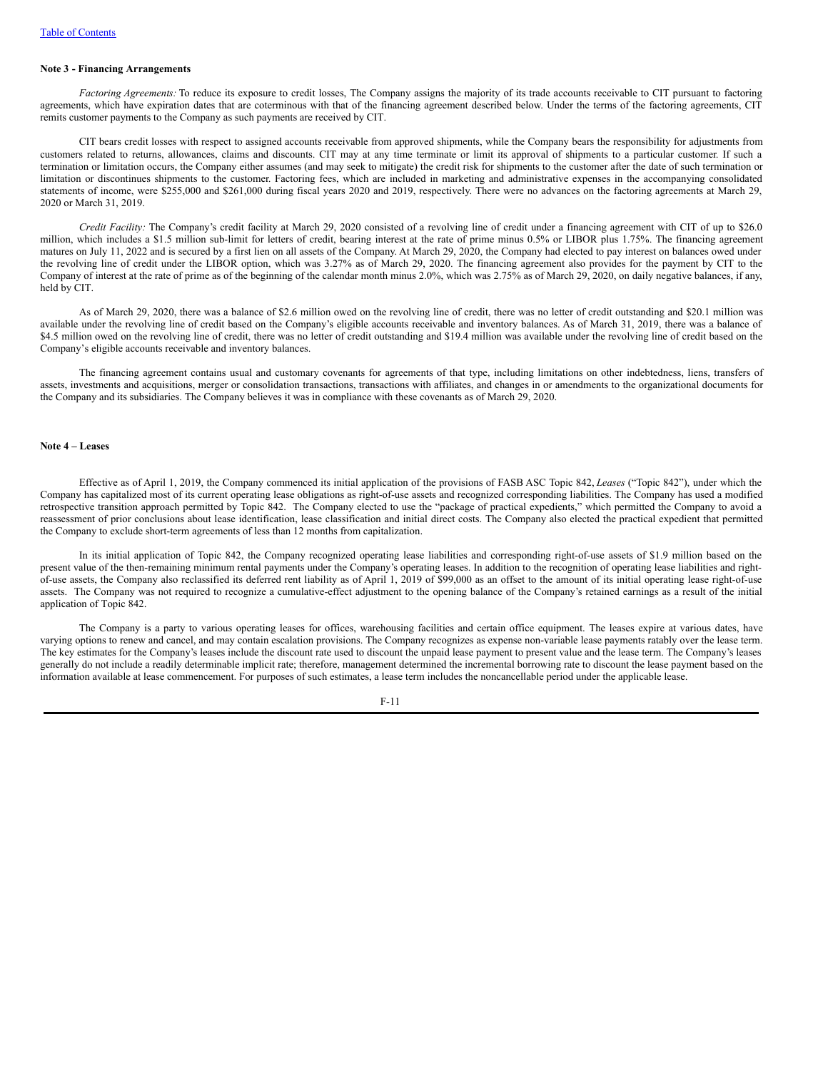**Note 3 - Financing Arrangements**

*Factoring Agreements:* To reduce its exposure to credit losses, The Company assigns the majority of its trade accounts receivable to CIT pursuant to factoring agreements, which have expiration dates that are coterminous with that of the financing agreement described below. Under the terms of the factoring agreements, CIT remits customer payments to the Company as such payments are received by CIT.

CIT bears credit losses with respect to assigned accounts receivable from approved shipments, while the Company bears the responsibility for adjustments from customers related to returns, allowances, claims and discounts. CIT may at any time terminate or limit its approval of shipments to a particular customer. If such a termination or limitation occurs, the Company either assumes (and may seek to mitigate) the credit risk for shipments to the customer after the date of such termination or limitation or discontinues shipments to the customer. Factoring fees, which are included in marketing and administrative expenses in the accompanying consolidated statements of income, were $255,000 and $261,000 during fiscal years 2020 and 2019, respectively. There were no advances on the factoring agreements at March 29, 2020 or March 31, 2019.

*Credit Facility:* The Company's credit facility at March 29, 2020 consisted of a revolving line of credit under a financing agreement with CIT of up to $26.0 million, which includes a $1.5 million sub-limit for letters of credit, bearing interest at the rate of prime minus 0.5% or LIBOR plus 1.75%. The financing agreement matures on July 11, 2022 and is secured by a first lien on all assets of the Company. At March 29, 2020, the Company had elected to pay interest on balances owed under the revolving line of credit under the LIBOR option, which was 3.27% as of March 29, 2020. The financing agreement also provides for the payment by CIT to the Company of interest at the rate of prime as of the beginning of the calendar month minus 2.0%, which was 2.75% as of March 29, 2020, on daily negative balances, if any, held by CIT.

As of March 29, 2020, there was a balance of $2.6 million owed on the revolving line of credit, there was no letter of credit outstanding and $20.1 million was available under the revolving line of credit based on the Company's eligible accounts receivable and inventory balances. As of March 31, 2019, there was a balance of $4.5 million owed on the revolving line of credit, there was no letter of credit outstanding and $19.4 million was available under the revolving line of credit based on the Company's eligible accounts receivable and inventory balances.

The financing agreement contains usual and customary covenants for agreements of that type, including limitations on other indebtedness, liens, transfers of assets, investments and acquisitions, merger or consolidation transactions, transactions with affiliates, and changes in or amendments to the organizational documents for the Company and its subsidiaries. The Company believes it was in compliance with these covenants as of March 29, 2020.

**Note 4 – Leases**

Effective as of April 1, 2019, the Company commenced its initial application of the provisions of FASB ASC Topic 842, *Leases* ("Topic 842"), under which the Company has capitalized most of its current operating lease obligations as right-of-use assets and recognized corresponding liabilities. The Company has used a modified retrospective transition approach permitted by Topic 842. The Company elected to use the "package of practical expedients," which permitted the Company to avoid a reassessment of prior conclusions about lease identification, lease classification and initial direct costs. The Company also elected the practical expedient that permitted the Company to exclude short-term agreements of less than 12 months from capitalization.

In its initial application of Topic 842, the Company recognized operating lease liabilities and corresponding right-of-use assets of $1.9 million based on the present value of the then-remaining minimum rental payments under the Company's operating leases. In addition to the recognition of operating lease liabilities and right-of-use assets, the Company also reclassified its deferred rent liability as of April 1, 2019 of $99,000 as an offset to the amount of its initial operating lease right-of-use assets. The Company was not required to recognize a cumulative-effect adjustment to the opening balance of the Company's retained earnings as a result of the initial application of Topic 842.

The Company is a party to various operating leases for offices, warehousing facilities and certain office equipment. The leases expire at various dates, have varying options to renew and cancel, and may contain escalation provisions. The Company recognizes as expense non-variable lease payments ratably over the lease term. The key estimates for the Company's leases include the discount rate used to discount the unpaid lease payment to present value and the lease term. The Company's leases generally do not include a readily determinable implicit rate; therefore, management determined the incremental borrowing rate to discount the lease payment based on the information available at lease commencement. For purposes of such estimates, a lease term includes the noncancellable period under the applicable lease.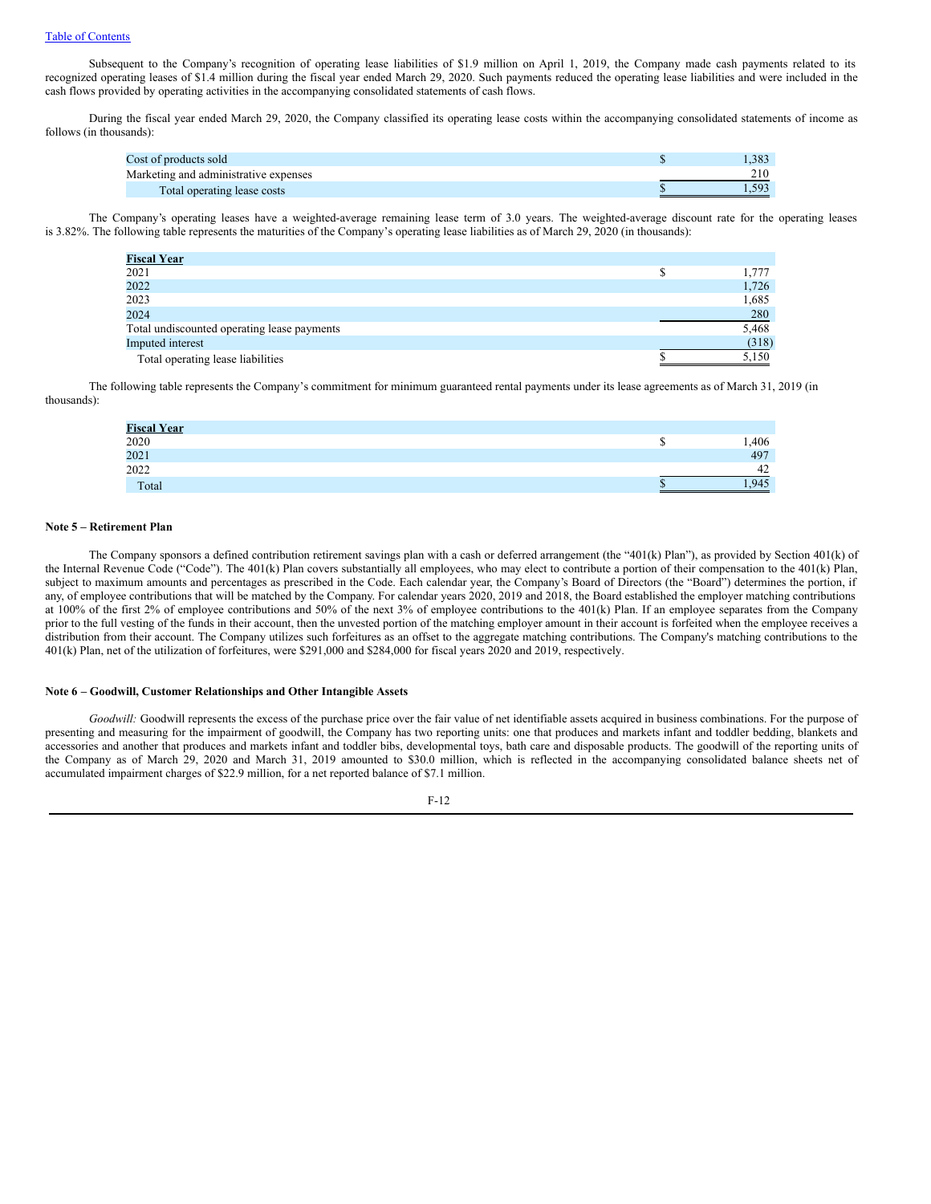Subsequent to the Company's recognition of operating lease liabilities of $1.9 million on April 1, 2019, the Company made cash payments related to its recognized operating leases of $1.4 million during the fiscal year ended March 29, 2020. Such payments reduced the operating lease liabilities and were included in the cash flows provided by operating activities in the accompanying consolidated statements of cash flows.

During the fiscal year ended March 29, 2020, the Company classified its operating lease costs within the accompanying consolidated statements of income as follows (in thousands):

| | | |
|---|---|---|
| Cost of products sold | $ | 1,383 |
| Marketing and administrative expenses | | 210 |
| Total operating lease costs | $ | 1,593 |

The Company's operating leases have a weighted-average remaining lease term of 3.0 years. The weighted-average discount rate for the operating leases is 3.82%. The following table represents the maturities of the Company's operating lease liabilities as of March 29, 2020 (in thousands):

| **Fiscal Year** | | |
|---|---|---|
| 2021 | $ | 1,777 |
| 2022 | | 1,726 |
| 2023 | | 1,685 |
| 2024 | | 280 |
| Total undiscounted operating lease payments | | 5,468 |
| Imputed interest | | (318) |
| Total operating lease liabilities | $ | 5,150 |

The following table represents the Company's commitment for minimum guaranteed rental payments under its lease agreements as of March 31, 2019 (in thousands):

| **Fiscal Year** | | |
|---|---|---|
| 2020 | $ | 1,406 |
| 2021 | | 497 |
| 2022 | | 42 |
| Total | $ | 1,945 |

**Note 5 – Retirement Plan**

The Company sponsors a defined contribution retirement savings plan with a cash or deferred arrangement (the "401(k) Plan"), as provided by Section 401(k) of the Internal Revenue Code ("Code"). The 401(k) Plan covers substantially all employees, who may elect to contribute a portion of their compensation to the 401(k) Plan, subject to maximum amounts and percentages as prescribed in the Code. Each calendar year, the Company's Board of Directors (the "Board") determines the portion, if any, of employee contributions that will be matched by the Company. For calendar years 2020, 2019 and 2018, the Board established the employer matching contributions at 100% of the first 2% of employee contributions and 50% of the next 3% of employee contributions to the 401(k) Plan. If an employee separates from the Company prior to the full vesting of the funds in their account, then the unvested portion of the matching employer amount in their account is forfeited when the employee receives a distribution from their account. The Company utilizes such forfeitures as an offset to the aggregate matching contributions. The Company's matching contributions to the 401(k) Plan, net of the utilization of forfeitures, were $291,000 and $284,000 for fiscal years 2020 and 2019, respectively.

**Note 6 – Goodwill, Customer Relationships and Other Intangible Assets**

*Goodwill:* Goodwill represents the excess of the purchase price over the fair value of net identifiable assets acquired in business combinations. For the purpose of presenting and measuring for the impairment of goodwill, the Company has two reporting units: one that produces and markets infant and toddler bedding, blankets and accessories and another that produces and markets infant and toddler bibs, developmental toys, bath care and disposable products. The goodwill of the reporting units of the Company as of March 29, 2020 and March 31, 2019 amounted to $30.0 million, which is reflected in the accompanying consolidated balance sheets net of accumulated impairment charges of $22.9 million, for a net reported balance of $7.1 million.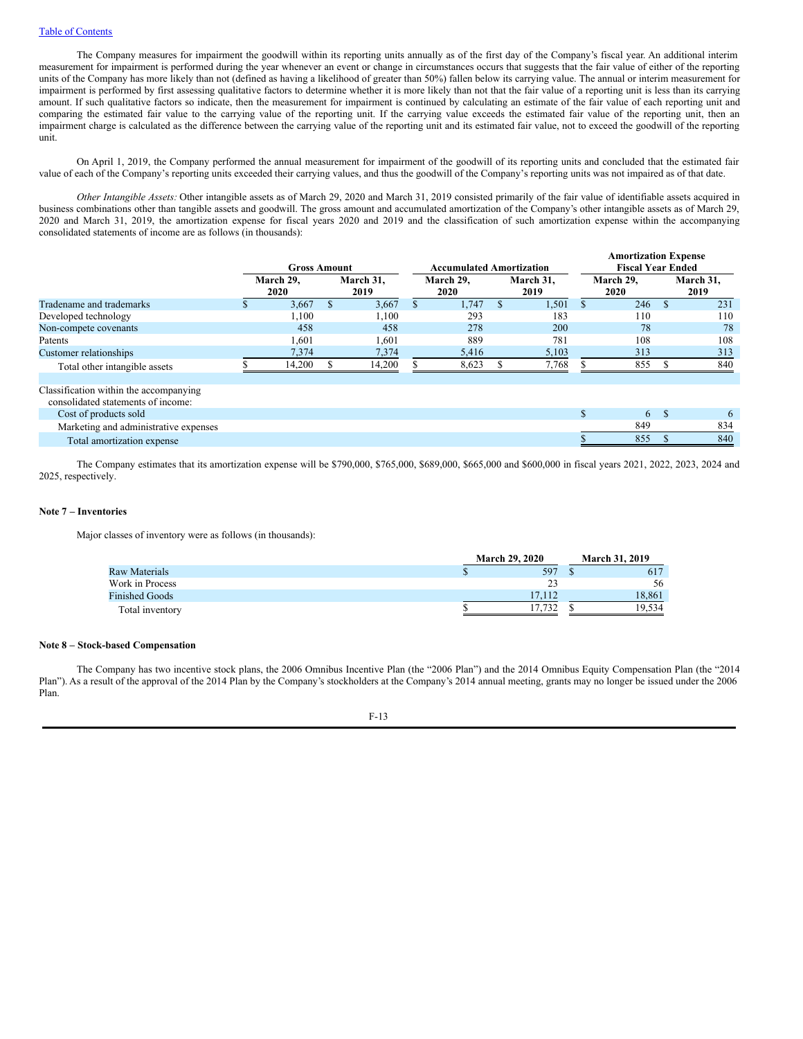The Company measures for impairment the goodwill within its reporting units annually as of the first day of the Company's fiscal year. An additional interim measurement for impairment is performed during the year whenever an event or change in circumstances occurs that suggests that the fair value of either of the reporting units of the Company has more likely than not (defined as having a likelihood of greater than 50%) fallen below its carrying value. The annual or interim measurement for impairment is performed by first assessing qualitative factors to determine whether it is more likely than not that the fair value of a reporting unit is less than its carrying amount. If such qualitative factors so indicate, then the measurement for impairment is continued by calculating an estimate of the fair value of each reporting unit and comparing the estimated fair value to the carrying value of the reporting unit. If the carrying value exceeds the estimated fair value of the reporting unit, then an impairment charge is calculated as the difference between the carrying value of the reporting unit and its estimated fair value, not to exceed the goodwill of the reporting unit.

On April 1, 2019, the Company performed the annual measurement for impairment of the goodwill of its reporting units and concluded that the estimated fair value of each of the Company's reporting units exceeded their carrying values, and thus the goodwill of the Company's reporting units was not impaired as of that date.

*Other Intangible Assets:* Other intangible assets as of March 29, 2020 and March 31, 2019 consisted primarily of the fair value of identifiable assets acquired in business combinations other than tangible assets and goodwill. The gross amount and accumulated amortization of the Company's other intangible assets as of March 29, 2020 and March 31, 2019, the amortization expense for fiscal years 2020 and 2019 and the classification of such amortization expense within the accompanying consolidated statements of income are as follows (in thousands):

| | Gross Amount | | Accumulated Amortization | | Amortization Expense Fiscal Year Ended | |
|---|---|---|---|---|---|---|
| | March 29, 2020 | March 31, 2019 | March 29, 2020 | March 31, 2019 | March 29, 2020 | March 31, 2019 |
| Tradename and trademarks | $ 3,667 | $ 3,667 | $ 1,747 | $ 1,501 | $ 246 | $ 231 |
| Developed technology | 1,100 | 1,100 | 293 | 183 | 110 | 110 |
| Non-compete covenants | 458 | 458 | 278 | 200 | 78 | 78 |
| Patents | 1,601 | 1,601 | 889 | 781 | 108 | 108 |
| Customer relationships | 7,374 | 7,374 | 5,416 | 5,103 | 313 | 313 |
| Total other intangible assets | $ 14,200 | $ 14,200 | $ 8,623 | $ 7,768 | $ 855 | $ 840 |
| | | | | | | |
| Classification within the accompanying consolidated statements of income: | | | | | | |
| Cost of products sold | | | | | $ 6 | $ 6 |
| Marketing and administrative expenses | | | | | 849 | 834 |
| Total amortization expense | | | | | $ 855 | $ 840 |

The Company estimates that its amortization expense will be $790,000, $765,000, $689,000, $665,000 and $600,000 in fiscal years 2021, 2022, 2023, 2024 and 2025, respectively.

**Note 7 – Inventories**

Major classes of inventory were as follows (in thousands):

| | March 29, 2020 | March 31, 2019 |
|---|---|---|
| Raw Materials | $ 597 | $ 617 |
| Work in Process | 23 | 56 |
| Finished Goods | 17,112 | 18,861 |
| Total inventory | $ 17,732 | $ 19,534 |

**Note 8 – Stock-based Compensation**

The Company has two incentive stock plans, the 2006 Omnibus Incentive Plan (the "2006 Plan") and the 2014 Omnibus Equity Compensation Plan (the "2014 Plan"). As a result of the approval of the 2014 Plan by the Company's stockholders at the Company's 2014 annual meeting, grants may no longer be issued under the 2006 Plan.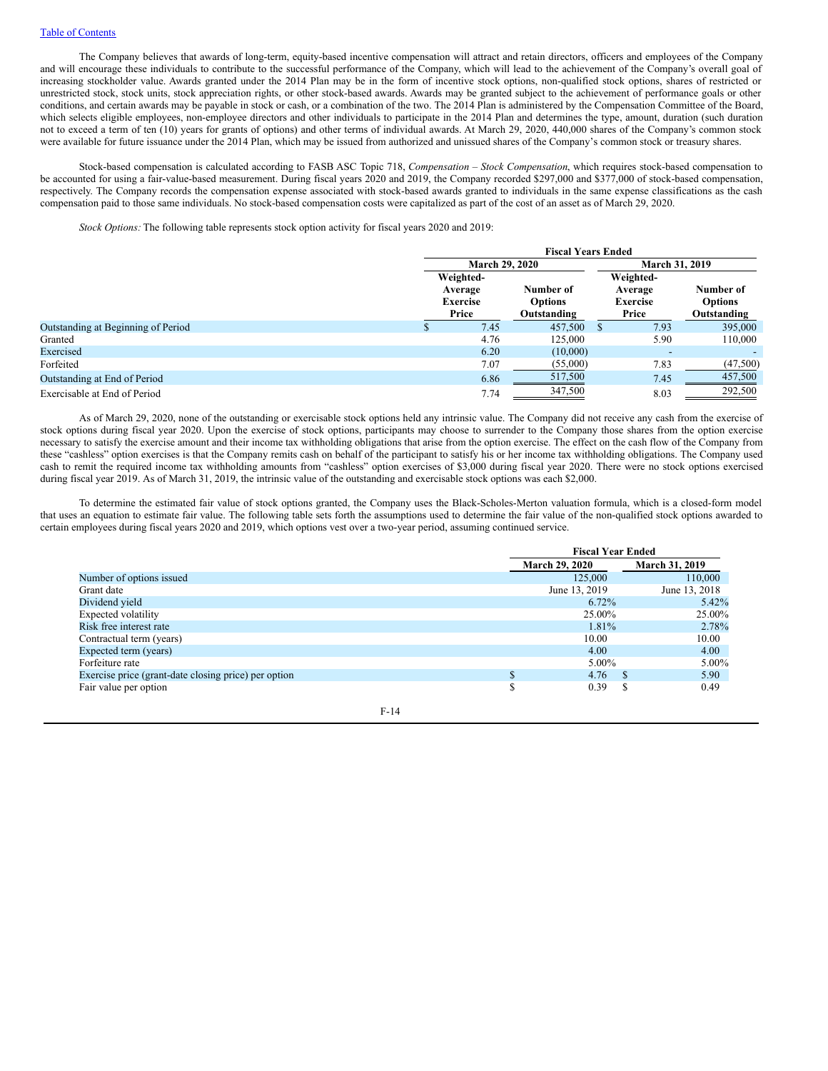The Company believes that awards of long-term, equity-based incentive compensation will attract and retain directors, officers and employees of the Company and will encourage these individuals to contribute to the successful performance of the Company, which will lead to the achievement of the Company's overall goal of increasing stockholder value. Awards granted under the 2014 Plan may be in the form of incentive stock options, non-qualified stock options, shares of restricted or unrestricted stock, stock units, stock appreciation rights, or other stock-based awards. Awards may be granted subject to the achievement of performance goals or other conditions, and certain awards may be payable in stock or cash, or a combination of the two. The 2014 Plan is administered by the Compensation Committee of the Board, which selects eligible employees, non-employee directors and other individuals to participate in the 2014 Plan and determines the type, amount, duration (such duration not to exceed a term of ten (10) years for grants of options) and other terms of individual awards. At March 29, 2020, 440,000 shares of the Company's common stock were available for future issuance under the 2014 Plan, which may be issued from authorized and unissued shares of the Company's common stock or treasury shares.

Stock-based compensation is calculated according to FASB ASC Topic 718, *Compensation – Stock Compensation*, which requires stock-based compensation to be accounted for using a fair-value-based measurement. During fiscal years 2020 and 2019, the Company recorded $297,000 and $377,000 of stock-based compensation, respectively. The Company records the compensation expense associated with stock-based awards granted to individuals in the same expense classifications as the cash compensation paid to those same individuals. No stock-based compensation costs were capitalized as part of the cost of an asset as of March 29, 2020.

*Stock Options:* The following table represents stock option activity for fiscal years 2020 and 2019:

| | Fiscal Years Ended | | | |
|---|---|---|---|---|
| | March 29, 2020 | | March 31, 2019 | |
| | Weighted-Average Exercise Price | Number of Options Outstanding | Weighted-Average Exercise Price | Number of Options Outstanding |
| Outstanding at Beginning of Period | $ 7.45 | 457,500 | $ 7.93 | 395,000 |
| Granted | 4.76 | 125,000 | 5.90 | 110,000 |
| Exercised | 6.20 | (10,000) | - | - |
| Forfeited | 7.07 | (55,000) | 7.83 | (47,500) |
| Outstanding at End of Period | 6.86 | 517,500 | 7.45 | 457,500 |
| Exercisable at End of Period | 7.74 | 347,500 | 8.03 | 292,500 |

As of March 29, 2020, none of the outstanding or exercisable stock options held any intrinsic value. The Company did not receive any cash from the exercise of stock options during fiscal year 2020. Upon the exercise of stock options, participants may choose to surrender to the Company those shares from the option exercise necessary to satisfy the exercise amount and their income tax withholding obligations that arise from the option exercise. The effect on the cash flow of the Company from these "cashless" option exercises is that the Company remits cash on behalf of the participant to satisfy his or her income tax withholding obligations. The Company used cash to remit the required income tax withholding amounts from "cashless" option exercises of $3,000 during fiscal year 2020. There were no stock options exercised during fiscal year 2019. As of March 31, 2019, the intrinsic value of the outstanding and exercisable stock options was each $2,000.

To determine the estimated fair value of stock options granted, the Company uses the Black-Scholes-Merton valuation formula, which is a closed-form model that uses an equation to estimate fair value. The following table sets forth the assumptions used to determine the fair value of the non-qualified stock options awarded to certain employees during fiscal years 2020 and 2019, which options vest over a two-year period, assuming continued service.

| | Fiscal Year Ended | |
|---|---|---|
| | March 29, 2020 | March 31, 2019 |
| Number of options issued | 125,000 | 110,000 |
| Grant date | June 13, 2019 | June 13, 2018 |
| Dividend yield | 6.72% | 5.42% |
| Expected volatility | 25.00% | 25.00% |
| Risk free interest rate | 1.81% | 2.78% |
| Contractual term (years) | 10.00 | 10.00 |
| Expected term (years) | 4.00 | 4.00 |
| Forfeiture rate | 5.00% | 5.00% |
| Exercise price (grant-date closing price) per option | $ 4.76 | $ 5.90 |
| Fair value per option | $ 0.39 | $ 0.49 |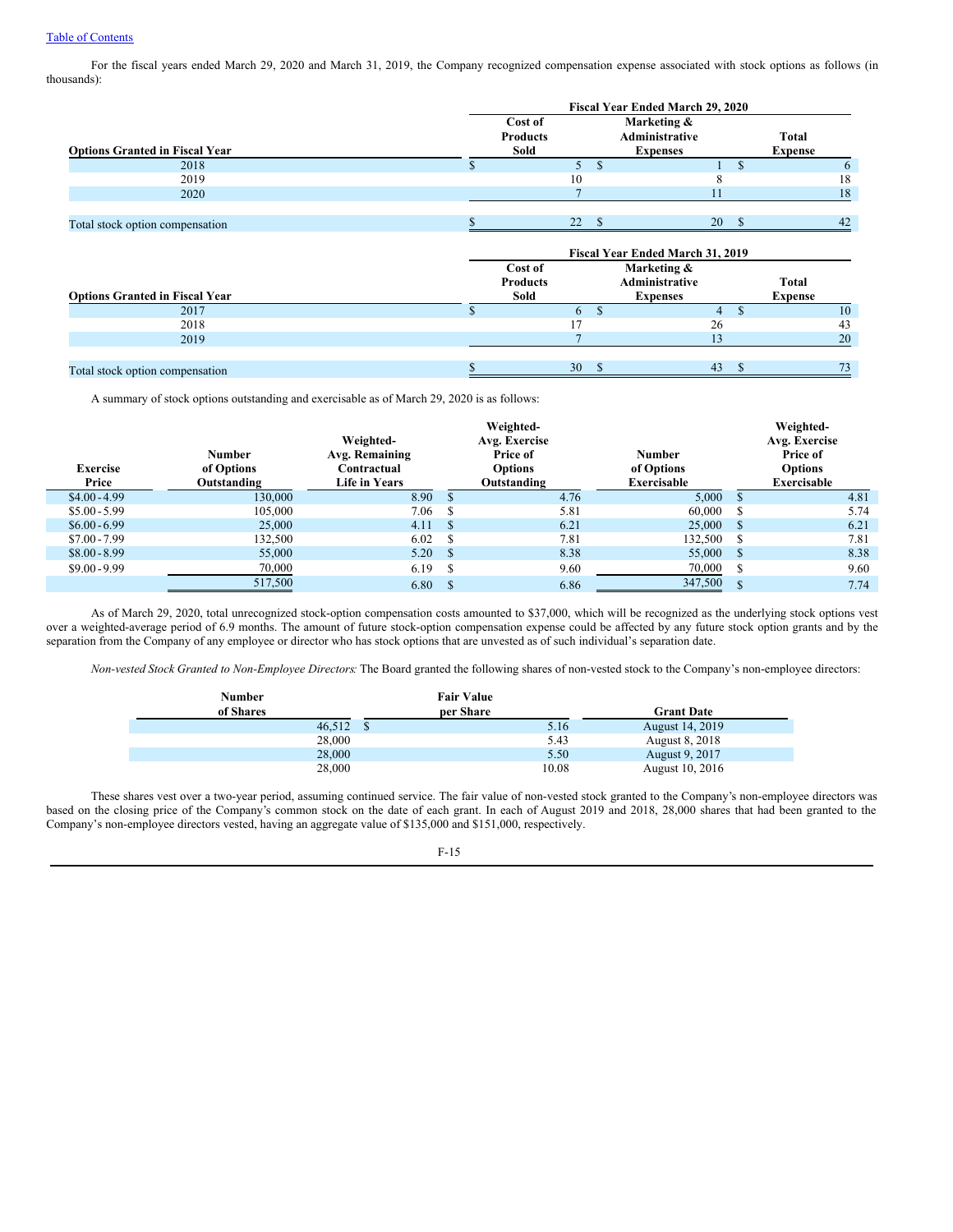For the fiscal years ended March 29, 2020 and March 31, 2019, the Company recognized compensation expense associated with stock options as follows (in thousands):

| Options Granted in Fiscal Year | Fiscal Year Ended March 29, 2020 | | |
|---|---|---|---|
| | Cost of Products Sold | Marketing & Administrative Expenses | Total Expense |
| 2018 | $ 5 | $ 1 | $ 6 |
| 2019 | 10 | 8 | 18 |
| 2020 | 7 | 11 | 18 |
| Total stock option compensation | $ 22 | $ 20 | $ 42 |

| Options Granted in Fiscal Year | Fiscal Year Ended March 31, 2019 | | |
|---|---|---|---|
| | Cost of Products Sold | Marketing & Administrative Expenses | Total Expense |
| 2017 | $ 6 | $ 4 | $ 10 |
| 2018 | 17 | 26 | 43 |
| 2019 | 7 | 13 | 20 |
| Total stock option compensation | $ 30 | $ 43 | $ 73 |

A summary of stock options outstanding and exercisable as of March 29, 2020 is as follows:

| Exercise Price | Number of Options Outstanding | Weighted-Avg. Remaining Contractual Life in Years | Weighted-Avg. Exercise Price of Options Outstanding | Number of Options Exercisable | Weighted-Avg. Exercise Price of Options Exercisable |
|---|---|---|---|---|---|
| $4.00 - 4.99 | 130,000 | 8.90 | $ 4.76 | 5,000 | $ 4.81 |
| $5.00 - 5.99 | 105,000 | 7.06 | $ 5.81 | 60,000 | $ 5.74 |
| $6.00 - 6.99 | 25,000 | 4.11 | $ 6.21 | 25,000 | $ 6.21 |
| $7.00 - 7.99 | 132,500 | 6.02 | $ 7.81 | 132,500 | $ 7.81 |
| $8.00 - 8.99 | 55,000 | 5.20 | $ 8.38 | 55,000 | $ 8.38 |
| $9.00 - 9.99 | 70,000 | 6.19 | $ 9.60 | 70,000 | $ 9.60 |
| | 517,500 | 6.80 | $ 6.86 | 347,500 | $ 7.74 |

As of March 29, 2020, total unrecognized stock-option compensation costs amounted to $37,000, which will be recognized as the underlying stock options vest over a weighted-average period of 6.9 months. The amount of future stock-option compensation expense could be affected by any future stock option grants and by the separation from the Company of any employee or director who has stock options that are unvested as of such individual's separation date.

*Non-vested Stock Granted to Non-Employee Directors:* The Board granted the following shares of non-vested stock to the Company's non-employee directors:

| Number of Shares | Fair Value per Share | Grant Date |
|---|---|---|
| 46,512 | $ 5.16 | August 14, 2019 |
| 28,000 | 5.43 | August 8, 2018 |
| 28,000 | 5.50 | August 9, 2017 |
| 28,000 | 10.08 | August 10, 2016 |

These shares vest over a two-year period, assuming continued service. The fair value of non-vested stock granted to the Company's non-employee directors was based on the closing price of the Company's common stock on the date of each grant. In each of August 2019 and 2018, 28,000 shares that had been granted to the Company's non-employee directors vested, having an aggregate value of $135,000 and $151,000, respectively.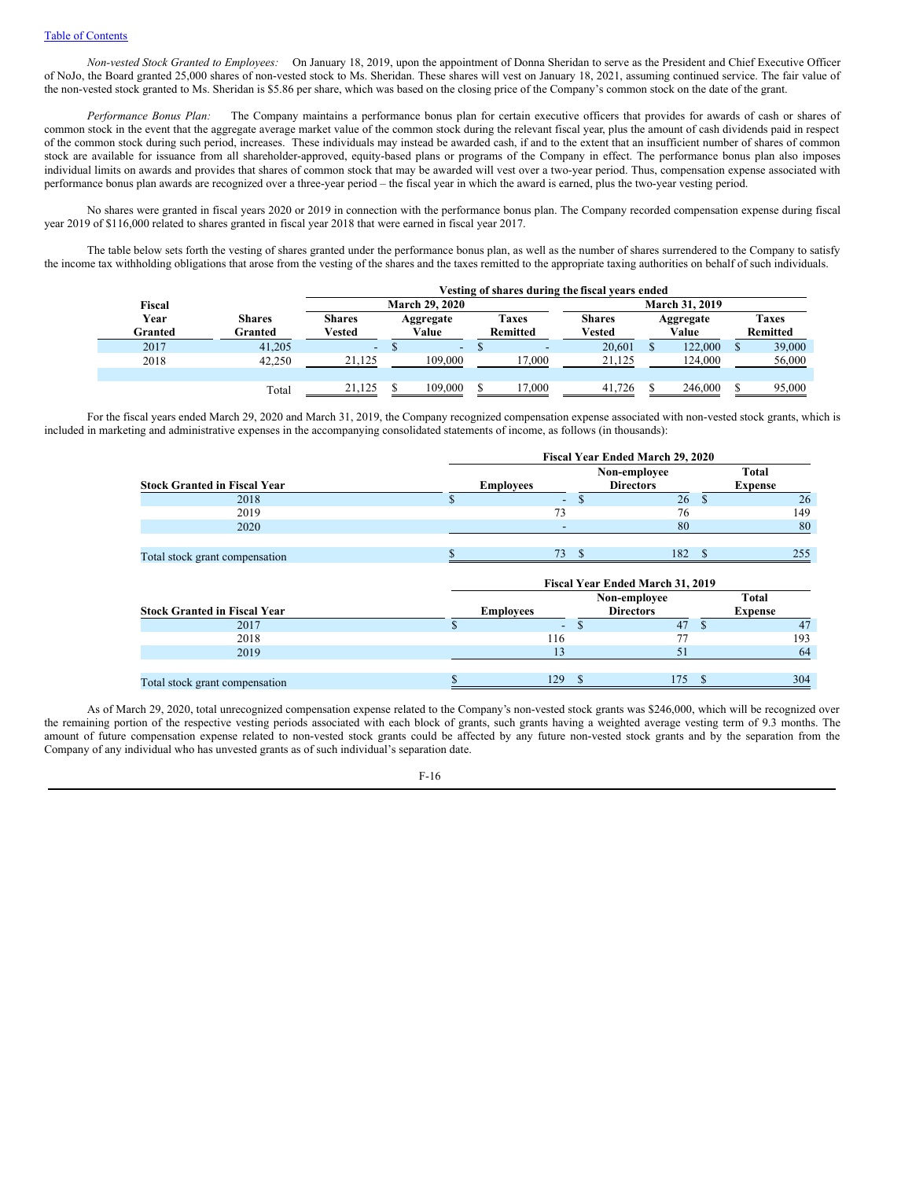*Non-vested Stock Granted to Employees:* On January 18, 2019, upon the appointment of Donna Sheridan to serve as the President and Chief Executive Officer of NoJo, the Board granted 25,000 shares of non-vested stock to Ms. Sheridan. These shares will vest on January 18, 2021, assuming continued service. The fair value of the non-vested stock granted to Ms. Sheridan is $5.86 per share, which was based on the closing price of the Company's common stock on the date of the grant.

*Performance Bonus Plan:* The Company maintains a performance bonus plan for certain executive officers that provides for awards of cash or shares of common stock in the event that the aggregate average market value of the common stock during the relevant fiscal year, plus the amount of cash dividends paid in respect of the common stock during such period, increases. These individuals may instead be awarded cash, if and to the extent that an insufficient number of shares of common stock are available for issuance from all shareholder-approved, equity-based plans or programs of the Company in effect. The performance bonus plan also imposes individual limits on awards and provides that shares of common stock that may be awarded will vest over a two-year period. Thus, compensation expense associated with performance bonus plan awards are recognized over a three-year period – the fiscal year in which the award is earned, plus the two-year vesting period.

No shares were granted in fiscal years 2020 or 2019 in connection with the performance bonus plan. The Company recorded compensation expense during fiscal year 2019 of $116,000 related to shares granted in fiscal year 2018 that were earned in fiscal year 2017.

The table below sets forth the vesting of shares granted under the performance bonus plan, as well as the number of shares surrendered to the Company to satisfy the income tax withholding obligations that arose from the vesting of the shares and the taxes remitted to the appropriate taxing authorities on behalf of such individuals.

| | | Vesting of shares during the fiscal years ended | | | | | |
|---|---|---|---|---|---|---|---|
| | | March 29, 2020 | | | March 31, 2019 | | |
| Fiscal Year Granted | Shares Granted | Shares Vested | Aggregate Value | Taxes Remitted | Shares Vested | Aggregate Value | Taxes Remitted |
| 2017 | 41,205 | - | $ - | $ - | 20,601 | $ 122,000 | $ 39,000 |
| 2018 | 42,250 | 21,125 | 109,000 | 17,000 | 21,125 | 124,000 | 56,000 |
| | Total | 21,125 | $ 109,000 | $ 17,000 | 41,726 | $ 246,000 | $ 95,000 |

For the fiscal years ended March 29, 2020 and March 31, 2019, the Company recognized compensation expense associated with non-vested stock grants, which is included in marketing and administrative expenses in the accompanying consolidated statements of income, as follows (in thousands):

| | Fiscal Year Ended March 29, 2020 | | |
|---|---|---|---|
| Stock Granted in Fiscal Year | Employees | Non-employee Directors | Total Expense |
| 2018 | $ - | $ 26 | $ 26 |
| 2019 | 73 | 76 | 149 |
| 2020 | - | 80 | 80 |
| Total stock grant compensation | $ 73 | $ 182 | $ 255 |

| | Fiscal Year Ended March 31, 2019 | | |
|---|---|---|---|
| Stock Granted in Fiscal Year | Employees | Non-employee Directors | Total Expense |
| 2017 | $ - | $ 47 | $ 47 |
| 2018 | 116 | 77 | 193 |
| 2019 | 13 | 51 | 64 |
| Total stock grant compensation | $ 129 | $ 175 | $ 304 |

As of March 29, 2020, total unrecognized compensation expense related to the Company's non-vested stock grants was $246,000, which will be recognized over the remaining portion of the respective vesting periods associated with each block of grants, such grants having a weighted average vesting term of 9.3 months. The amount of future compensation expense related to non-vested stock grants could be affected by any future non-vested stock grants and by the separation from the Company of any individual who has unvested grants as of such individual's separation date.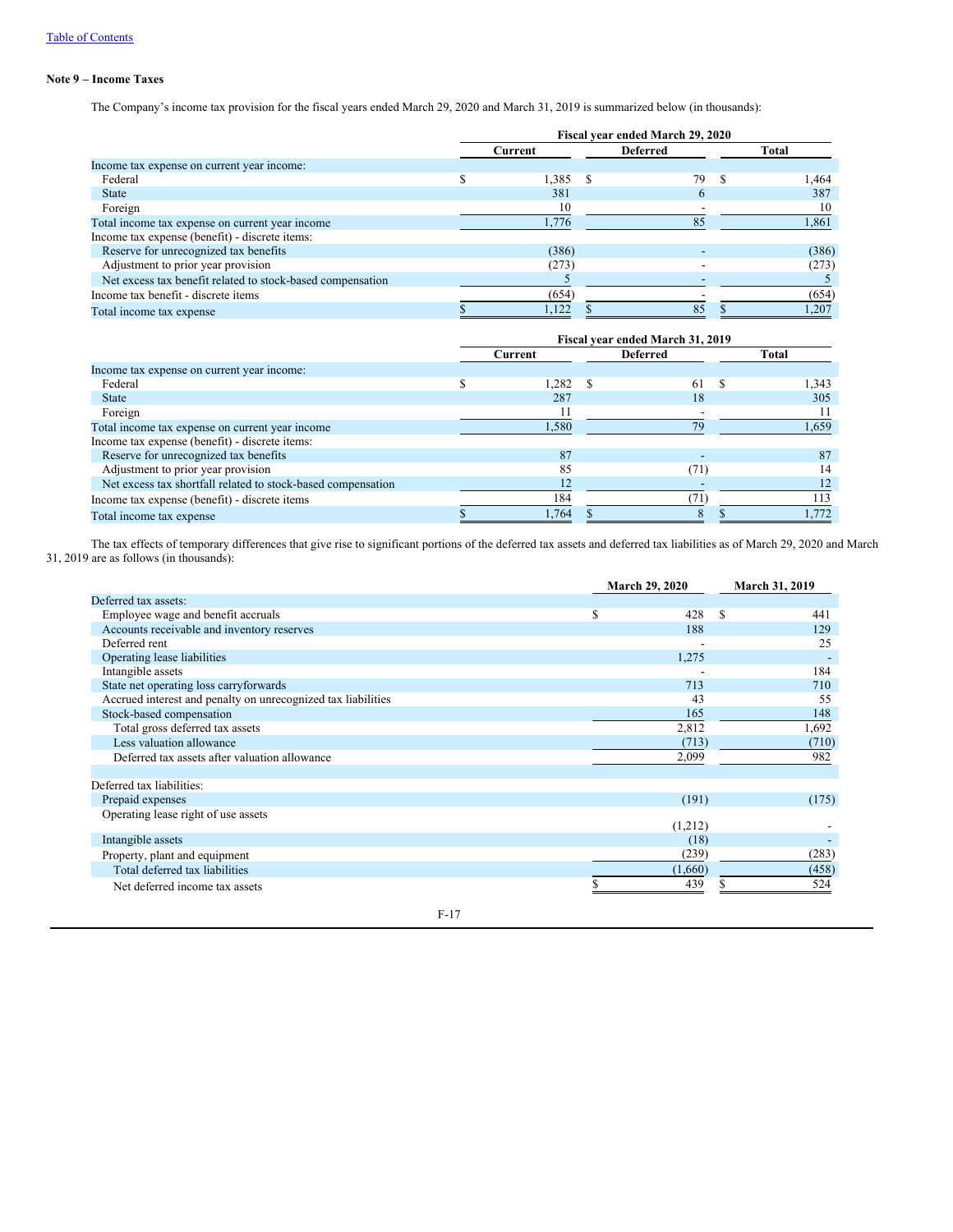Table of Contents

**Note 9 – Income Taxes**

The Company's income tax provision for the fiscal years ended March 29, 2020 and March 31, 2019 is summarized below (in thousands):

| | Fiscal year ended March 29, 2020 | | |
|---|---|---|---|
| | Current | Deferred | Total |
| Income tax expense on current year income: | | | |
| Federal | $ 1,385 | $ 79 | $ 1,464 |
| State | 381 | 6 | 387 |
| Foreign | 10 | - | 10 |
| Total income tax expense on current year income | 1,776 | 85 | 1,861 |
| Income tax expense (benefit) - discrete items: | | | |
| Reserve for unrecognized tax benefits | (386) | - | (386) |
| Adjustment to prior year provision | (273) | - | (273) |
| Net excess tax benefit related to stock-based compensation | 5 | - | 5 |
| Income tax benefit - discrete items | (654) | - | (654) |
| Total income tax expense | $ 1,122 | $ 85 | $ 1,207 |

| | Fiscal year ended March 31, 2019 | | |
|---|---|---|---|
| | Current | Deferred | Total |
| Income tax expense on current year income: | | | |
| Federal | $ 1,282 | $ 61 | $ 1,343 |
| State | 287 | 18 | 305 |
| Foreign | 11 | - | 11 |
| Total income tax expense on current year income | 1,580 | 79 | 1,659 |
| Income tax expense (benefit) - discrete items: | | | |
| Reserve for unrecognized tax benefits | 87 | - | 87 |
| Adjustment to prior year provision | 85 | (71) | 14 |
| Net excess tax shortfall related to stock-based compensation | 12 | - | 12 |
| Income tax expense (benefit) - discrete items | 184 | (71) | 113 |
| Total income tax expense | $ 1,764 | $ 8 | $ 1,772 |

The tax effects of temporary differences that give rise to significant portions of the deferred tax assets and deferred tax liabilities as of March 29, 2020 and March 31, 2019 are as follows (in thousands):

| | March 29, 2020 | March 31, 2019 |
|---|---|---|
| Deferred tax assets: | | |
| Employee wage and benefit accruals | $ 428 | $ 441 |
| Accounts receivable and inventory reserves | 188 | 129 |
| Deferred rent | - | 25 |
| Operating lease liabilities | 1,275 | - |
| Intangible assets | - | 184 |
| State net operating loss carryforwards | 713 | 710 |
| Accrued interest and penalty on unrecognized tax liabilities | 43 | 55 |
| Stock-based compensation | 165 | 148 |
| Total gross deferred tax assets | 2,812 | 1,692 |
| Less valuation allowance | (713) | (710) |
| Deferred tax assets after valuation allowance | 2,099 | 982 |
| | | |
| Deferred tax liabilities: | | |
| Prepaid expenses | (191) | (175) |
| Operating lease right of use assets | (1,212) | - |
| Intangible assets | (18) | - |
| Property, plant and equipment | (239) | (283) |
| Total deferred tax liabilities | (1,660) | (458) |
| Net deferred income tax assets | $ 439 | $ 524 |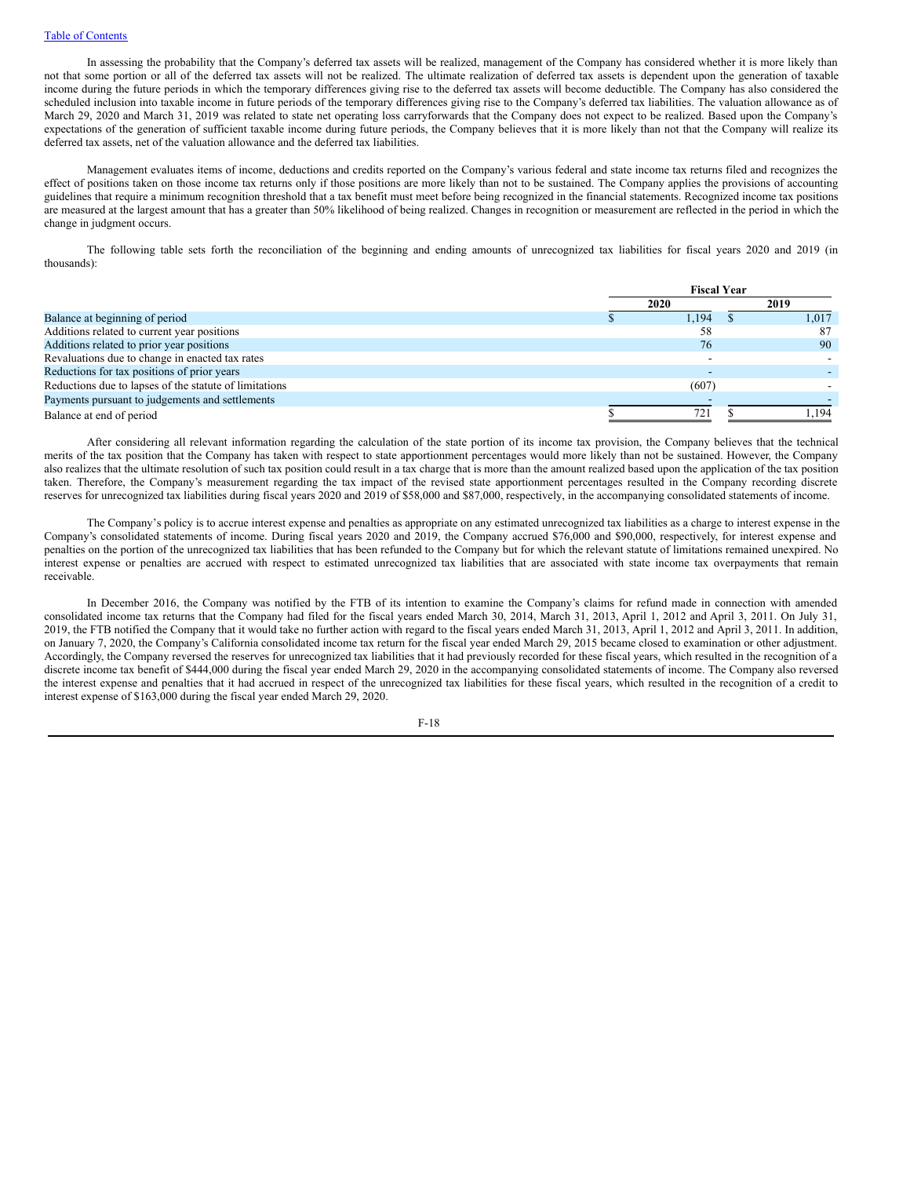In assessing the probability that the Company's deferred tax assets will be realized, management of the Company has considered whether it is more likely than not that some portion or all of the deferred tax assets will not be realized. The ultimate realization of deferred tax assets is dependent upon the generation of taxable income during the future periods in which the temporary differences giving rise to the deferred tax assets will become deductible. The Company has also considered the scheduled inclusion into taxable income in future periods of the temporary differences giving rise to the Company's deferred tax liabilities. The valuation allowance as of March 29, 2020 and March 31, 2019 was related to state net operating loss carryforwards that the Company does not expect to be realized. Based upon the Company's expectations of the generation of sufficient taxable income during future periods, the Company believes that it is more likely than not that the Company will realize its deferred tax assets, net of the valuation allowance and the deferred tax liabilities.

Management evaluates items of income, deductions and credits reported on the Company's various federal and state income tax returns filed and recognizes the effect of positions taken on those income tax returns only if those positions are more likely than not to be sustained. The Company applies the provisions of accounting guidelines that require a minimum recognition threshold that a tax benefit must meet before being recognized in the financial statements. Recognized income tax positions are measured at the largest amount that has a greater than 50% likelihood of being realized. Changes in recognition or measurement are reflected in the period in which the change in judgment occurs.

The following table sets forth the reconciliation of the beginning and ending amounts of unrecognized tax liabilities for fiscal years 2020 and 2019 (in thousands):

| | Fiscal Year | |
|---|---|---|
| | 2020 | 2019 |
| Balance at beginning of period | $ 1,194 | $ 1,017 |
| Additions related to current year positions | 58 | 87 |
| Additions related to prior year positions | 76 | 90 |
| Revaluations due to change in enacted tax rates | - | - |
| Reductions for tax positions of prior years | - | - |
| Reductions due to lapses of the statute of limitations | (607) | - |
| Payments pursuant to judgements and settlements | - | - |
| Balance at end of period | $ 721 | $ 1,194 |

After considering all relevant information regarding the calculation of the state portion of its income tax provision, the Company believes that the technical merits of the tax position that the Company has taken with respect to state apportionment percentages would more likely than not be sustained. However, the Company also realizes that the ultimate resolution of such tax position could result in a tax charge that is more than the amount realized based upon the application of the tax position taken. Therefore, the Company's measurement regarding the tax impact of the revised state apportionment percentages resulted in the Company recording discrete reserves for unrecognized tax liabilities during fiscal years 2020 and 2019 of $58,000 and $87,000, respectively, in the accompanying consolidated statements of income.

The Company's policy is to accrue interest expense and penalties as appropriate on any estimated unrecognized tax liabilities as a charge to interest expense in the Company's consolidated statements of income. During fiscal years 2020 and 2019, the Company accrued $76,000 and $90,000, respectively, for interest expense and penalties on the portion of the unrecognized tax liabilities that has been refunded to the Company but for which the relevant statute of limitations remained unexpired. No interest expense or penalties are accrued with respect to estimated unrecognized tax liabilities that are associated with state income tax overpayments that remain receivable.

In December 2016, the Company was notified by the FTB of its intention to examine the Company's claims for refund made in connection with amended consolidated income tax returns that the Company had filed for the fiscal years ended March 30, 2014, March 31, 2013, April 1, 2012 and April 3, 2011. On July 31, 2019, the FTB notified the Company that it would take no further action with regard to the fiscal years ended March 31, 2013, April 1, 2012 and April 3, 2011. In addition, on January 7, 2020, the Company's California consolidated income tax return for the fiscal year ended March 29, 2015 became closed to examination or other adjustment. Accordingly, the Company reversed the reserves for unrecognized tax liabilities that it had previously recorded for these fiscal years, which resulted in the recognition of a discrete income tax benefit of $444,000 during the fiscal year ended March 29, 2020 in the accompanying consolidated statements of income. The Company also reversed the interest expense and penalties that it had accrued in respect of the unrecognized tax liabilities for these fiscal years, which resulted in the recognition of a credit to interest expense of $163,000 during the fiscal year ended March 29, 2020.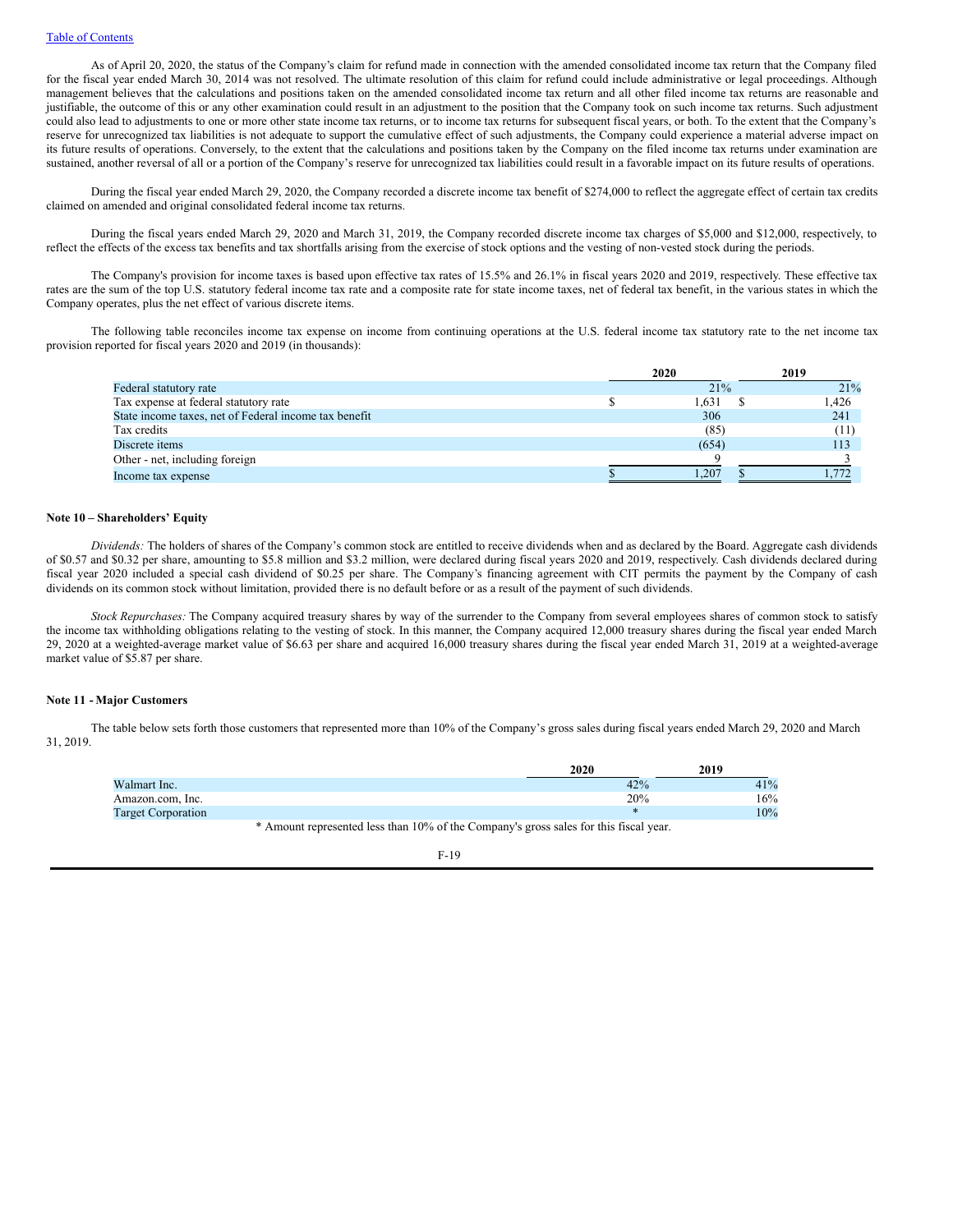As of April 20, 2020, the status of the Company's claim for refund made in connection with the amended consolidated income tax return that the Company filed for the fiscal year ended March 30, 2014 was not resolved. The ultimate resolution of this claim for refund could include administrative or legal proceedings. Although management believes that the calculations and positions taken on the amended consolidated income tax return and all other filed income tax returns are reasonable and justifiable, the outcome of this or any other examination could result in an adjustment to the position that the Company took on such income tax returns. Such adjustment could also lead to adjustments to one or more other state income tax returns, or to income tax returns for subsequent fiscal years, or both. To the extent that the Company's reserve for unrecognized tax liabilities is not adequate to support the cumulative effect of such adjustments, the Company could experience a material adverse impact on its future results of operations. Conversely, to the extent that the calculations and positions taken by the Company on the filed income tax returns under examination are sustained, another reversal of all or a portion of the Company's reserve for unrecognized tax liabilities could result in a favorable impact on its future results of operations.

During the fiscal year ended March 29, 2020, the Company recorded a discrete income tax benefit of $274,000 to reflect the aggregate effect of certain tax credits claimed on amended and original consolidated federal income tax returns.

During the fiscal years ended March 29, 2020 and March 31, 2019, the Company recorded discrete income tax charges of $5,000 and $12,000, respectively, to reflect the effects of the excess tax benefits and tax shortfalls arising from the exercise of stock options and the vesting of non-vested stock during the periods.

The Company's provision for income taxes is based upon effective tax rates of 15.5% and 26.1% in fiscal years 2020 and 2019, respectively. These effective tax rates are the sum of the top U.S. statutory federal income tax rate and a composite rate for state income taxes, net of federal tax benefit, in the various states in which the Company operates, plus the net effect of various discrete items.

The following table reconciles income tax expense on income from continuing operations at the U.S. federal income tax statutory rate to the net income tax provision reported for fiscal years 2020 and 2019 (in thousands):

| | 2020 | 2019 |
|---|---|---|
| Federal statutory rate | 21% | 21% |
| Tax expense at federal statutory rate | $ 1,631 | $ 1,426 |
| State income taxes, net of Federal income tax benefit | 306 | 241 |
| Tax credits | (85) | (11) |
| Discrete items | (654) | 113 |
| Other - net, including foreign | 9 | 3 |
| Income tax expense | $ 1,207 | $ 1,772 |

**Note 10 – Shareholders' Equity**

*Dividends:* The holders of shares of the Company's common stock are entitled to receive dividends when and as declared by the Board. Aggregate cash dividends of $0.57 and $0.32 per share, amounting to $5.8 million and $3.2 million, were declared during fiscal years 2020 and 2019, respectively. Cash dividends declared during fiscal year 2020 included a special cash dividend of $0.25 per share. The Company's financing agreement with CIT permits the payment by the Company of cash dividends on its common stock without limitation, provided there is no default before or as a result of the payment of such dividends.

*Stock Repurchases:* The Company acquired treasury shares by way of the surrender to the Company from several employees shares of common stock to satisfy the income tax withholding obligations relating to the vesting of stock. In this manner, the Company acquired 12,000 treasury shares during the fiscal year ended March 29, 2020 at a weighted-average market value of $6.63 per share and acquired 16,000 treasury shares during the fiscal year ended March 31, 2019 at a weighted-average market value of $5.87 per share.

**Note 11 - Major Customers**

The table below sets forth those customers that represented more than 10% of the Company's gross sales during fiscal years ended March 29, 2020 and March 31, 2019.

| | 2020 | 2019 |
|---|---|---|
| Walmart Inc. | 42% | 41% |
| Amazon.com, Inc. | 20% | 16% |
| Target Corporation | * | 10% |

* Amount represented less than 10% of the Company's gross sales for this fiscal year.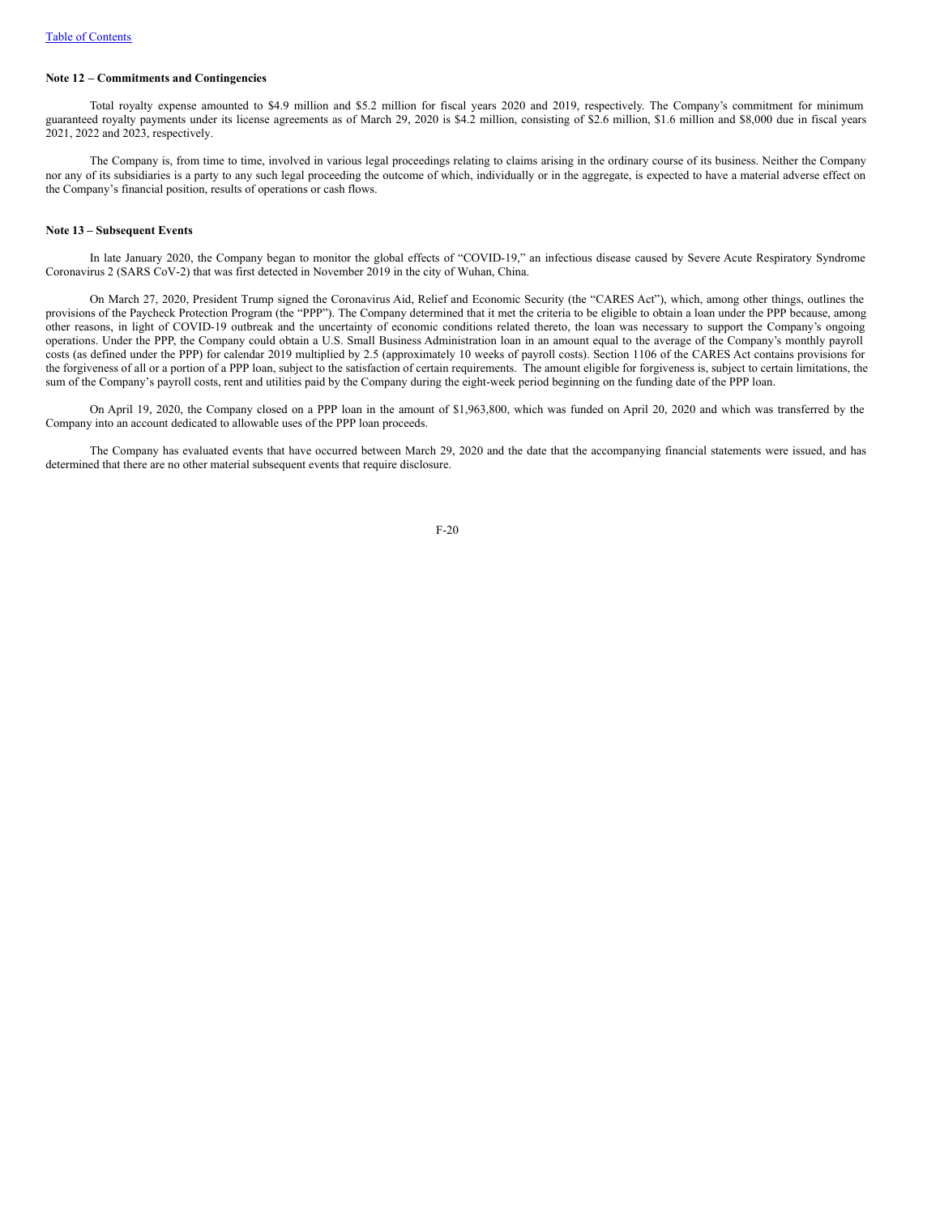**Note 12 – Commitments and Contingencies**

Total royalty expense amounted to $4.9 million and $5.2 million for fiscal years 2020 and 2019, respectively. The Company's commitment for minimum guaranteed royalty payments under its license agreements as of March 29, 2020 is $4.2 million, consisting of $2.6 million, $1.6 million and $8,000 due in fiscal years 2021, 2022 and 2023, respectively.

The Company is, from time to time, involved in various legal proceedings relating to claims arising in the ordinary course of its business. Neither the Company nor any of its subsidiaries is a party to any such legal proceeding the outcome of which, individually or in the aggregate, is expected to have a material adverse effect on the Company's financial position, results of operations or cash flows.

**Note 13 – Subsequent Events**

In late January 2020, the Company began to monitor the global effects of "COVID-19," an infectious disease caused by Severe Acute Respiratory Syndrome Coronavirus 2 (SARS CoV-2) that was first detected in November 2019 in the city of Wuhan, China.

On March 27, 2020, President Trump signed the Coronavirus Aid, Relief and Economic Security (the "CARES Act"), which, among other things, outlines the provisions of the Paycheck Protection Program (the "PPP"). The Company determined that it met the criteria to be eligible to obtain a loan under the PPP because, among other reasons, in light of COVID-19 outbreak and the uncertainty of economic conditions related thereto, the loan was necessary to support the Company's ongoing operations. Under the PPP, the Company could obtain a U.S. Small Business Administration loan in an amount equal to the average of the Company's monthly payroll costs (as defined under the PPP) for calendar 2019 multiplied by 2.5 (approximately 10 weeks of payroll costs). Section 1106 of the CARES Act contains provisions for the forgiveness of all or a portion of a PPP loan, subject to the satisfaction of certain requirements. The amount eligible for forgiveness is, subject to certain limitations, the sum of the Company's payroll costs, rent and utilities paid by the Company during the eight-week period beginning on the funding date of the PPP loan.

On April 19, 2020, the Company closed on a PPP loan in the amount of $1,963,800, which was funded on April 20, 2020 and which was transferred by the Company into an account dedicated to allowable uses of the PPP loan proceeds.

The Company has evaluated events that have occurred between March 29, 2020 and the date that the accompanying financial statements were issued, and has determined that there are no other material subsequent events that require disclosure.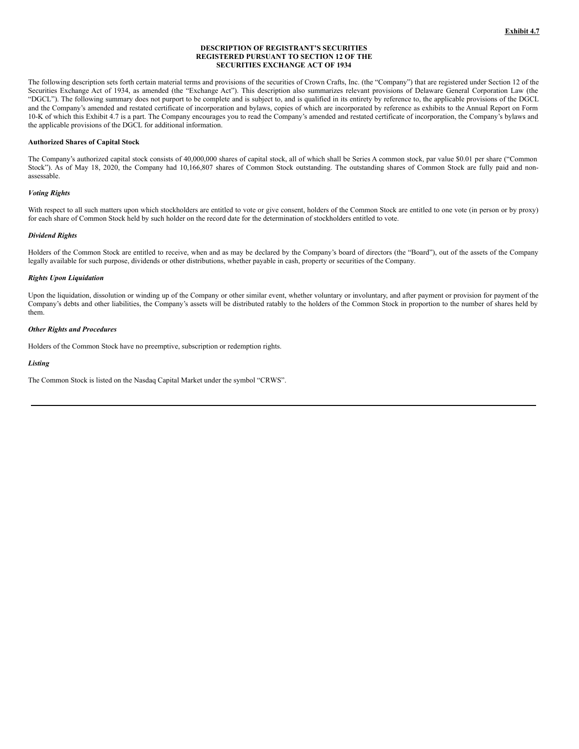**Exhibit 4.7**

# DESCRIPTION OF REGISTRANT'S SECURITIES REGISTERED PURSUANT TO SECTION 12 OF THE SECURITIES EXCHANGE ACT OF 1934

The following description sets forth certain material terms and provisions of the securities of Crown Crafts, Inc. (the "Company") that are registered under Section 12 of the Securities Exchange Act of 1934, as amended (the "Exchange Act"). This description also summarizes relevant provisions of Delaware General Corporation Law (the "DGCL"). The following summary does not purport to be complete and is subject to, and is qualified in its entirety by reference to, the applicable provisions of the DGCL and the Company's amended and restated certificate of incorporation and bylaws, copies of which are incorporated by reference as exhibits to the Annual Report on Form 10-K of which this Exhibit 4.7 is a part. The Company encourages you to read the Company's amended and restated certificate of incorporation, the Company's bylaws and the applicable provisions of the DGCL for additional information.

**Authorized Shares of Capital Stock**

The Company's authorized capital stock consists of 40,000,000 shares of capital stock, all of which shall be Series A common stock, par value $0.01 per share ("Common Stock"). As of May 18, 2020, the Company had 10,166,807 shares of Common Stock outstanding. The outstanding shares of Common Stock are fully paid and non-assessable.

***Voting Rights***

With respect to all such matters upon which stockholders are entitled to vote or give consent, holders of the Common Stock are entitled to one vote (in person or by proxy) for each share of Common Stock held by such holder on the record date for the determination of stockholders entitled to vote.

***Dividend Rights***

Holders of the Common Stock are entitled to receive, when and as may be declared by the Company's board of directors (the "Board"), out of the assets of the Company legally available for such purpose, dividends or other distributions, whether payable in cash, property or securities of the Company.

***Rights Upon Liquidation***

Upon the liquidation, dissolution or winding up of the Company or other similar event, whether voluntary or involuntary, and after payment or provision for payment of the Company's debts and other liabilities, the Company's assets will be distributed ratably to the holders of the Common Stock in proportion to the number of shares held by them.

***Other Rights and Procedures***

Holders of the Common Stock have no preemptive, subscription or redemption rights.

***Listing***

The Common Stock is listed on the Nasdaq Capital Market under the symbol "CRWS".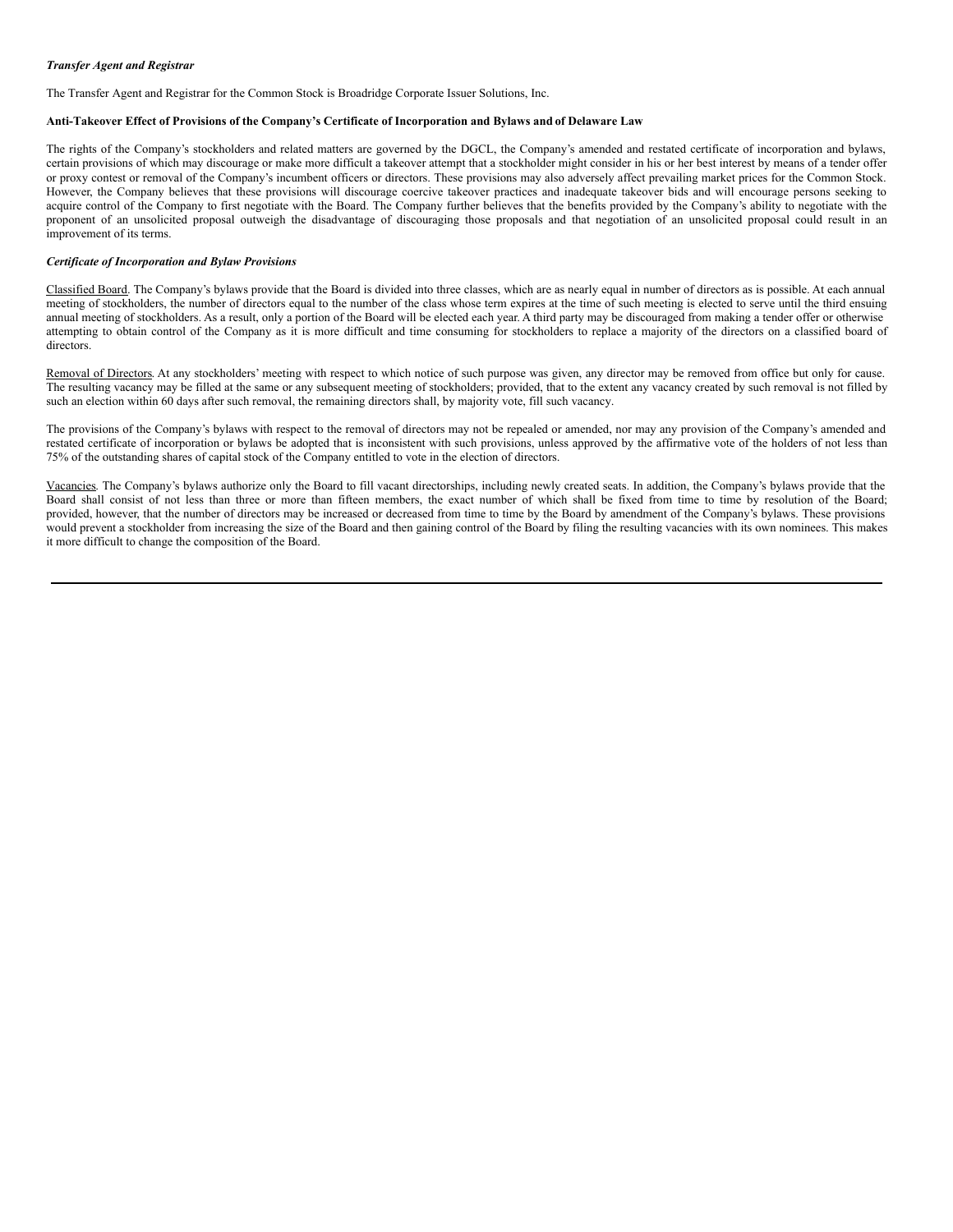***Transfer Agent and Registrar***

The Transfer Agent and Registrar for the Common Stock is Broadridge Corporate Issuer Solutions, Inc.

**Anti-Takeover Effect of Provisions of the Company's Certificate of Incorporation and Bylaws and of Delaware Law**

The rights of the Company's stockholders and related matters are governed by the DGCL, the Company's amended and restated certificate of incorporation and bylaws, certain provisions of which may discourage or make more difficult a takeover attempt that a stockholder might consider in his or her best interest by means of a tender offer or proxy contest or removal of the Company's incumbent officers or directors. These provisions may also adversely affect prevailing market prices for the Common Stock. However, the Company believes that these provisions will discourage coercive takeover practices and inadequate takeover bids and will encourage persons seeking to acquire control of the Company to first negotiate with the Board. The Company further believes that the benefits provided by the Company's ability to negotiate with the proponent of an unsolicited proposal outweigh the disadvantage of discouraging those proposals and that negotiation of an unsolicited proposal could result in an improvement of its terms.

***Certificate of Incorporation and Bylaw Provisions***

Classified Board. The Company's bylaws provide that the Board is divided into three classes, which are as nearly equal in number of directors as is possible. At each annual meeting of stockholders, the number of directors equal to the number of the class whose term expires at the time of such meeting is elected to serve until the third ensuing annual meeting of stockholders. As a result, only a portion of the Board will be elected each year. A third party may be discouraged from making a tender offer or otherwise attempting to obtain control of the Company as it is more difficult and time consuming for stockholders to replace a majority of the directors on a classified board of directors.

Removal of Directors. At any stockholders' meeting with respect to which notice of such purpose was given, any director may be removed from office but only for cause. The resulting vacancy may be filled at the same or any subsequent meeting of stockholders; provided, that to the extent any vacancy created by such removal is not filled by such an election within 60 days after such removal, the remaining directors shall, by majority vote, fill such vacancy.

The provisions of the Company's bylaws with respect to the removal of directors may not be repealed or amended, nor may any provision of the Company's amended and restated certificate of incorporation or bylaws be adopted that is inconsistent with such provisions, unless approved by the affirmative vote of the holders of not less than 75% of the outstanding shares of capital stock of the Company entitled to vote in the election of directors.

Vacancies. The Company's bylaws authorize only the Board to fill vacant directorships, including newly created seats. In addition, the Company's bylaws provide that the Board shall consist of not less than three or more than fifteen members, the exact number of which shall be fixed from time to time by resolution of the Board; provided, however, that the number of directors may be increased or decreased from time to time by the Board by amendment of the Company's bylaws. These provisions would prevent a stockholder from increasing the size of the Board and then gaining control of the Board by filing the resulting vacancies with its own nominees. This makes it more difficult to change the composition of the Board.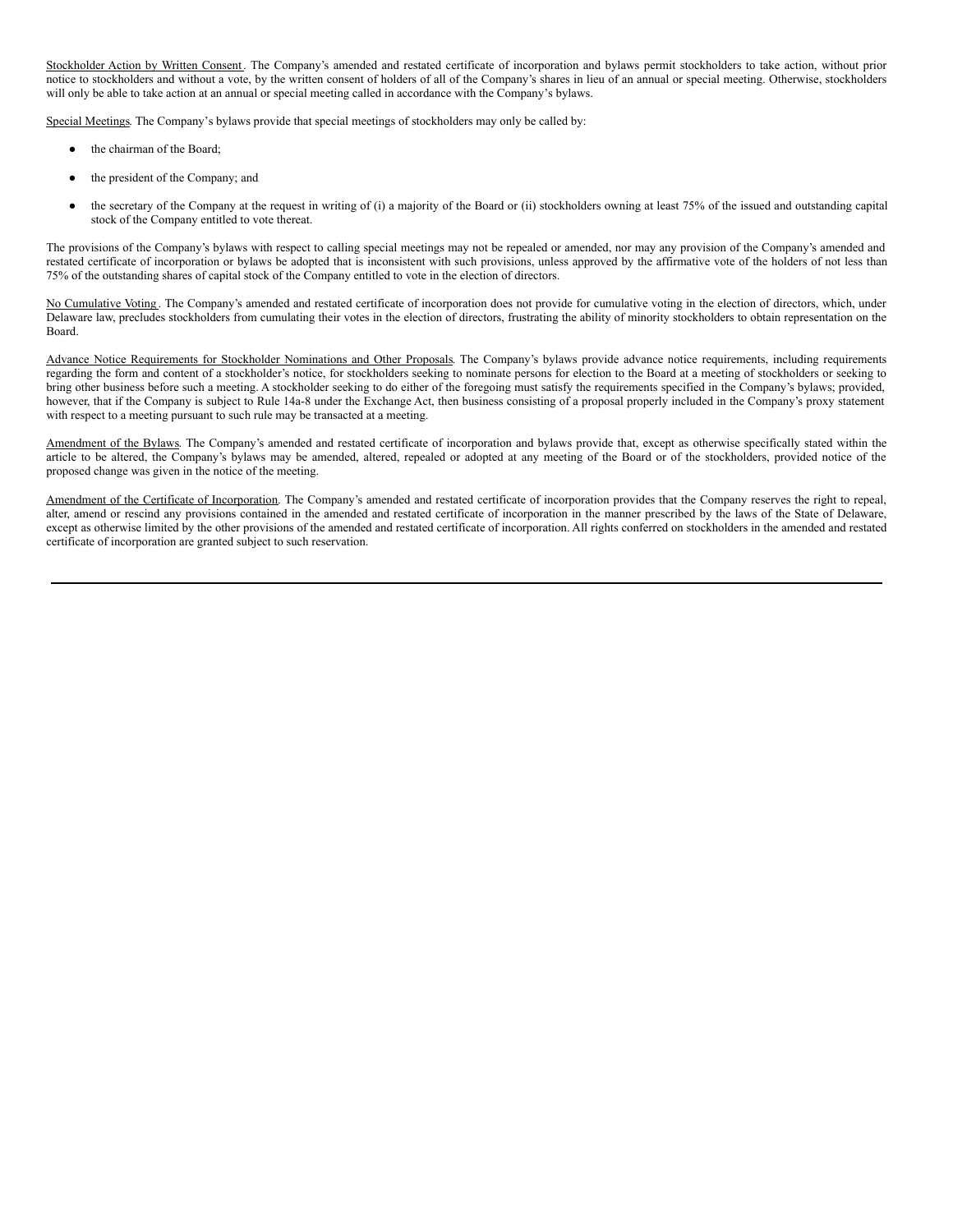<u>Stockholder Action by Written Consent</u>. The Company's amended and restated certificate of incorporation and bylaws permit stockholders to take action, without prior notice to stockholders and without a vote, by the written consent of holders of all of the Company's shares in lieu of an annual or special meeting. Otherwise, stockholders will only be able to take action at an annual or special meeting called in accordance with the Company's bylaws.

<u>Special Meetings</u>. The Company's bylaws provide that special meetings of stockholders may only be called by:

- the chairman of the Board;
- the president of the Company; and
- the secretary of the Company at the request in writing of (i) a majority of the Board or (ii) stockholders owning at least 75% of the issued and outstanding capital stock of the Company entitled to vote thereat.

The provisions of the Company's bylaws with respect to calling special meetings may not be repealed or amended, nor may any provision of the Company's amended and restated certificate of incorporation or bylaws be adopted that is inconsistent with such provisions, unless approved by the affirmative vote of the holders of not less than 75% of the outstanding shares of capital stock of the Company entitled to vote in the election of directors.

<u>No Cumulative Voting</u>. The Company's amended and restated certificate of incorporation does not provide for cumulative voting in the election of directors, which, under Delaware law, precludes stockholders from cumulating their votes in the election of directors, frustrating the ability of minority stockholders to obtain representation on the Board.

<u>Advance Notice Requirements for Stockholder Nominations and Other Proposals</u>. The Company's bylaws provide advance notice requirements, including requirements regarding the form and content of a stockholder's notice, for stockholders seeking to nominate persons for election to the Board at a meeting of stockholders or seeking to bring other business before such a meeting. A stockholder seeking to do either of the foregoing must satisfy the requirements specified in the Company's bylaws; provided, however, that if the Company is subject to Rule 14a-8 under the Exchange Act, then business consisting of a proposal properly included in the Company's proxy statement with respect to a meeting pursuant to such rule may be transacted at a meeting.

<u>Amendment of the Bylaws</u>. The Company's amended and restated certificate of incorporation and bylaws provide that, except as otherwise specifically stated within the article to be altered, the Company's bylaws may be amended, altered, repealed or adopted at any meeting of the Board or of the stockholders, provided notice of the proposed change was given in the notice of the meeting.

<u>Amendment of the Certificate of Incorporation</u>. The Company's amended and restated certificate of incorporation provides that the Company reserves the right to repeal, alter, amend or rescind any provisions contained in the amended and restated certificate of incorporation in the manner prescribed by the laws of the State of Delaware, except as otherwise limited by the other provisions of the amended and restated certificate of incorporation. All rights conferred on stockholders in the amended and restated certificate of incorporation are granted subject to such reservation.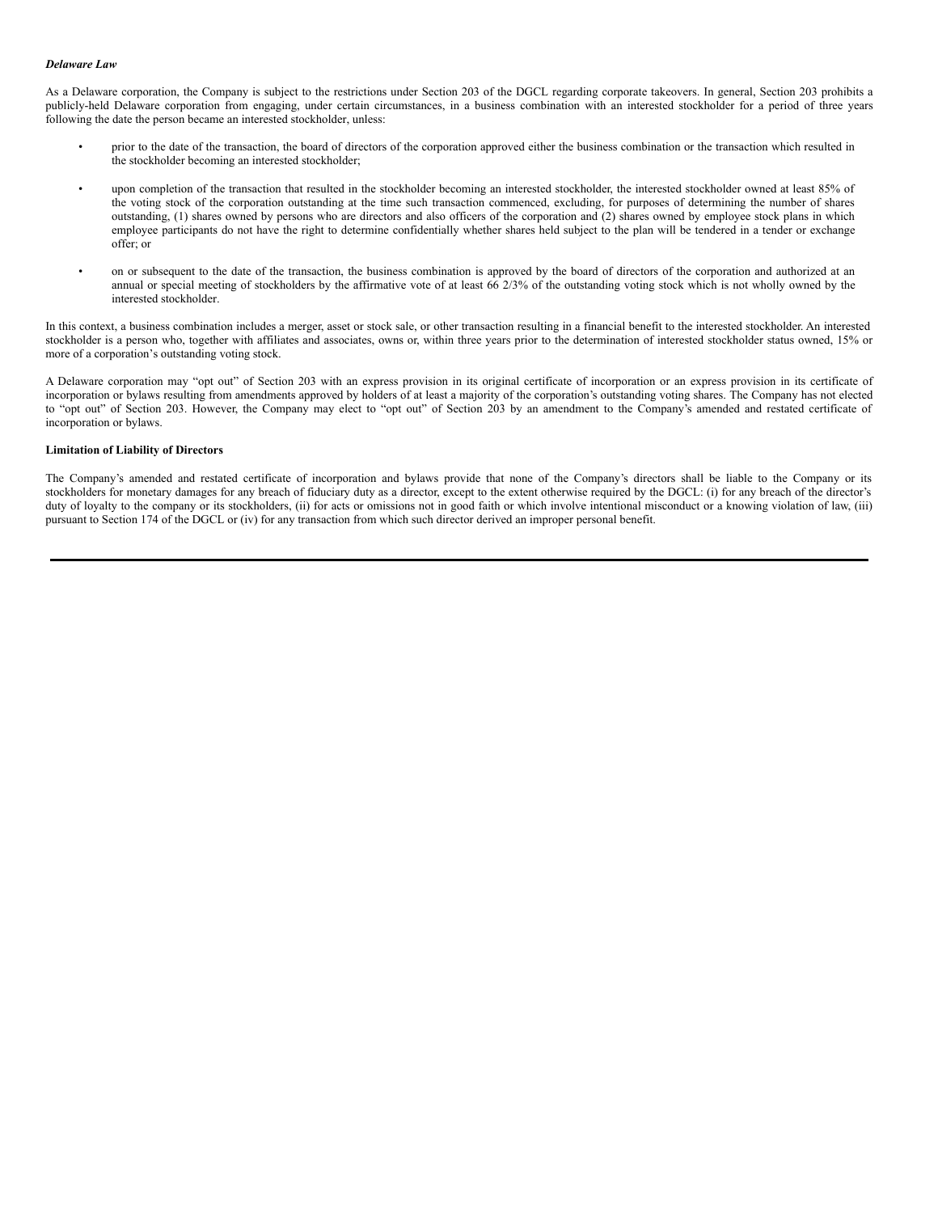***Delaware Law***

As a Delaware corporation, the Company is subject to the restrictions under Section 203 of the DGCL regarding corporate takeovers. In general, Section 203 prohibits a publicly-held Delaware corporation from engaging, under certain circumstances, in a business combination with an interested stockholder for a period of three years following the date the person became an interested stockholder, unless:

- prior to the date of the transaction, the board of directors of the corporation approved either the business combination or the transaction which resulted in the stockholder becoming an interested stockholder;
- upon completion of the transaction that resulted in the stockholder becoming an interested stockholder, the interested stockholder owned at least 85% of the voting stock of the corporation outstanding at the time such transaction commenced, excluding, for purposes of determining the number of shares outstanding, (1) shares owned by persons who are directors and also officers of the corporation and (2) shares owned by employee stock plans in which employee participants do not have the right to determine confidentially whether shares held subject to the plan will be tendered in a tender or exchange offer; or
- on or subsequent to the date of the transaction, the business combination is approved by the board of directors of the corporation and authorized at an annual or special meeting of stockholders by the affirmative vote of at least 66 2/3% of the outstanding voting stock which is not wholly owned by the interested stockholder.

In this context, a business combination includes a merger, asset or stock sale, or other transaction resulting in a financial benefit to the interested stockholder. An interested stockholder is a person who, together with affiliates and associates, owns or, within three years prior to the determination of interested stockholder status owned, 15% or more of a corporation's outstanding voting stock.

A Delaware corporation may "opt out" of Section 203 with an express provision in its original certificate of incorporation or an express provision in its certificate of incorporation or bylaws resulting from amendments approved by holders of at least a majority of the corporation's outstanding voting shares. The Company has not elected to "opt out" of Section 203. However, the Company may elect to "opt out" of Section 203 by an amendment to the Company's amended and restated certificate of incorporation or bylaws.

**Limitation of Liability of Directors**

The Company's amended and restated certificate of incorporation and bylaws provide that none of the Company's directors shall be liable to the Company or its stockholders for monetary damages for any breach of fiduciary duty as a director, except to the extent otherwise required by the DGCL: (i) for any breach of the director's duty of loyalty to the company or its stockholders, (ii) for acts or omissions not in good faith or which involve intentional misconduct or a knowing violation of law, (iii) pursuant to Section 174 of the DGCL or (iv) for any transaction from which such director derived an improper personal benefit.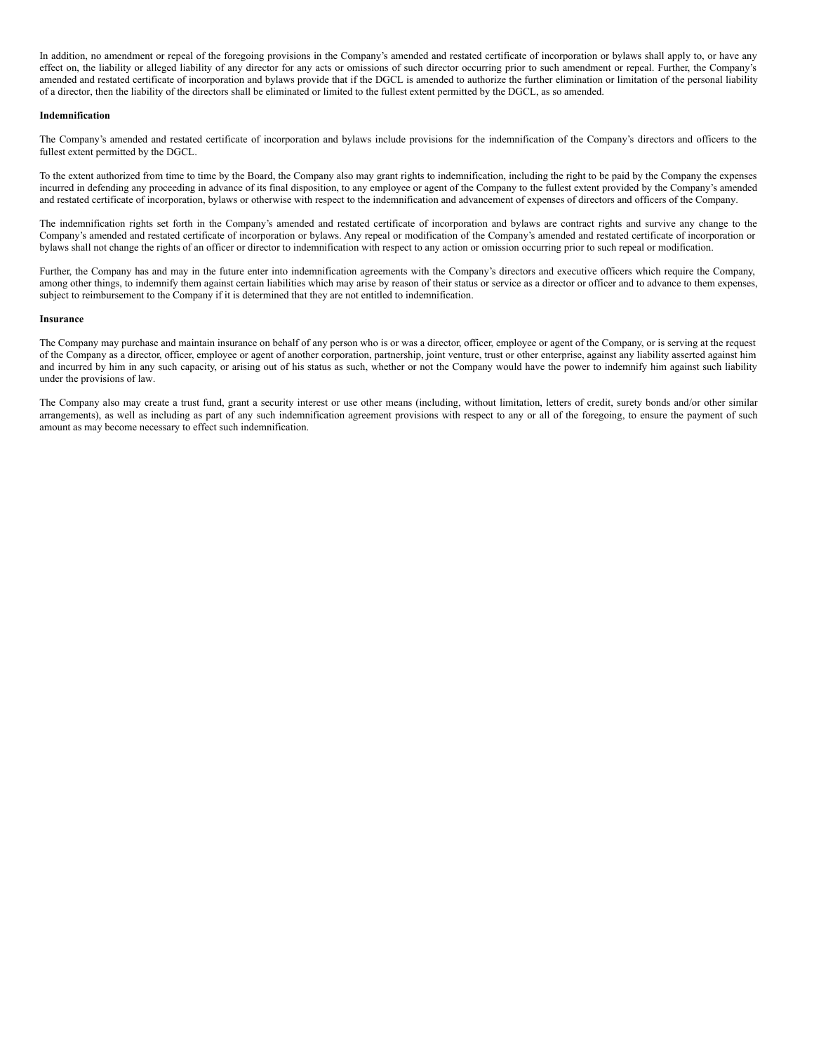In addition, no amendment or repeal of the foregoing provisions in the Company's amended and restated certificate of incorporation or bylaws shall apply to, or have any effect on, the liability or alleged liability of any director for any acts or omissions of such director occurring prior to such amendment or repeal. Further, the Company's amended and restated certificate of incorporation and bylaws provide that if the DGCL is amended to authorize the further elimination or limitation of the personal liability of a director, then the liability of the directors shall be eliminated or limited to the fullest extent permitted by the DGCL, as so amended.

**Indemnification**

The Company's amended and restated certificate of incorporation and bylaws include provisions for the indemnification of the Company's directors and officers to the fullest extent permitted by the DGCL.

To the extent authorized from time to time by the Board, the Company also may grant rights to indemnification, including the right to be paid by the Company the expenses incurred in defending any proceeding in advance of its final disposition, to any employee or agent of the Company to the fullest extent provided by the Company's amended and restated certificate of incorporation, bylaws or otherwise with respect to the indemnification and advancement of expenses of directors and officers of the Company.

The indemnification rights set forth in the Company's amended and restated certificate of incorporation and bylaws are contract rights and survive any change to the Company's amended and restated certificate of incorporation or bylaws. Any repeal or modification of the Company's amended and restated certificate of incorporation or bylaws shall not change the rights of an officer or director to indemnification with respect to any action or omission occurring prior to such repeal or modification.

Further, the Company has and may in the future enter into indemnification agreements with the Company's directors and executive officers which require the Company, among other things, to indemnify them against certain liabilities which may arise by reason of their status or service as a director or officer and to advance to them expenses, subject to reimbursement to the Company if it is determined that they are not entitled to indemnification.

**Insurance**

The Company may purchase and maintain insurance on behalf of any person who is or was a director, officer, employee or agent of the Company, or is serving at the request of the Company as a director, officer, employee or agent of another corporation, partnership, joint venture, trust or other enterprise, against any liability asserted against him and incurred by him in any such capacity, or arising out of his status as such, whether or not the Company would have the power to indemnify him against such liability under the provisions of law.

The Company also may create a trust fund, grant a security interest or use other means (including, without limitation, letters of credit, surety bonds and/or other similar arrangements), as well as including as part of any such indemnification agreement provisions with respect to any or all of the foregoing, to ensure the payment of such amount as may become necessary to effect such indemnification.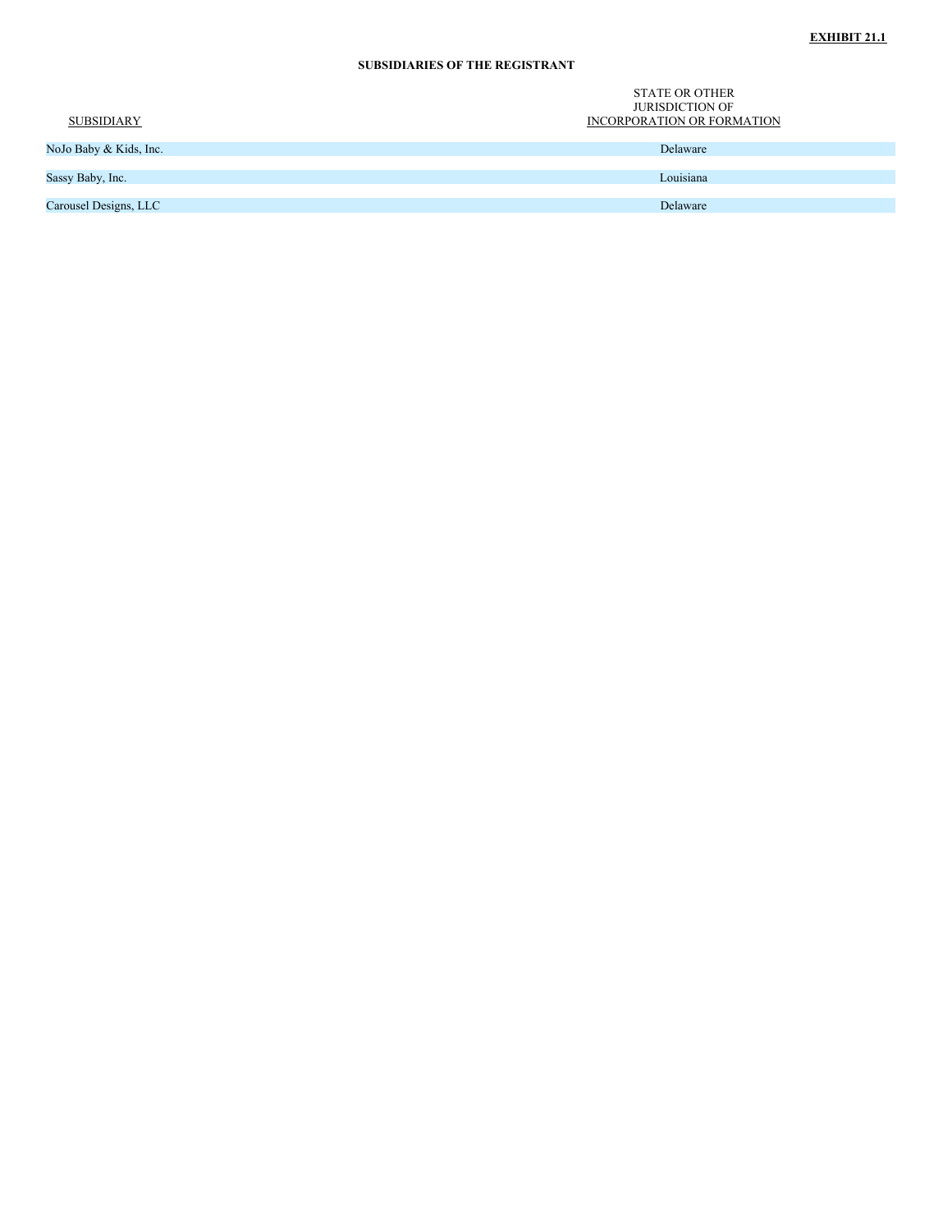**EXHIBIT 21.1**

**SUBSIDIARIES OF THE REGISTRANT**

| SUBSIDIARY | STATE OR OTHER JURISDICTION OF INCORPORATION OR FORMATION |
| --- | --- |
| NoJo Baby & Kids, Inc. | Delaware |
| Sassy Baby, Inc. | Louisiana |
| Carousel Designs, LLC | Delaware |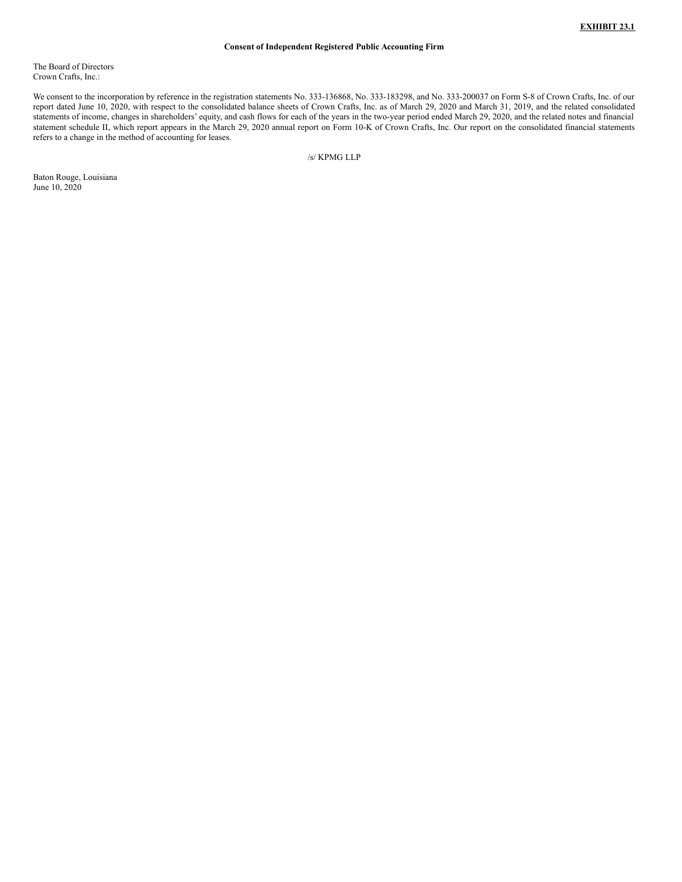**EXHIBIT 23.1**

**Consent of Independent Registered Public Accounting Firm**

The Board of Directors
Crown Crafts, Inc.:

We consent to the incorporation by reference in the registration statements No. 333-136868, No. 333-183298, and No. 333-200037 on Form S-8 of Crown Crafts, Inc. of our report dated June 10, 2020, with respect to the consolidated balance sheets of Crown Crafts, Inc. as of March 29, 2020 and March 31, 2019, and the related consolidated statements of income, changes in shareholders' equity, and cash flows for each of the years in the two-year period ended March 29, 2020, and the related notes and financial statement schedule II, which report appears in the March 29, 2020 annual report on Form 10-K of Crown Crafts, Inc. Our report on the consolidated financial statements refers to a change in the method of accounting for leases.

/s/ KPMG LLP

Baton Rouge, Louisiana
June 10, 2020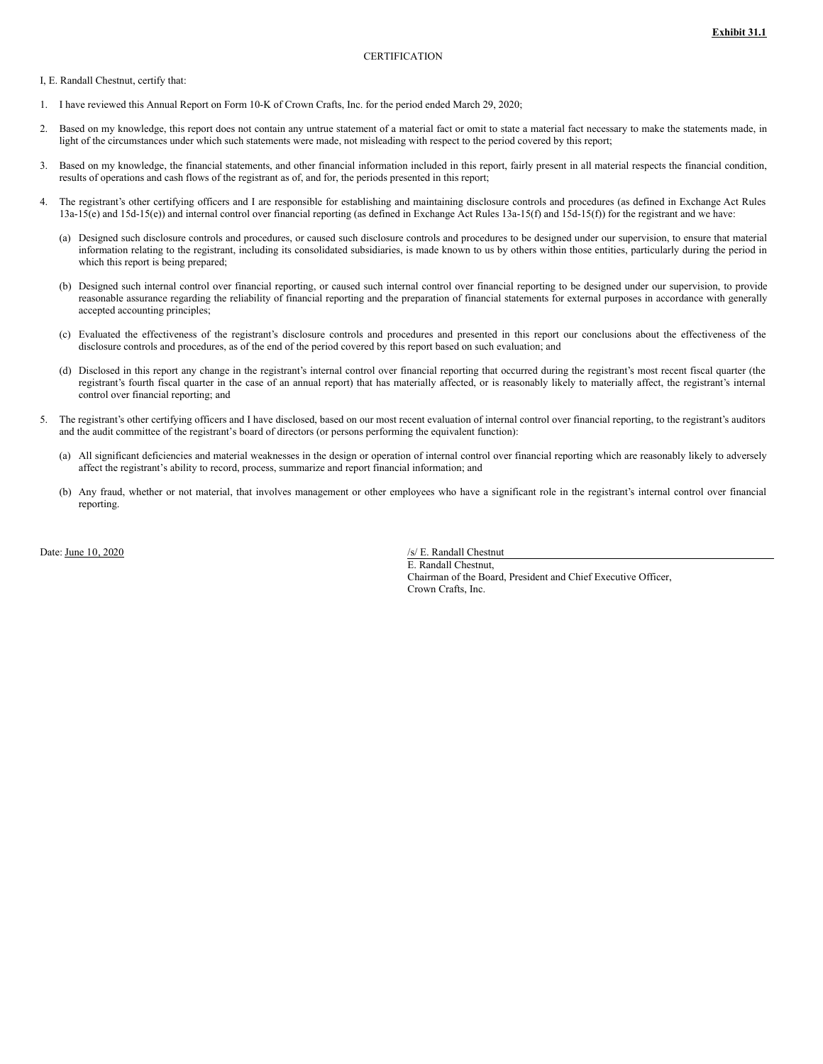**Exhibit 31.1**

CERTIFICATION

I, E. Randall Chestnut, certify that:

1. I have reviewed this Annual Report on Form 10-K of Crown Crafts, Inc. for the period ended March 29, 2020;

2. Based on my knowledge, this report does not contain any untrue statement of a material fact or omit to state a material fact necessary to make the statements made, in light of the circumstances under which such statements were made, not misleading with respect to the period covered by this report;

3. Based on my knowledge, the financial statements, and other financial information included in this report, fairly present in all material respects the financial condition, results of operations and cash flows of the registrant as of, and for, the periods presented in this report;

4. The registrant's other certifying officers and I are responsible for establishing and maintaining disclosure controls and procedures (as defined in Exchange Act Rules 13a-15(e) and 15d-15(e)) and internal control over financial reporting (as defined in Exchange Act Rules 13a-15(f) and 15d-15(f)) for the registrant and we have:

   (a) Designed such disclosure controls and procedures, or caused such disclosure controls and procedures to be designed under our supervision, to ensure that material information relating to the registrant, including its consolidated subsidiaries, is made known to us by others within those entities, particularly during the period in which this report is being prepared;

   (b) Designed such internal control over financial reporting, or caused such internal control over financial reporting to be designed under our supervision, to provide reasonable assurance regarding the reliability of financial reporting and the preparation of financial statements for external purposes in accordance with generally accepted accounting principles;

   (c) Evaluated the effectiveness of the registrant's disclosure controls and procedures and presented in this report our conclusions about the effectiveness of the disclosure controls and procedures, as of the end of the period covered by this report based on such evaluation; and

   (d) Disclosed in this report any change in the registrant's internal control over financial reporting that occurred during the registrant's most recent fiscal quarter (the registrant's fourth fiscal quarter in the case of an annual report) that has materially affected, or is reasonably likely to materially affect, the registrant's internal control over financial reporting; and

5. The registrant's other certifying officers and I have disclosed, based on our most recent evaluation of internal control over financial reporting, to the registrant's auditors and the audit committee of the registrant's board of directors (or persons performing the equivalent function):

   (a) All significant deficiencies and material weaknesses in the design or operation of internal control over financial reporting which are reasonably likely to adversely affect the registrant's ability to record, process, summarize and report financial information; and

   (b) Any fraud, whether or not material, that involves management or other employees who have a significant role in the registrant's internal control over financial reporting.

Date: June 10, 2020

/s/ E. Randall Chestnut
E. Randall Chestnut,
Chairman of the Board, President and Chief Executive Officer,
Crown Crafts, Inc.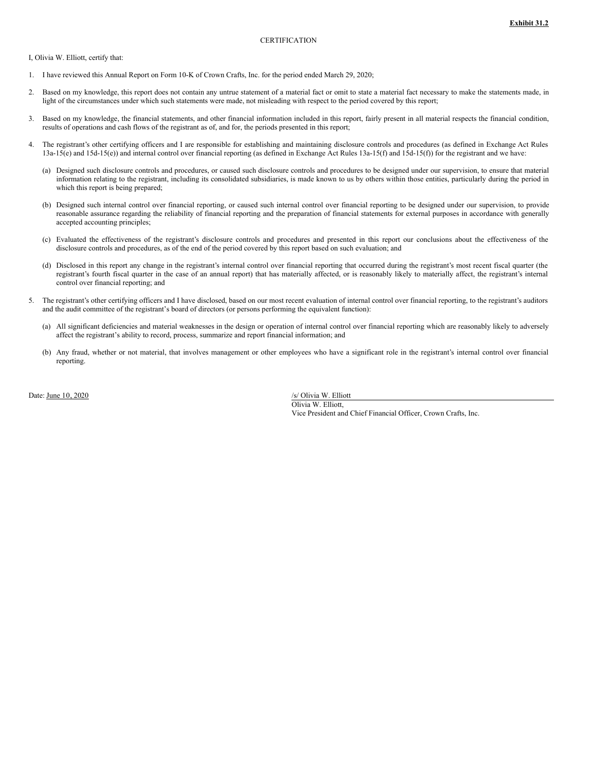**Exhibit 31.2**

CERTIFICATION

I, Olivia W. Elliott, certify that:

1. I have reviewed this Annual Report on Form 10-K of Crown Crafts, Inc. for the period ended March 29, 2020;

2. Based on my knowledge, this report does not contain any untrue statement of a material fact or omit to state a material fact necessary to make the statements made, in light of the circumstances under which such statements were made, not misleading with respect to the period covered by this report;

3. Based on my knowledge, the financial statements, and other financial information included in this report, fairly present in all material respects the financial condition, results of operations and cash flows of the registrant as of, and for, the periods presented in this report;

4. The registrant's other certifying officers and I are responsible for establishing and maintaining disclosure controls and procedures (as defined in Exchange Act Rules 13a-15(e) and 15d-15(e)) and internal control over financial reporting (as defined in Exchange Act Rules 13a-15(f) and 15d-15(f)) for the registrant and we have:

   (a) Designed such disclosure controls and procedures, or caused such disclosure controls and procedures to be designed under our supervision, to ensure that material information relating to the registrant, including its consolidated subsidiaries, is made known to us by others within those entities, particularly during the period in which this report is being prepared;

   (b) Designed such internal control over financial reporting, or caused such internal control over financial reporting to be designed under our supervision, to provide reasonable assurance regarding the reliability of financial reporting and the preparation of financial statements for external purposes in accordance with generally accepted accounting principles;

   (c) Evaluated the effectiveness of the registrant's disclosure controls and procedures and presented in this report our conclusions about the effectiveness of the disclosure controls and procedures, as of the end of the period covered by this report based on such evaluation; and

   (d) Disclosed in this report any change in the registrant's internal control over financial reporting that occurred during the registrant's most recent fiscal quarter (the registrant's fourth fiscal quarter in the case of an annual report) that has materially affected, or is reasonably likely to materially affect, the registrant's internal control over financial reporting; and

5. The registrant's other certifying officers and I have disclosed, based on our most recent evaluation of internal control over financial reporting, to the registrant's auditors and the audit committee of the registrant's board of directors (or persons performing the equivalent function):

   (a) All significant deficiencies and material weaknesses in the design or operation of internal control over financial reporting which are reasonably likely to adversely affect the registrant's ability to record, process, summarize and report financial information; and

   (b) Any fraud, whether or not material, that involves management or other employees who have a significant role in the registrant's internal control over financial reporting.

Date: June 10, 2020

/s/ Olivia W. Elliott
Olivia W. Elliott,
Vice President and Chief Financial Officer, Crown Crafts, Inc.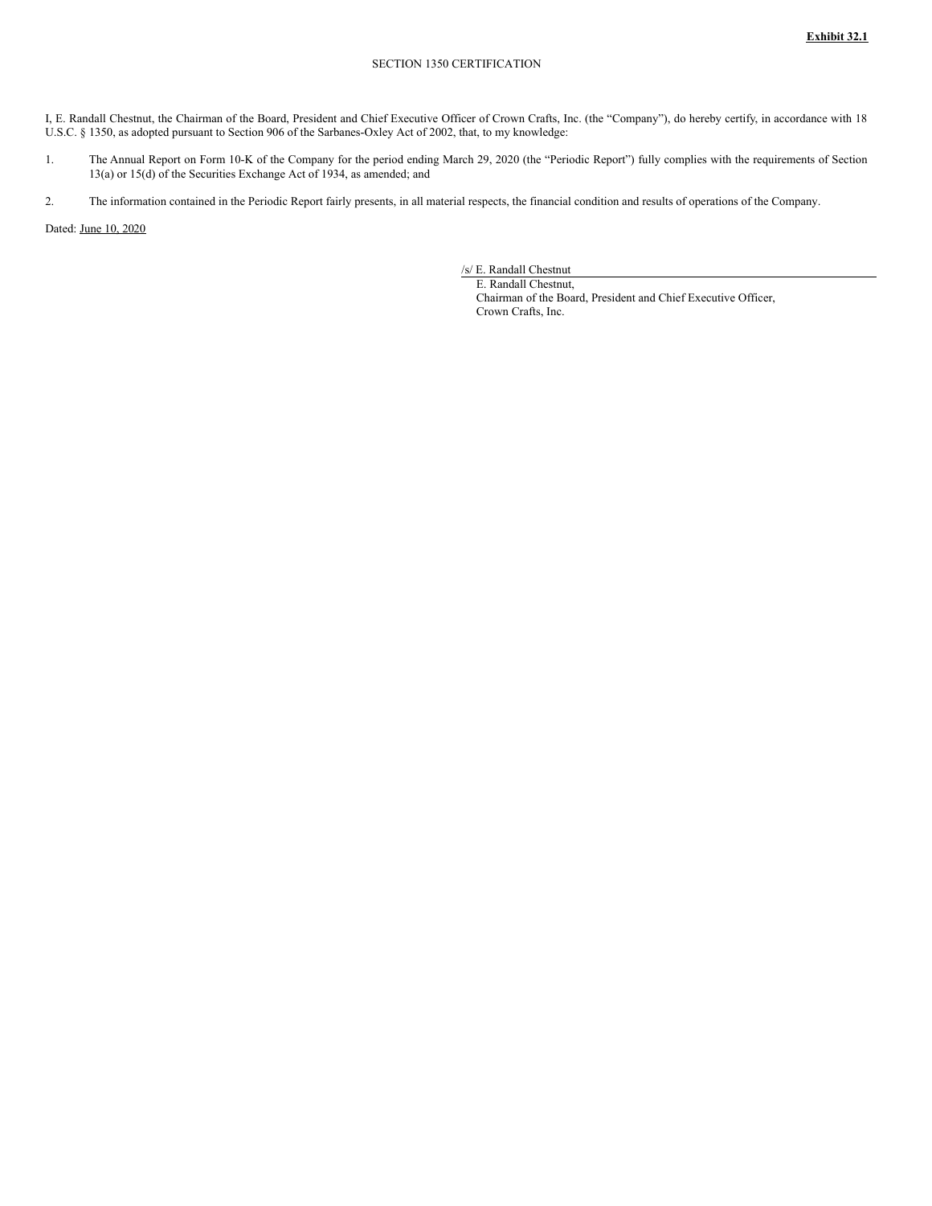**Exhibit 32.1**

SECTION 1350 CERTIFICATION

I, E. Randall Chestnut, the Chairman of the Board, President and Chief Executive Officer of Crown Crafts, Inc. (the "Company"), do hereby certify, in accordance with 18 U.S.C. § 1350, as adopted pursuant to Section 906 of the Sarbanes-Oxley Act of 2002, that, to my knowledge:

1. The Annual Report on Form 10-K of the Company for the period ending March 29, 2020 (the "Periodic Report") fully complies with the requirements of Section 13(a) or 15(d) of the Securities Exchange Act of 1934, as amended; and

2. The information contained in the Periodic Report fairly presents, in all material respects, the financial condition and results of operations of the Company.

Dated: June 10, 2020

/s/ E. Randall Chestnut

E. Randall Chestnut,
Chairman of the Board, President and Chief Executive Officer,
Crown Crafts, Inc.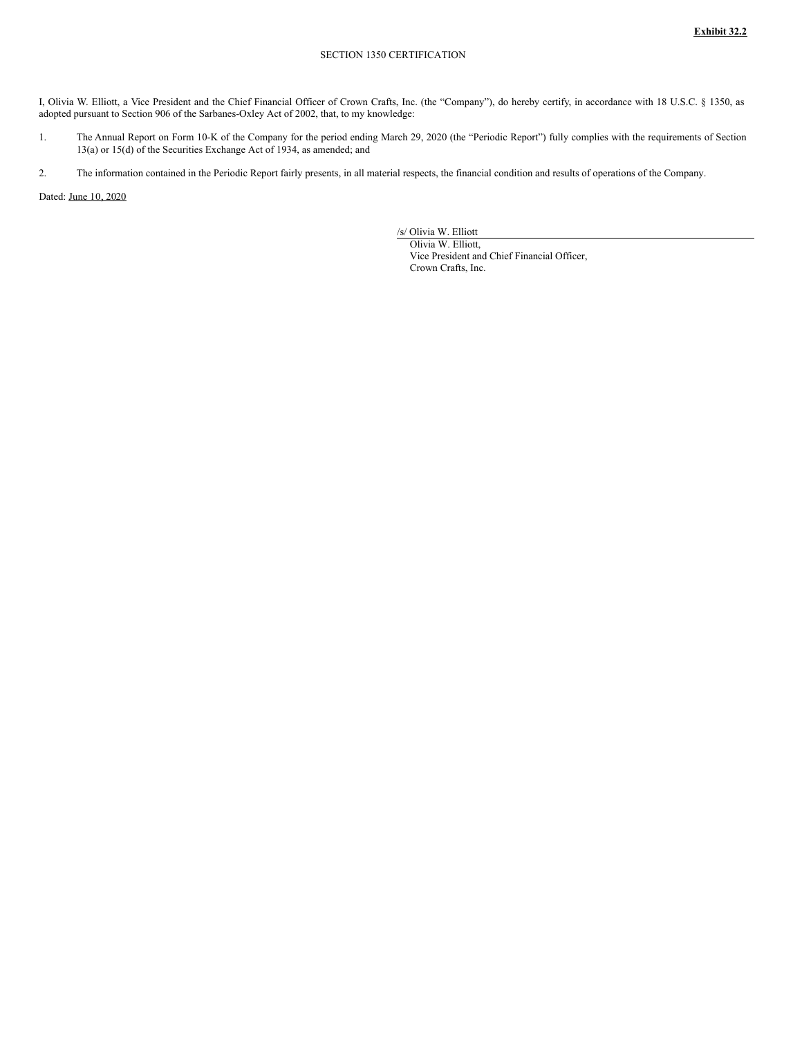**Exhibit 32.2**

SECTION 1350 CERTIFICATION

I, Olivia W. Elliott, a Vice President and the Chief Financial Officer of Crown Crafts, Inc. (the "Company"), do hereby certify, in accordance with 18 U.S.C. § 1350, as adopted pursuant to Section 906 of the Sarbanes-Oxley Act of 2002, that, to my knowledge:

1. The Annual Report on Form 10-K of the Company for the period ending March 29, 2020 (the "Periodic Report") fully complies with the requirements of Section 13(a) or 15(d) of the Securities Exchange Act of 1934, as amended; and

2. The information contained in the Periodic Report fairly presents, in all material respects, the financial condition and results of operations of the Company.

Dated: June 10, 2020

/s/ Olivia W. Elliott
Olivia W. Elliott,
Vice President and Chief Financial Officer,
Crown Crafts, Inc.